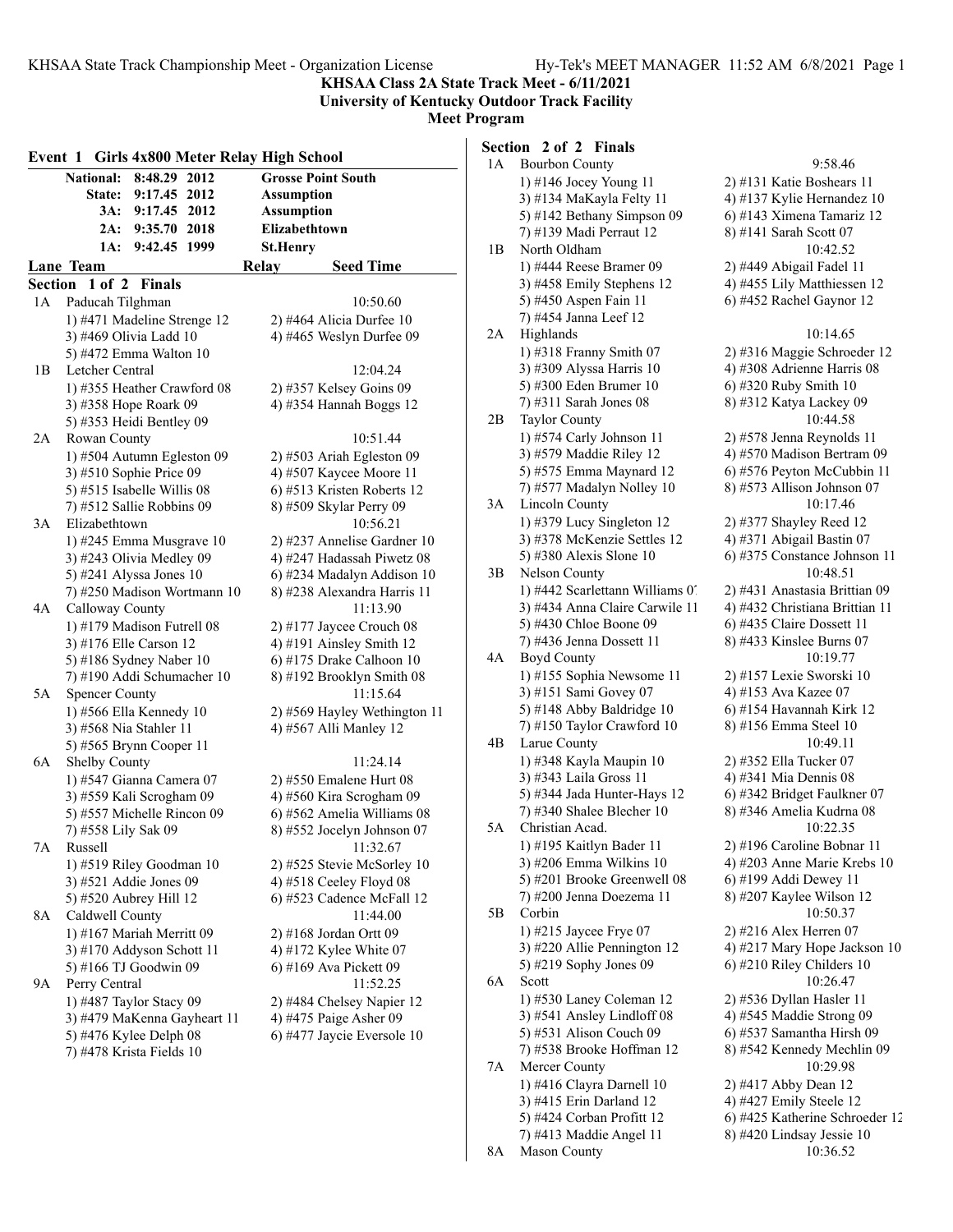**KHSAA Class 2A State Track Meet - 6/11/2021**

**University of Kentucky Outdoor Track Facility**

**Meet Program**

## Event 1 Girls 4x800 Meter Relay High School

| | | | |
|---|---|---|---|
| National: | 8:48.29 2012 | Grosse Point South | |
| State: | 9:17.45 2012 | Assumption | |
| 3A: | 9:17.45 2012 | Assumption | |
| 2A: | 9:35.70 2018 | Elizabethtown | |
| 1A: | 9:42.45 1999 | St.Henry | |

| Lane | Team | Relay | Seed Time |
|---|---|---|---|

### Section 1 of 2 Finals

1A Paducah Tilghman — 10:50.60
1) #471 Madeline Strenge 12 2) #464 Alicia Durfee 10
3) #469 Olivia Ladd 10 4) #465 Weslyn Durfee 09
5) #472 Emma Walton 10

1B Letcher Central — 12:04.24
1) #355 Heather Crawford 08 2) #357 Kelsey Goins 09
3) #358 Hope Roark 09 4) #354 Hannah Boggs 12
5) #353 Heidi Bentley 09

2A Rowan County — 10:51.44
1) #504 Autumn Egleston 09 2) #503 Ariah Egleston 09
3) #510 Sophie Price 09 4) #507 Kaycee Moore 11
5) #515 Isabelle Willis 08 6) #513 Kristen Roberts 12
7) #512 Sallie Robbins 09 8) #509 Skylar Perry 09

3A Elizabethtown — 10:56.21
1) #245 Emma Musgrave 10 2) #237 Annelise Gardner 10
3) #243 Olivia Medley 09 4) #247 Hadassah Piwetz 08
5) #241 Alyssa Jones 10 6) #234 Madalyn Addison 10
7) #250 Madison Wortmann 10 8) #238 Alexandra Harris 11

4A Calloway County — 11:13.90
1) #179 Madison Futrell 08 2) #177 Jaycee Crouch 08
3) #176 Elle Carson 12 4) #191 Ainsley Smith 12
5) #186 Sydney Naber 10 6) #175 Drake Calhoon 10
7) #190 Addi Schumacher 10 8) #192 Brooklyn Smith 08

5A Spencer County — 11:15.64
1) #566 Ella Kennedy 10 2) #569 Hayley Wethington 11
3) #568 Nia Stahler 11 4) #567 Alli Manley 12
5) #565 Brynn Cooper 11

6A Shelby County — 11:24.14
1) #547 Gianna Camera 07 2) #550 Emalene Hurt 08
3) #559 Kali Scrogham 09 4) #560 Kira Scrogham 09
5) #557 Michelle Rincon 09 6) #562 Amelia Williams 08
7) #558 Lily Sak 09 8) #552 Jocelyn Johnson 07

7A Russell — 11:32.67
1) #519 Riley Goodman 10 2) #525 Stevie McSorley 10
3) #521 Addie Jones 09 4) #518 Ceeley Floyd 08
5) #520 Aubrey Hill 12 6) #523 Cadence McFall 12

8A Caldwell County — 11:44.00
1) #167 Mariah Merritt 09 2) #168 Jordan Ortt 09
3) #170 Addyson Schott 11 4) #172 Kylee White 07
5) #166 TJ Goodwin 09 6) #169 Ava Pickett 09

9A Perry Central — 11:52.25
1) #487 Taylor Stacy 09 2) #484 Chelsey Napier 12
3) #479 MaKenna Gayheart 11 4) #475 Paige Asher 09
5) #476 Kylee Delph 08 6) #477 Jaycie Eversole 10
7) #478 Krista Fields 10

### Section 2 of 2 Finals

1A Bourbon County — 9:58.46
1) #146 Jocey Young 11 2) #131 Katie Boshears 11
3) #134 MaKayla Felty 11 4) #137 Kylie Hernandez 10
5) #142 Bethany Simpson 09 6) #143 Ximena Tamariz 12
7) #139 Madi Perraut 12 8) #141 Sarah Scott 07

1B North Oldham — 10:42.52
1) #444 Reese Bramer 09 2) #449 Abigail Fadel 11
3) #458 Emily Stephens 12 4) #455 Lily Matthiessen 12
5) #450 Aspen Fain 11 6) #452 Rachel Gaynor 12
7) #454 Janna Leef 12

2A Highlands — 10:14.65
1) #318 Franny Smith 07 2) #316 Maggie Schroeder 12
3) #309 Alyssa Harris 10 4) #308 Adrienne Harris 08
5) #300 Eden Brumer 10 6) #320 Ruby Smith 10
7) #311 Sarah Jones 08 8) #312 Katya Lackey 09

2B Taylor County — 10:44.58
1) #574 Carly Johnson 11 2) #578 Jenna Reynolds 11
3) #579 Maddie Riley 12 4) #570 Madison Bertram 09
5) #575 Emma Maynard 12 6) #576 Peyton McCubbin 11
7) #577 Madalyn Nolley 10 8) #573 Allison Johnson 07

3A Lincoln County — 10:17.46
1) #379 Lucy Singleton 12 2) #377 Shayley Reed 12
3) #378 McKenzie Settles 12 4) #371 Abigail Bastin 07
5) #380 Alexis Slone 10 6) #375 Constance Johnson 11

3B Nelson County — 10:48.51
1) #442 Scarlettann Williams 07 2) #431 Anastasia Brittian 09
3) #434 Anna Claire Carwile 11 4) #432 Christiana Brittian 11
5) #430 Chloe Boone 09 6) #435 Claire Dossett 11
7) #436 Jenna Dossett 11 8) #433 Kinslee Burns 07

4A Boyd County — 10:19.77
1) #155 Sophia Newsome 11 2) #157 Lexie Sworski 10
3) #151 Sami Govey 07 4) #153 Ava Kazee 07
5) #148 Abby Baldridge 10 6) #154 Havannah Kirk 12
7) #150 Taylor Crawford 10 8) #156 Emma Steel 10

4B Larue County — 10:49.11
1) #348 Kayla Maupin 10 2) #352 Ella Tucker 07
3) #343 Laila Gross 11 4) #341 Mia Dennis 08
5) #344 Jada Hunter-Hays 12 6) #342 Bridget Faulkner 07
7) #340 Shalee Blecher 10 8) #346 Amelia Kudrna 08

5A Christian Acad. — 10:22.35
1) #195 Kaitlyn Bader 11 2) #196 Caroline Bobnar 11
3) #206 Emma Wilkins 10 4) #203 Anne Marie Krebs 10
5) #201 Brooke Greenwell 08 6) #199 Addi Dewey 11
7) #200 Jenna Doezema 11 8) #207 Kaylee Wilson 12

5B Corbin — 10:50.37
1) #215 Jaycee Frye 07 2) #216 Alex Herren 07
3) #220 Allie Pennington 12 4) #217 Mary Hope Jackson 10
5) #219 Sophy Jones 09 6) #210 Riley Childers 10

6A Scott — 10:26.47
1) #530 Laney Coleman 12 2) #536 Dyllan Hasler 11
3) #541 Ansley Lindloff 08 4) #545 Maddie Strong 09
5) #531 Alison Couch 09 6) #537 Samantha Hirsh 09
7) #538 Brooke Hoffman 12 8) #542 Kennedy Mechlin 09

7A Mercer County — 10:29.98
1) #416 Clayra Darnell 10 2) #417 Abby Dean 12
3) #415 Erin Darland 12 4) #427 Emily Steele 12
5) #424 Corban Profitt 12 6) #425 Katherine Schroeder 12
7) #413 Maddie Angel 11 8) #420 Lindsay Jessie 10

8A Mason County — 10:36.52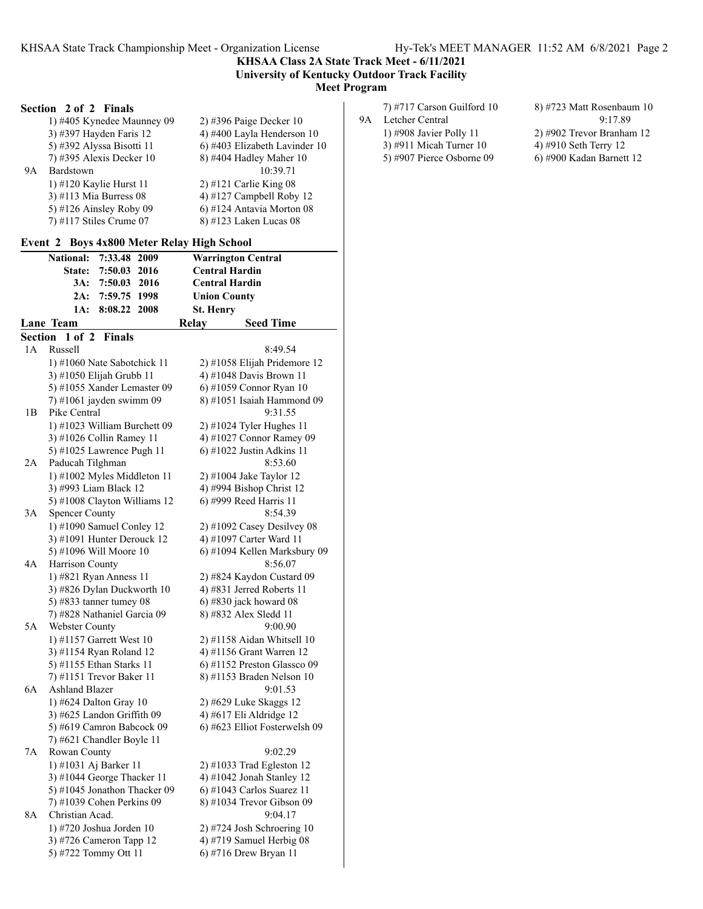**KHSAA Class 2A State Track Meet - 6/11/2021**
**University of Kentucky Outdoor Track Facility**
**Meet Program**

**Section 2 of 2 Finals**

1) #405 Kynedee Maunney 09 2) #396 Paige Decker 10
3) #397 Hayden Faris 12 4) #400 Layla Henderson 10
5) #392 Alyssa Bisotti 11 6) #403 Elizabeth Lavinder 10
7) #395 Alexis Decker 10 8) #404 Hadley Maher 10

9A Bardstown 10:39.71
1) #120 Kaylie Hurst 11 2) #121 Carlie King 08
3) #113 Mia Burress 08 4) #127 Campbell Roby 12
5) #126 Ainsley Roby 09 6) #124 Antavia Morton 08
7) #117 Stiles Crume 07 8) #123 Laken Lucas 08

## Event 2 Boys 4x800 Meter Relay High School

| | | | |
|---|---|---|---|
| National: | 7:33.48 | 2009 | Warrington Central |
| State: | 7:50.03 | 2016 | Central Hardin |
| 3A: | 7:50.03 | 2016 | Central Hardin |
| 2A: | 7:59.75 | 1998 | Union County |
| 1A: | 8:08.22 | 2008 | St. Henry |

**Lane Team Relay Seed Time**

**Section 1 of 2 Finals**

1A Russell 8:49.54
1) #1060 Nate Sabotchick 11 2) #1058 Elijah Pridemore 12
3) #1050 Elijah Grubb 11 4) #1048 Davis Brown 11
5) #1055 Xander Lemaster 09 6) #1059 Connor Ryan 10
7) #1061 jayden swimm 09 8) #1051 Isaiah Hammond 09

1B Pike Central 9:31.55
1) #1023 William Burchett 09 2) #1024 Tyler Hughes 11
3) #1026 Collin Ramey 11 4) #1027 Connor Ramey 09
5) #1025 Lawrence Pugh 11 6) #1022 Justin Adkins 11

2A Paducah Tilghman 8:53.60
1) #1002 Myles Middleton 11 2) #1004 Jake Taylor 12
3) #993 Liam Black 12 4) #994 Bishop Christ 12
5) #1008 Clayton Williams 12 6) #999 Reed Harris 11

3A Spencer County 8:54.39
1) #1090 Samuel Conley 12 2) #1092 Casey Desilvey 08
3) #1091 Hunter Derouck 12 4) #1097 Carter Ward 11
5) #1096 Will Moore 10 6) #1094 Kellen Marksbury 09

4A Harrison County 8:56.07
1) #821 Ryan Anness 11 2) #824 Kaydon Custard 09
3) #826 Dylan Duckworth 10 4) #831 Jerred Roberts 11
5) #833 tanner tumey 08 6) #830 jack howard 08
7) #828 Nathaniel Garcia 09 8) #832 Alex Sledd 11

5A Webster County 9:00.90
1) #1157 Garrett West 10 2) #1158 Aidan Whitsell 10
3) #1154 Ryan Roland 12 4) #1156 Grant Warren 12
5) #1155 Ethan Starks 11 6) #1152 Preston Glassco 09
7) #1151 Trevor Baker 11 8) #1153 Braden Nelson 10

6A Ashland Blazer 9:01.53
1) #624 Dalton Gray 10 2) #629 Luke Skaggs 12
3) #625 Landon Griffith 09 4) #617 Eli Aldridge 12
5) #619 Camron Babcock 09 6) #623 Elliot Fosterwelsh 09
7) #621 Chandler Boyle 11

7A Rowan County 9:02.29
1) #1031 Aj Barker 11 2) #1033 Trad Egleston 12
3) #1044 George Thacker 11 4) #1042 Jonah Stanley 12
5) #1045 Jonathon Thacker 09 6) #1043 Carlos Suarez 11
7) #1039 Cohen Perkins 09 8) #1034 Trevor Gibson 09

8A Christian Acad. 9:04.17
1) #720 Joshua Jorden 10 2) #724 Josh Schroering 10
3) #726 Cameron Tapp 12 4) #719 Samuel Herbig 08
5) #722 Tommy Ott 11 6) #716 Drew Bryan 11
7) #717 Carson Guilford 10 8) #723 Matt Rosenbaum 10

9A Letcher Central 9:17.89
1) #908 Javier Polly 11 2) #902 Trevor Branham 12
3) #911 Micah Turner 10 4) #910 Seth Terry 12
5) #907 Pierce Osborne 09 6) #900 Kadan Barnett 12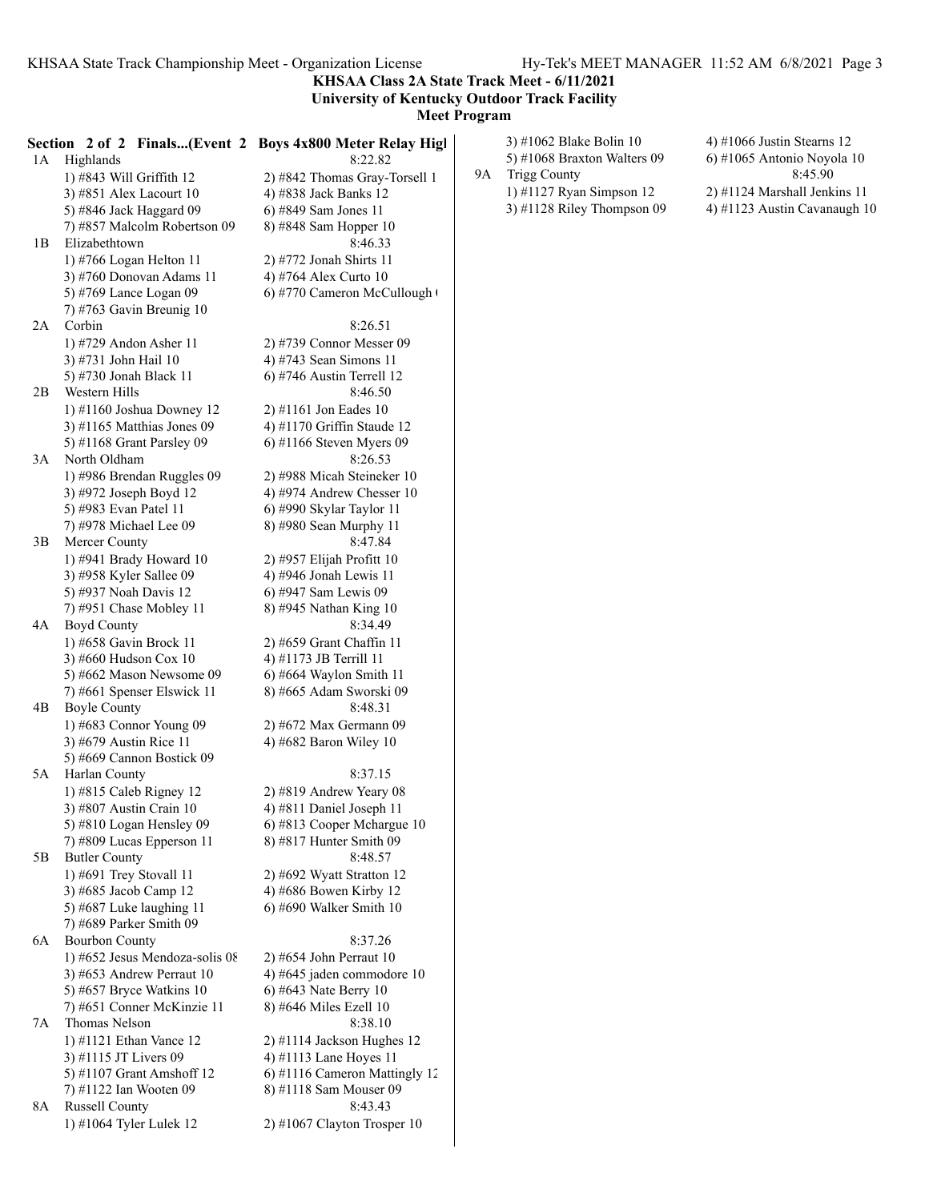**KHSAA Class 2A State Track Meet - 6/11/2021**
**University of Kentucky Outdoor Track Facility**
**Meet Program**

**Section 2 of 2 Finals...(Event 2 Boys 4x800 Meter Relay Higl**

1A Highlands — 8:22.82
1) #843 Will Griffith 12 — 2) #842 Thomas Gray-Torsell 1
3) #851 Alex Lacourt 10 — 4) #838 Jack Banks 12
5) #846 Jack Haggard 09 — 6) #849 Sam Jones 11
7) #857 Malcolm Robertson 09 — 8) #848 Sam Hopper 10

1B Elizabethtown — 8:46.33
1) #766 Logan Helton 11 — 2) #772 Jonah Shirts 11
3) #760 Donovan Adams 11 — 4) #764 Alex Curto 10
5) #769 Lance Logan 09 — 6) #770 Cameron McCullough (
7) #763 Gavin Breunig 10

2A Corbin — 8:26.51
1) #729 Andon Asher 11 — 2) #739 Connor Messer 09
3) #731 John Hail 10 — 4) #743 Sean Simons 11
5) #730 Jonah Black 11 — 6) #746 Austin Terrell 12

2B Western Hills — 8:46.50
1) #1160 Joshua Downey 12 — 2) #1161 Jon Eades 10
3) #1165 Matthias Jones 09 — 4) #1170 Griffin Staude 12
5) #1168 Grant Parsley 09 — 6) #1166 Steven Myers 09

3A North Oldham — 8:26.53
1) #986 Brendan Ruggles 09 — 2) #988 Micah Steineker 10
3) #972 Joseph Boyd 12 — 4) #974 Andrew Chesser 10
5) #983 Evan Patel 11 — 6) #990 Skylar Taylor 11
7) #978 Michael Lee 09 — 8) #980 Sean Murphy 11

3B Mercer County — 8:47.84
1) #941 Brady Howard 10 — 2) #957 Elijah Profitt 10
3) #958 Kyler Sallee 09 — 4) #946 Jonah Lewis 11
5) #937 Noah Davis 12 — 6) #947 Sam Lewis 09
7) #951 Chase Mobley 11 — 8) #945 Nathan King 10

4A Boyd County — 8:34.49
1) #658 Gavin Brock 11 — 2) #659 Grant Chaffin 11
3) #660 Hudson Cox 10 — 4) #1173 JB Terrill 11
5) #662 Mason Newsome 09 — 6) #664 Waylon Smith 11
7) #661 Spenser Elswick 11 — 8) #665 Adam Sworski 09

4B Boyle County — 8:48.31
1) #683 Connor Young 09 — 2) #672 Max Germann 09
3) #679 Austin Rice 11 — 4) #682 Baron Wiley 10
5) #669 Cannon Bostick 09

5A Harlan County — 8:37.15
1) #815 Caleb Rigney 12 — 2) #819 Andrew Yeary 08
3) #807 Austin Crain 10 — 4) #811 Daniel Joseph 11
5) #810 Logan Hensley 09 — 6) #813 Cooper Mchargue 10
7) #809 Lucas Epperson 11 — 8) #817 Hunter Smith 09

5B Butler County — 8:48.57
1) #691 Trey Stovall 11 — 2) #692 Wyatt Stratton 12
3) #685 Jacob Camp 12 — 4) #686 Bowen Kirby 12
5) #687 Luke laughing 11 — 6) #690 Walker Smith 10
7) #689 Parker Smith 09

6A Bourbon County — 8:37.26
1) #652 Jesus Mendoza-solis 08 — 2) #654 John Perraut 10
3) #653 Andrew Perraut 10 — 4) #645 jaden commodore 10
5) #657 Bryce Watkins 10 — 6) #643 Nate Berry 10
7) #651 Conner McKinzie 11 — 8) #646 Miles Ezell 10

7A Thomas Nelson — 8:38.10
1) #1121 Ethan Vance 12 — 2) #1114 Jackson Hughes 12
3) #1115 JT Livers 09 — 4) #1113 Lane Hoyes 11
5) #1107 Grant Amshoff 12 — 6) #1116 Cameron Mattingly 12
7) #1122 Ian Wooten 09 — 8) #1118 Sam Mouser 09

8A Russell County — 8:43.43
1) #1064 Tyler Lulek 12 — 2) #1067 Clayton Trosper 10
3) #1062 Blake Bolin 10 — 4) #1066 Justin Stearns 12
5) #1068 Braxton Walters 09 — 6) #1065 Antonio Noyola 10

9A Trigg County — 8:45.90
1) #1127 Ryan Simpson 12 — 2) #1124 Marshall Jenkins 11
3) #1128 Riley Thompson 09 — 4) #1123 Austin Cavanaugh 10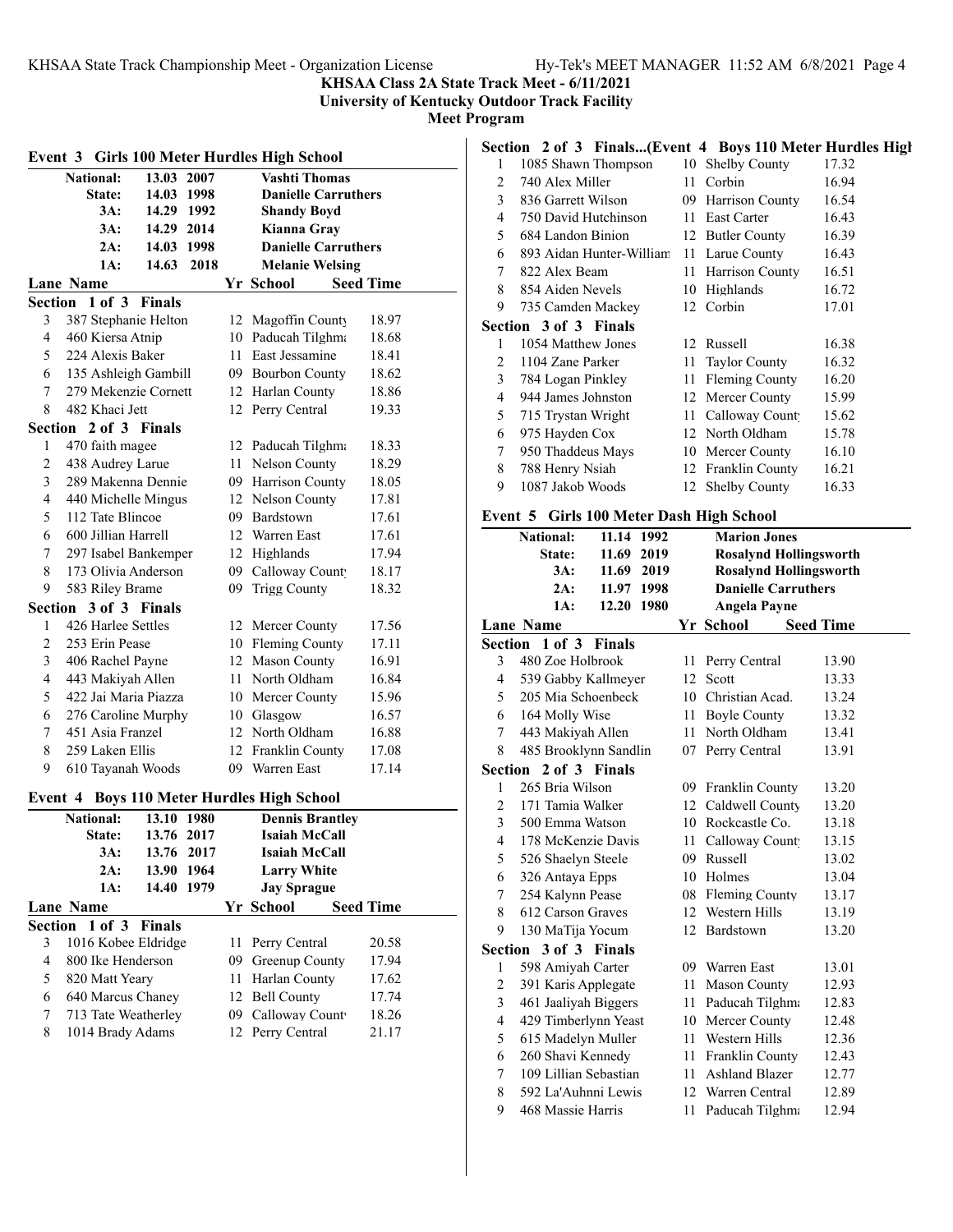**KHSAA Class 2A State Track Meet - 6/11/2021**
**University of Kentucky Outdoor Track Facility**
**Meet Program**

## Event 3 Girls 100 Meter Hurdles High School

| | | | |
|---|---|---|---|
| National: | 13.03 | 2007 | Vashti Thomas |
| State: | 14.03 | 1998 | Danielle Carruthers |
| 3A: | 14.29 | 1992 | Shandy Boyd |
| 3A: | 14.29 | 2014 | Kianna Gray |
| 2A: | 14.03 | 1998 | Danielle Carruthers |
| 1A: | 14.63 | 2018 | Melanie Welsing |

| Lane | Name | Yr | School | Seed Time |
|---|---|---|---|---|
| **Section 1 of 3 Finals** | | | | |
| 3 | 387 Stephanie Helton | 12 | Magoffin County | 18.97 |
| 4 | 460 Kiersa Atnip | 10 | Paducah Tilghman | 18.68 |
| 5 | 224 Alexis Baker | 11 | East Jessamine | 18.41 |
| 6 | 135 Ashleigh Gambill | 09 | Bourbon County | 18.62 |
| 7 | 279 Mekenzie Cornett | 12 | Harlan County | 18.86 |
| 8 | 482 Khaci Jett | 12 | Perry Central | 19.33 |
| **Section 2 of 3 Finals** | | | | |
| 1 | 470 faith magee | 12 | Paducah Tilghman | 18.33 |
| 2 | 438 Audrey Larue | 11 | Nelson County | 18.29 |
| 3 | 289 Makenna Dennie | 09 | Harrison County | 18.05 |
| 4 | 440 Michelle Mingus | 12 | Nelson County | 17.81 |
| 5 | 112 Tate Blincoe | 09 | Bardstown | 17.61 |
| 6 | 600 Jillian Harrell | 12 | Warren East | 17.61 |
| 7 | 297 Isabel Bankemper | 12 | Highlands | 17.94 |
| 8 | 173 Olivia Anderson | 09 | Calloway County | 18.17 |
| 9 | 583 Riley Brame | 09 | Trigg County | 18.32 |
| **Section 3 of 3 Finals** | | | | |
| 1 | 426 Harlee Settles | 12 | Mercer County | 17.56 |
| 2 | 253 Erin Pease | 10 | Fleming County | 17.11 |
| 3 | 406 Rachel Payne | 12 | Mason County | 16.91 |
| 4 | 443 Makiyah Allen | 11 | North Oldham | 16.84 |
| 5 | 422 Jai Maria Piazza | 10 | Mercer County | 15.96 |
| 6 | 276 Caroline Murphy | 10 | Glasgow | 16.57 |
| 7 | 451 Asia Franzel | 12 | North Oldham | 16.88 |
| 8 | 259 Laken Ellis | 12 | Franklin County | 17.08 |
| 9 | 610 Tayanah Woods | 09 | Warren East | 17.14 |

## Event 4 Boys 110 Meter Hurdles High School

| | | | |
|---|---|---|---|
| National: | 13.10 | 1980 | Dennis Brantley |
| State: | 13.76 | 2017 | Isaiah McCall |
| 3A: | 13.76 | 2017 | Isaiah McCall |
| 2A: | 13.90 | 1964 | Larry White |
| 1A: | 14.40 | 1979 | Jay Sprague |

| Lane | Name | Yr | School | Seed Time |
|---|---|---|---|---|
| **Section 1 of 3 Finals** | | | | |
| 3 | 1016 Kobee Eldridge | 11 | Perry Central | 20.58 |
| 4 | 800 Ike Henderson | 09 | Greenup County | 17.94 |
| 5 | 820 Matt Yeary | 11 | Harlan County | 17.62 |
| 6 | 640 Marcus Chaney | 12 | Bell County | 17.74 |
| 7 | 713 Tate Weatherley | 09 | Calloway County | 18.26 |
| 8 | 1014 Brady Adams | 12 | Perry Central | 21.17 |
| **Section 2 of 3 Finals...(Event 4 Boys 110 Meter Hurdles High** | | | | |
| 1 | 1085 Shawn Thompson | 10 | Shelby County | 17.32 |
| 2 | 740 Alex Miller | 11 | Corbin | 16.94 |
| 3 | 836 Garrett Wilson | 09 | Harrison County | 16.54 |
| 4 | 750 David Hutchinson | 11 | East Carter | 16.43 |
| 5 | 684 Landon Binion | 12 | Butler County | 16.39 |
| 6 | 893 Aidan Hunter-William | 11 | Larue County | 16.43 |
| 7 | 822 Alex Beam | 11 | Harrison County | 16.51 |
| 8 | 854 Aiden Nevels | 10 | Highlands | 16.72 |
| 9 | 735 Camden Mackey | 12 | Corbin | 17.01 |
| **Section 3 of 3 Finals** | | | | |
| 1 | 1054 Matthew Jones | 12 | Russell | 16.38 |
| 2 | 1104 Zane Parker | 11 | Taylor County | 16.32 |
| 3 | 784 Logan Pinkley | 11 | Fleming County | 16.20 |
| 4 | 944 James Johnston | 12 | Mercer County | 15.99 |
| 5 | 715 Trystan Wright | 11 | Calloway County | 15.62 |
| 6 | 975 Hayden Cox | 12 | North Oldham | 15.78 |
| 7 | 950 Thaddeus Mays | 10 | Mercer County | 16.10 |
| 8 | 788 Henry Nsiah | 12 | Franklin County | 16.21 |
| 9 | 1087 Jakob Woods | 12 | Shelby County | 16.33 |

## Event 5 Girls 100 Meter Dash High School

| | | | |
|---|---|---|---|
| National: | 11.14 | 1992 | Marion Jones |
| State: | 11.69 | 2019 | Rosalynd Hollingsworth |
| 3A: | 11.69 | 2019 | Rosalynd Hollingsworth |
| 2A: | 11.97 | 1998 | Danielle Carruthers |
| 1A: | 12.20 | 1980 | Angela Payne |

| Lane | Name | Yr | School | Seed Time |
|---|---|---|---|---|
| **Section 1 of 3 Finals** | | | | |
| 3 | 480 Zoe Holbrook | 11 | Perry Central | 13.90 |
| 4 | 539 Gabby Kallmeyer | 12 | Scott | 13.33 |
| 5 | 205 Mia Schoenbeck | 10 | Christian Acad. | 13.24 |
| 6 | 164 Molly Wise | 11 | Boyle County | 13.32 |
| 7 | 443 Makiyah Allen | 11 | North Oldham | 13.41 |
| 8 | 485 Brooklynn Sandlin | 07 | Perry Central | 13.91 |
| **Section 2 of 3 Finals** | | | | |
| 1 | 265 Bria Wilson | 09 | Franklin County | 13.20 |
| 2 | 171 Tamia Walker | 12 | Caldwell County | 13.20 |
| 3 | 500 Emma Watson | 10 | Rockcastle Co. | 13.18 |
| 4 | 178 McKenzie Davis | 11 | Calloway County | 13.15 |
| 5 | 526 Shaelyn Steele | 09 | Russell | 13.02 |
| 6 | 326 Antaya Epps | 10 | Holmes | 13.04 |
| 7 | 254 Kalynn Pease | 08 | Fleming County | 13.17 |
| 8 | 612 Carson Graves | 12 | Western Hills | 13.19 |
| 9 | 130 MaTija Yocum | 12 | Bardstown | 13.20 |
| **Section 3 of 3 Finals** | | | | |
| 1 | 598 Amiyah Carter | 09 | Warren East | 13.01 |
| 2 | 391 Karis Applegate | 11 | Mason County | 12.93 |
| 3 | 461 Jaaliyah Biggers | 11 | Paducah Tilghman | 12.83 |
| 4 | 429 Timberlynn Yeast | 10 | Mercer County | 12.48 |
| 5 | 615 Madelyn Muller | 11 | Western Hills | 12.36 |
| 6 | 260 Shavi Kennedy | 11 | Franklin County | 12.43 |
| 7 | 109 Lillian Sebastian | 11 | Ashland Blazer | 12.77 |
| 8 | 592 La'Auhnni Lewis | 12 | Warren Central | 12.89 |
| 9 | 468 Massie Harris | 11 | Paducah Tilghman | 12.94 |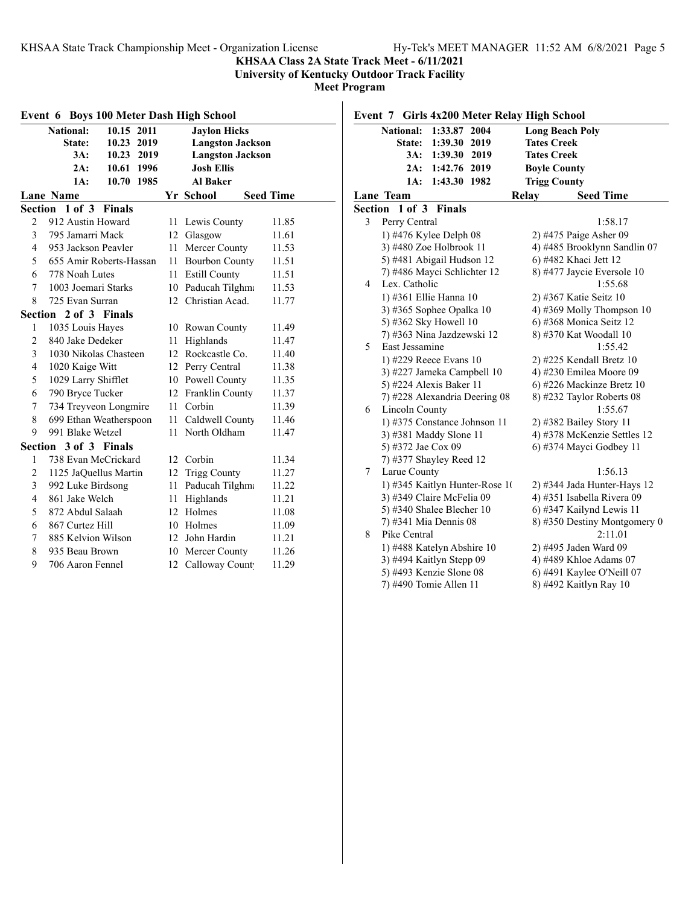KHSAA Class 2A State Track Meet - 6/11/2021
University of Kentucky Outdoor Track Facility
Meet Program

## Event 6 Boys 100 Meter Dash High School

| Record | Time | Year | Holder |
|---|---|---|---|
| National: | 10.15 | 2011 | Jaylon Hicks |
| State: | 10.23 | 2019 | Langston Jackson |
| 3A: | 10.23 | 2019 | Langston Jackson |
| 2A: | 10.61 | 1996 | Josh Ellis |
| 1A: | 10.70 | 1985 | Al Baker |

| Lane | Name | Yr | School | Seed Time |
|---|---|---|---|---|
| **Section 1 of 3 Finals** | | | | |
| 2 | 912 Austin Howard | 11 | Lewis County | 11.85 |
| 3 | 795 Jamarri Mack | 12 | Glasgow | 11.61 |
| 4 | 953 Jackson Peavler | 11 | Mercer County | 11.53 |
| 5 | 655 Amir Roberts-Hassan | 11 | Bourbon County | 11.51 |
| 6 | 778 Noah Lutes | 11 | Estill County | 11.51 |
| 7 | 1003 Joemari Starks | 10 | Paducah Tilghma | 11.53 |
| 8 | 725 Evan Surran | 12 | Christian Acad. | 11.77 |
| **Section 2 of 3 Finals** | | | | |
| 1 | 1035 Louis Hayes | 10 | Rowan County | 11.49 |
| 2 | 840 Jake Dedeker | 11 | Highlands | 11.47 |
| 3 | 1030 Nikolas Chasteen | 12 | Rockcastle Co. | 11.40 |
| 4 | 1020 Kaige Witt | 12 | Perry Central | 11.38 |
| 5 | 1029 Larry Shifflet | 10 | Powell County | 11.35 |
| 6 | 790 Bryce Tucker | 12 | Franklin County | 11.37 |
| 7 | 734 Treyveon Longmire | 11 | Corbin | 11.39 |
| 8 | 699 Ethan Weatherspoon | 11 | Caldwell County | 11.46 |
| 9 | 991 Blake Wetzel | 11 | North Oldham | 11.47 |
| **Section 3 of 3 Finals** | | | | |
| 1 | 738 Evan McCrickard | 12 | Corbin | 11.34 |
| 2 | 1125 JaQuellus Martin | 12 | Trigg County | 11.27 |
| 3 | 992 Luke Birdsong | 11 | Paducah Tilghma | 11.22 |
| 4 | 861 Jake Welch | 11 | Highlands | 11.21 |
| 5 | 872 Abdul Salaah | 12 | Holmes | 11.08 |
| 6 | 867 Curtez Hill | 10 | Holmes | 11.09 |
| 7 | 885 Kelvion Wilson | 12 | John Hardin | 11.21 |
| 8 | 935 Beau Brown | 10 | Mercer County | 11.26 |
| 9 | 706 Aaron Fennel | 12 | Calloway County | 11.29 |

## Event 7 Girls 4x200 Meter Relay High School

| Record | Time | Year | Holder |
|---|---|---|---|
| National: | 1:33.87 | 2004 | Long Beach Poly |
| State: | 1:39.30 | 2019 | Tates Creek |
| 3A: | 1:39.30 | 2019 | Tates Creek |
| 2A: | 1:42.76 | 2019 | Boyle County |
| 1A: | 1:43.30 | 1982 | Trigg County |

**Section 1 of 3 Finals**

| Lane | Team | Relay | Seed Time |
|---|---|---|---|
| 3 | Perry Central | | 1:58.17 |
| | 1) #476 Kylee Delph 08 | 2) #475 Paige Asher 09 | |
| | 3) #480 Zoe Holbrook 11 | 4) #485 Brooklynn Sandlin 07 | |
| | 5) #481 Abigail Hudson 12 | 6) #482 Khaci Jett 12 | |
| | 7) #486 Mayci Schlichter 12 | 8) #477 Jaycie Eversole 10 | |
| 4 | Lex. Catholic | | 1:55.68 |
| | 1) #361 Ellie Hanna 10 | 2) #367 Katie Seitz 10 | |
| | 3) #365 Sophee Opalka 10 | 4) #369 Molly Thompson 10 | |
| | 5) #362 Sky Howell 10 | 6) #368 Monica Seitz 12 | |
| | 7) #363 Nina Jazdzewski 12 | 8) #370 Kat Woodall 10 | |
| 5 | East Jessamine | | 1:55.42 |
| | 1) #229 Reece Evans 10 | 2) #225 Kendall Bretz 10 | |
| | 3) #227 Jameka Campbell 10 | 4) #230 Emilea Moore 09 | |
| | 5) #224 Alexis Baker 11 | 6) #226 Mackinze Bretz 10 | |
| | 7) #228 Alexandria Deering 08 | 8) #232 Taylor Roberts 08 | |
| 6 | Lincoln County | | 1:55.67 |
| | 1) #375 Constance Johnson 11 | 2) #382 Bailey Story 11 | |
| | 3) #381 Maddy Slone 11 | 4) #378 McKenzie Settles 12 | |
| | 5) #372 Jae Cox 09 | 6) #374 Mayci Godbey 11 | |
| | 7) #377 Shayley Reed 12 | | |
| 7 | Larue County | | 1:56.13 |
| | 1) #345 Kaitlyn Hunter-Rose 1( | 2) #344 Jada Hunter-Hays 12 | |
| | 3) #349 Claire McFelia 09 | 4) #351 Isabella Rivera 09 | |
| | 5) #340 Shalee Blecher 10 | 6) #347 Kailynd Lewis 11 | |
| | 7) #341 Mia Dennis 08 | 8) #350 Destiny Montgomery 0 | |
| 8 | Pike Central | | 2:11.01 |
| | 1) #488 Katelyn Abshire 10 | 2) #495 Jaden Ward 09 | |
| | 3) #494 Kaitlyn Stepp 09 | 4) #489 Khloe Adams 07 | |
| | 5) #493 Kenzie Slone 08 | 6) #491 Kaylee O'Neill 07 | |
| | 7) #490 Tomie Allen 11 | 8) #492 Kaitlyn Ray 10 | |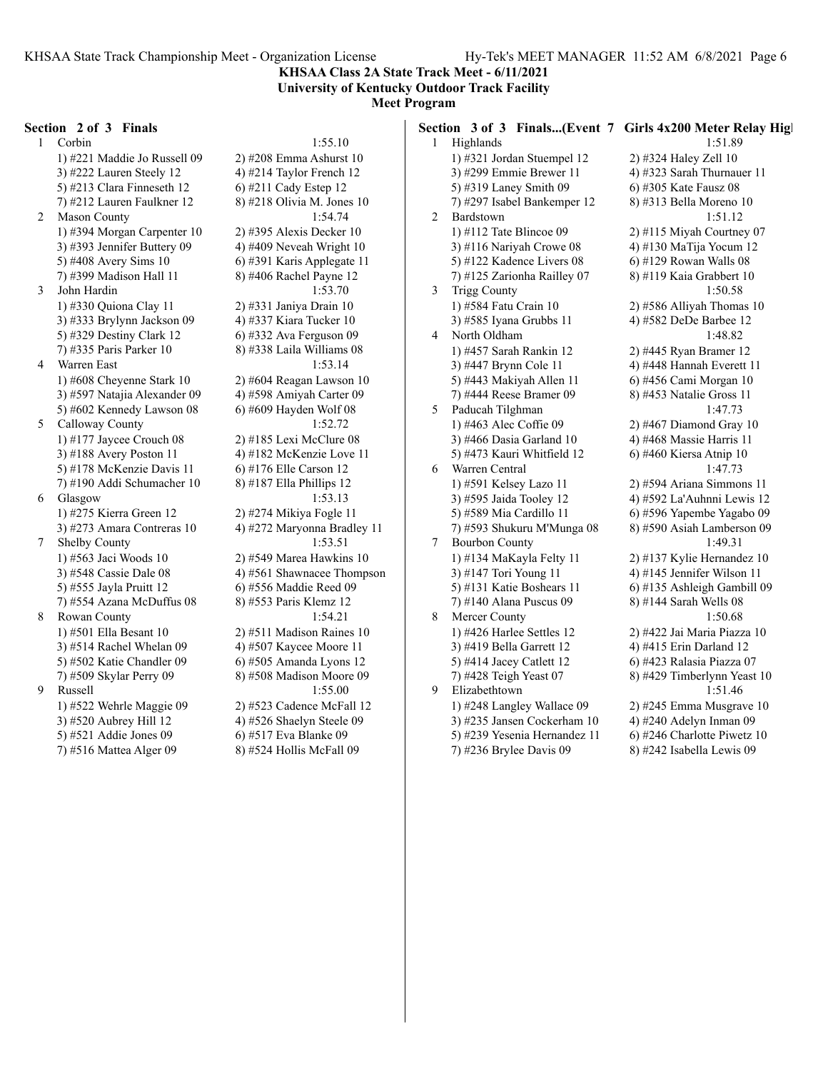**KHSAA Class 2A State Track Meet - 6/11/2021**
**University of Kentucky Outdoor Track Facility**
**Meet Program**

### Section 2 of 3 Finals

1 Corbin 1:55.10
- 1) #221 Maddie Jo Russell 09 — 2) #208 Emma Ashurst 10
- 3) #222 Lauren Steely 12 — 4) #214 Taylor French 12
- 5) #213 Clara Finneseth 12 — 6) #211 Cady Estep 12
- 7) #212 Lauren Faulkner 12 — 8) #218 Olivia M. Jones 10

2 Mason County 1:54.74
- 1) #394 Morgan Carpenter 10 — 2) #395 Alexis Decker 10
- 3) #393 Jennifer Buttery 09 — 4) #409 Neveah Wright 10
- 5) #408 Avery Sims 10 — 6) #391 Karis Applegate 11
- 7) #399 Madison Hall 11 — 8) #406 Rachel Payne 12

3 John Hardin 1:53.70
- 1) #330 Quiona Clay 11 — 2) #331 Janiya Drain 10
- 3) #333 Brylynn Jackson 09 — 4) #337 Kiara Tucker 10
- 5) #329 Destiny Clark 12 — 6) #332 Ava Ferguson 09
- 7) #335 Paris Parker 10 — 8) #338 Laila Williams 08

4 Warren East 1:53.14
- 1) #608 Cheyenne Stark 10 — 2) #604 Reagan Lawson 10
- 3) #597 Natajia Alexander 09 — 4) #598 Amiyah Carter 09
- 5) #602 Kennedy Lawson 08 — 6) #609 Hayden Wolf 08

5 Calloway County 1:52.72
- 1) #177 Jaycee Crouch 08 — 2) #185 Lexi McClure 08
- 3) #188 Avery Poston 11 — 4) #182 McKenzie Love 11
- 5) #178 McKenzie Davis 11 — 6) #176 Elle Carson 12
- 7) #190 Addi Schumacher 10 — 8) #187 Ella Phillips 12

6 Glasgow 1:53.13
- 1) #275 Kierra Green 12 — 2) #274 Mikiya Fogle 11
- 3) #273 Amara Contreras 10 — 4) #272 Maryonna Bradley 11

7 Shelby County 1:53.51
- 1) #563 Jaci Woods 10 — 2) #549 Marea Hawkins 10
- 3) #548 Cassie Dale 08 — 4) #561 Shawnacee Thompson
- 5) #555 Jayla Pruitt 12 — 6) #556 Maddie Reed 09
- 7) #554 Azana McDuffus 08 — 8) #553 Paris Klemz 12

8 Rowan County 1:54.21
- 1) #501 Ella Besant 10 — 2) #511 Madison Raines 10
- 3) #514 Rachel Whelan 09 — 4) #507 Kaycee Moore 11
- 5) #502 Katie Chandler 09 — 6) #505 Amanda Lyons 12
- 7) #509 Skylar Perry 09 — 8) #508 Madison Moore 09

9 Russell 1:55.00
- 1) #522 Wehrle Maggie 09 — 2) #523 Cadence McFall 12
- 3) #520 Aubrey Hill 12 — 4) #526 Shaelyn Steele 09
- 5) #521 Addie Jones 09 — 6) #517 Eva Blanke 09
- 7) #516 Mattea Alger 09 — 8) #524 Hollis McFall 09

### Section 3 of 3 Finals...(Event 7 Girls 4x200 Meter Relay Hig

1 Highlands 1:51.89
- 1) #321 Jordan Stuempel 12 — 2) #324 Haley Zell 10
- 3) #299 Emmie Brewer 11 — 4) #323 Sarah Thurnauer 11
- 5) #319 Laney Smith 09 — 6) #305 Kate Fausz 08
- 7) #297 Isabel Bankemper 12 — 8) #313 Bella Moreno 10

2 Bardstown 1:51.12
- 1) #112 Tate Blincoe 09 — 2) #115 Miyah Courtney 07
- 3) #116 Nariyah Crowe 08 — 4) #130 MaTija Yocum 12
- 5) #122 Kadence Livers 08 — 6) #129 Rowan Walls 08
- 7) #125 Zarionha Railley 07 — 8) #119 Kaia Grabbert 10

3 Trigg County 1:50.58
- 1) #584 Fatu Crain 10 — 2) #586 Alliyah Thomas 10
- 3) #585 Iyana Grubbs 11 — 4) #582 DeDe Barbee 12

4 North Oldham 1:48.82
- 1) #457 Sarah Rankin 12 — 2) #445 Ryan Bramer 12
- 3) #447 Brynn Cole 11 — 4) #448 Hannah Everett 11
- 5) #443 Makiyah Allen 11 — 6) #456 Cami Morgan 10
- 7) #444 Reese Bramer 09 — 8) #453 Natalie Gross 11

5 Paducah Tilghman 1:47.73
- 1) #463 Alec Coffie 09 — 2) #467 Diamond Gray 10
- 3) #466 Dasia Garland 10 — 4) #468 Massie Harris 11
- 5) #473 Kauri Whitfield 12 — 6) #460 Kiersa Atnip 10

6 Warren Central 1:47.73
- 1) #591 Kelsey Lazo 11 — 2) #594 Ariana Simmons 11
- 3) #595 Jaida Tooley 12 — 4) #592 La'Auhnni Lewis 12
- 5) #589 Mia Cardillo 11 — 6) #596 Yapembe Yagabo 09
- 7) #593 Shukuru M'Munga 08 — 8) #590 Asiah Lamberson 09

7 Bourbon County 1:49.31
- 1) #134 MaKayla Felty 11 — 2) #137 Kylie Hernandez 10
- 3) #147 Tori Young 11 — 4) #145 Jennifer Wilson 11
- 5) #131 Katie Boshears 11 — 6) #135 Ashleigh Gambill 09
- 7) #140 Alana Puscus 09 — 8) #144 Sarah Wells 08

8 Mercer County 1:50.68
- 1) #426 Harlee Settles 12 — 2) #422 Jai Maria Piazza 10
- 3) #419 Bella Garrett 12 — 4) #415 Erin Darland 12
- 5) #414 Jacey Catlett 12 — 6) #423 Ralasia Piazza 07
- 7) #428 Teigh Yeast 07 — 8) #429 Timberlynn Yeast 10

9 Elizabethtown 1:51.46
- 1) #248 Langley Wallace 09 — 2) #245 Emma Musgrave 10
- 3) #235 Jansen Cockerham 10 — 4) #240 Adelyn Inman 09
- 5) #239 Yesenia Hernandez 11 — 6) #246 Charlotte Piwetz 10
- 7) #236 Brylee Davis 09 — 8) #242 Isabella Lewis 09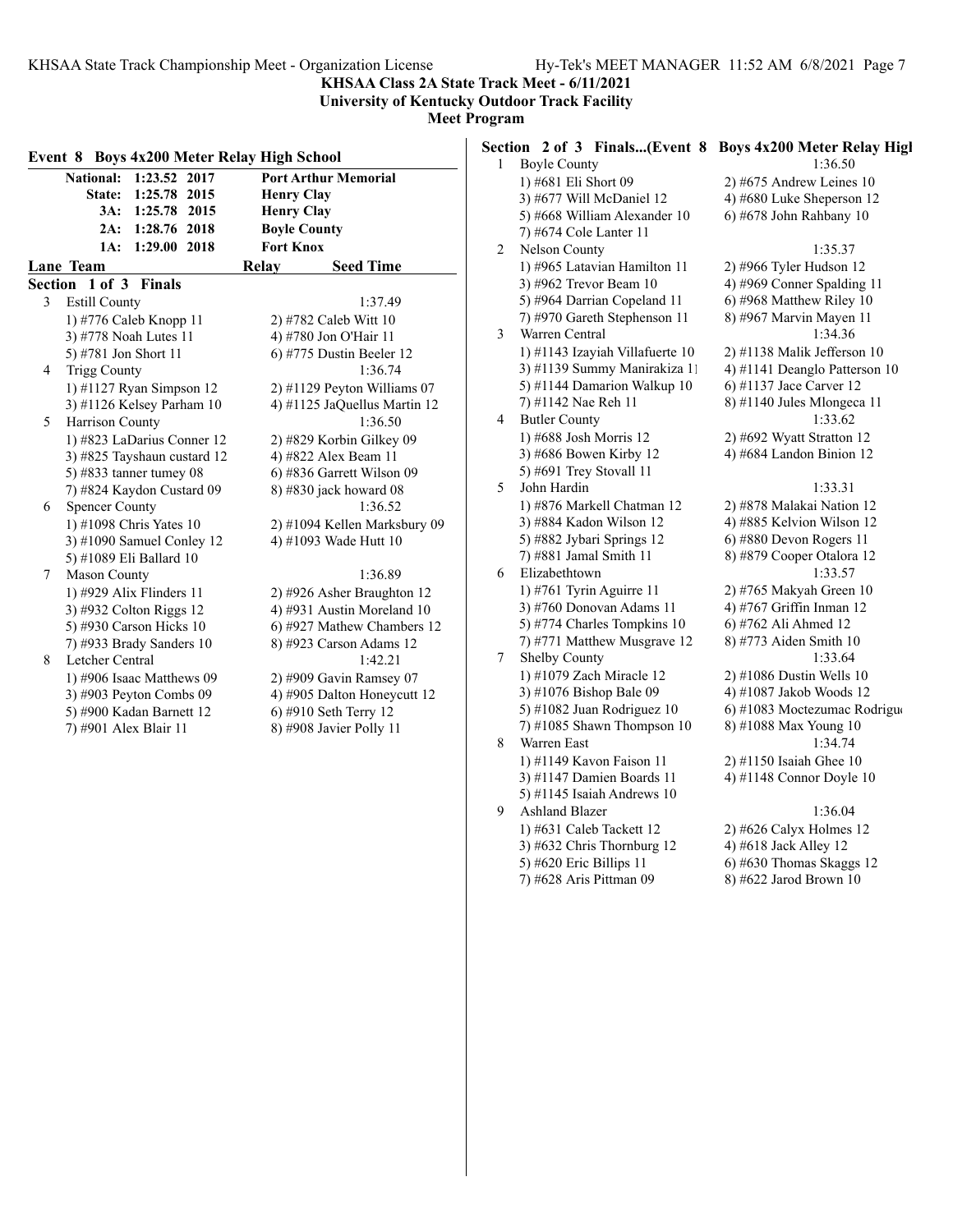KHSAA Class 2A State Track Meet - 6/11/2021
University of Kentucky Outdoor Track Facility
Meet Program

## Event 8 Boys 4x200 Meter Relay High School

| | | | |
|---|---|---|---|
| National: | 1:23.52 | 2017 | Port Arthur Memorial |
| State: | 1:25.78 | 2015 | Henry Clay |
| 3A: | 1:25.78 | 2015 | Henry Clay |
| 2A: | 1:28.76 | 2018 | Boyle County |
| 1A: | 1:29.00 | 2018 | Fort Knox |

| Lane | Team | Relay | Seed Time |
|---|---|---|---|

### Section 1 of 3 Finals

**3 Estill County** — 1:37.49
1) #776 Caleb Knopp 11
2) #782 Caleb Witt 10
3) #778 Noah Lutes 11
4) #780 Jon O'Hair 11
5) #781 Jon Short 11
6) #775 Dustin Beeler 12

**4 Trigg County** — 1:36.74
1) #1127 Ryan Simpson 12
2) #1129 Peyton Williams 07
3) #1126 Kelsey Parham 10
4) #1125 JaQuellus Martin 12

**5 Harrison County** — 1:36.50
1) #823 LaDarius Conner 12
2) #829 Korbin Gilkey 09
3) #825 Tayshaun custard 12
4) #822 Alex Beam 11
5) #833 tanner tumey 08
6) #836 Garrett Wilson 09
7) #824 Kaydon Custard 09
8) #830 jack howard 08

**6 Spencer County** — 1:36.52
1) #1098 Chris Yates 10
2) #1094 Kellen Marksbury 09
3) #1090 Samuel Conley 12
4) #1093 Wade Hutt 10
5) #1089 Eli Ballard 10

**7 Mason County** — 1:36.89
1) #929 Alix Flinders 11
2) #926 Asher Braughton 12
3) #932 Colton Riggs 12
4) #931 Austin Moreland 10
5) #930 Carson Hicks 10
6) #927 Mathew Chambers 12
7) #933 Brady Sanders 10
8) #923 Carson Adams 12

**8 Letcher Central** — 1:42.21
1) #906 Isaac Matthews 09
2) #909 Gavin Ramsey 07
3) #903 Peyton Combs 09
4) #905 Dalton Honeycutt 12
5) #900 Kadan Barnett 12
6) #910 Seth Terry 12
7) #901 Alex Blair 11
8) #908 Javier Polly 11

### Section 2 of 3 Finals...(Event 8 Boys 4x200 Meter Relay High School)

**1 Boyle County** — 1:36.50
1) #681 Eli Short 09
2) #675 Andrew Leines 10
3) #677 Will McDaniel 12
4) #680 Luke Sheperson 12
5) #668 William Alexander 10
6) #678 John Rahbany 10
7) #674 Cole Lanter 11

**2 Nelson County** — 1:35.37
1) #965 Latavian Hamilton 11
2) #966 Tyler Hudson 12
3) #962 Trevor Beam 10
4) #969 Conner Spalding 11
5) #964 Darrian Copeland 11
6) #968 Matthew Riley 10
7) #970 Gareth Stephenson 11
8) #967 Marvin Mayen 11

**3 Warren Central** — 1:34.36
1) #1143 Izayiah Villafuerte 10
2) #1138 Malik Jefferson 10
3) #1139 Summy Manirakiza 11
4) #1141 Deanglo Patterson 10
5) #1144 Damarion Walkup 10
6) #1137 Jace Carver 12
7) #1142 Nae Reh 11
8) #1140 Jules Mlongeca 11

**4 Butler County** — 1:33.62
1) #688 Josh Morris 12
2) #692 Wyatt Stratton 12
3) #686 Bowen Kirby 12
4) #684 Landon Binion 12
5) #691 Trey Stovall 11

**5 John Hardin** — 1:33.31
1) #876 Markell Chatman 12
2) #878 Malakai Nation 12
3) #884 Kadon Wilson 12
4) #885 Kelvion Wilson 12
5) #882 Jybari Springs 12
6) #880 Devon Rogers 11
7) #881 Jamal Smith 11
8) #879 Cooper Otalora 12

**6 Elizabethtown** — 1:33.57
1) #761 Tyrin Aguirre 11
2) #765 Makyah Green 10
3) #760 Donovan Adams 11
4) #767 Griffin Inman 12
5) #774 Charles Tompkins 10
6) #762 Ali Ahmed 12
7) #771 Matthew Musgrave 12
8) #773 Aiden Smith 10

**7 Shelby County** — 1:33.64
1) #1079 Zach Miracle 12
2) #1086 Dustin Wells 10
3) #1076 Bishop Bale 09
4) #1087 Jakob Woods 12
5) #1082 Juan Rodriguez 10
6) #1083 Moctezumac Rodrigu
7) #1085 Shawn Thompson 10
8) #1088 Max Young 10

**8 Warren East** — 1:34.74
1) #1149 Kavon Faison 11
2) #1150 Isaiah Ghee 10
3) #1147 Damien Boards 11
4) #1148 Connor Doyle 10
5) #1145 Isaiah Andrews 10

**9 Ashland Blazer** — 1:36.04
1) #631 Caleb Tackett 12
2) #626 Calyx Holmes 12
3) #632 Chris Thornburg 12
4) #618 Jack Alley 12
5) #620 Eric Billips 11
6) #630 Thomas Skaggs 12
7) #628 Aris Pittman 09
8) #622 Jarod Brown 10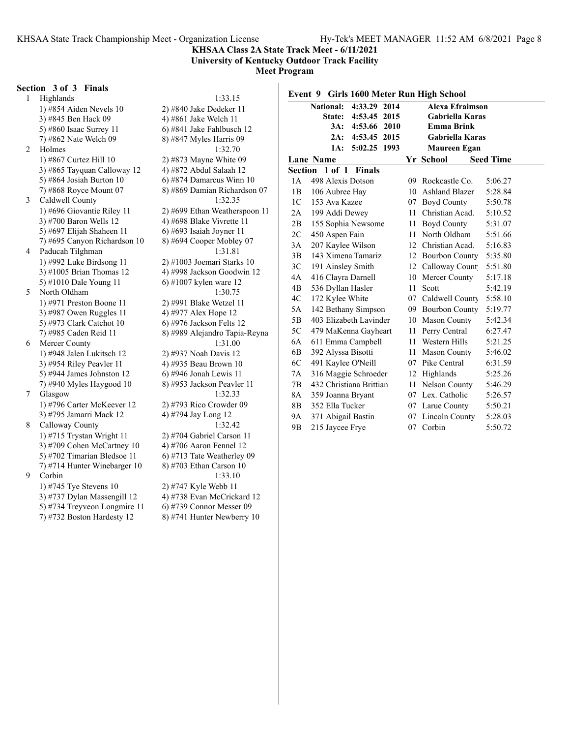**KHSAA Class 2A State Track Meet - 6/11/2021**
**University of Kentucky Outdoor Track Facility**
**Meet Program**

### Section 3 of 3 Finals

1 Highlands 1:33.15
1) #854 Aiden Nevels 10 2) #840 Jake Dedeker 11
3) #845 Ben Hack 09 4) #861 Jake Welch 11
5) #860 Isaac Surrey 11 6) #841 Jake Fahlbusch 12
7) #862 Nate Welch 09 8) #847 Myles Harris 09

2 Holmes 1:32.70
1) #867 Curtez Hill 10 2) #873 Mayne White 09
3) #865 Tayquan Calloway 12 4) #872 Abdul Salaah 12
5) #864 Josiah Burton 10 6) #874 Damarcus Winn 10
7) #868 Royce Mount 07 8) #869 Damian Richardson 07

3 Caldwell County 1:32.35
1) #696 Giovantie Riley 11 2) #699 Ethan Weatherspoon 11
3) #700 Baron Wells 12 4) #698 Blake Vivrette 11
5) #697 Elijah Shaheen 11 6) #693 Isaiah Joyner 11
7) #695 Canyon Richardson 10 8) #694 Cooper Mobley 07

4 Paducah Tilghman 1:31.81
1) #992 Luke Birdsong 11 2) #1003 Joemari Starks 10
3) #1005 Brian Thomas 12 4) #998 Jackson Goodwin 12
5) #1010 Dale Young 11 6) #1007 kylen ware 12

5 North Oldham 1:30.75
1) #971 Preston Boone 11 2) #991 Blake Wetzel 11
3) #987 Owen Ruggles 11 4) #977 Alex Hope 12
5) #973 Clark Catchot 10 6) #976 Jackson Felts 12
7) #985 Caden Reid 11 8) #989 Alejandro Tapia-Reyna

6 Mercer County 1:31.00
1) #948 Jalen Lukitsch 12 2) #937 Noah Davis 12
3) #954 Riley Peavler 11 4) #935 Beau Brown 10
5) #944 James Johnston 12 6) #946 Jonah Lewis 11
7) #940 Myles Haygood 10 8) #953 Jackson Peavler 11

7 Glasgow 1:32.33
1) #796 Carter McKeever 12 2) #793 Rico Crowder 09
3) #795 Jamarri Mack 12 4) #794 Jay Long 12

8 Calloway County 1:32.42
1) #715 Trystan Wright 11 2) #704 Gabriel Carson 11
3) #709 Cohen McCartney 10 4) #706 Aaron Fennel 12
5) #702 Timarian Bledsoe 11 6) #713 Tate Weatherley 09
7) #714 Hunter Winebarger 10 8) #703 Ethan Carson 10

9 Corbin 1:33.10
1) #745 Tye Stevens 10 2) #747 Kyle Webb 11
3) #737 Dylan Massengill 12 4) #738 Evan McCrickard 12
5) #734 Treyveon Longmire 11 6) #739 Connor Messer 09
7) #732 Boston Hardesty 12 8) #741 Hunter Newberry 10

### Event 9 Girls 1600 Meter Run High School

| | | | |
|---|---|---|---|
| **National:** | **4:33.29** | **2014** | **Alexa Efraimson** |
| **State:** | **4:53.45** | **2015** | **Gabriella Karas** |
| **3A:** | **4:53.66** | **2010** | **Emma Brink** |
| **2A:** | **4:53.45** | **2015** | **Gabriella Karas** |
| **1A:** | **5:02.25** | **1993** | **Maureen Egan** |

| Lane | Name | Yr | School | Seed Time |
|---|---|---|---|---|
| **Section 1 of 1 Finals** | | | | |
| 1A | 498 Alexis Dotson | 09 | Rockcastle Co. | 5:06.27 |
| 1B | 106 Aubree Hay | 10 | Ashland Blazer | 5:28.84 |
| 1C | 153 Ava Kazee | 07 | Boyd County | 5:50.78 |
| 2A | 199 Addi Dewey | 11 | Christian Acad. | 5:10.52 |
| 2B | 155 Sophia Newsome | 11 | Boyd County | 5:31.07 |
| 2C | 450 Aspen Fain | 11 | North Oldham | 5:51.66 |
| 3A | 207 Kaylee Wilson | 12 | Christian Acad. | 5:16.83 |
| 3B | 143 Ximena Tamariz | 12 | Bourbon County | 5:35.80 |
| 3C | 191 Ainsley Smith | 12 | Calloway County | 5:51.80 |
| 4A | 416 Clayra Darnell | 10 | Mercer County | 5:17.18 |
| 4B | 536 Dyllan Hasler | 11 | Scott | 5:42.19 |
| 4C | 172 Kylee White | 07 | Caldwell County | 5:58.10 |
| 5A | 142 Bethany Simpson | 09 | Bourbon County | 5:19.77 |
| 5B | 403 Elizabeth Lavinder | 10 | Mason County | 5:42.34 |
| 5C | 479 MaKenna Gayheart | 11 | Perry Central | 6:27.47 |
| 6A | 611 Emma Campbell | 11 | Western Hills | 5:21.25 |
| 6B | 392 Alyssa Bisotti | 11 | Mason County | 5:46.02 |
| 6C | 491 Kaylee O'Neill | 07 | Pike Central | 6:31.59 |
| 7A | 316 Maggie Schroeder | 12 | Highlands | 5:25.26 |
| 7B | 432 Christiana Brittian | 11 | Nelson County | 5:46.29 |
| 8A | 359 Joanna Bryant | 07 | Lex. Catholic | 5:26.57 |
| 8B | 352 Ella Tucker | 07 | Larue County | 5:50.21 |
| 9A | 371 Abigail Bastin | 07 | Lincoln County | 5:28.03 |
| 9B | 215 Jaycee Frye | 07 | Corbin | 5:50.72 |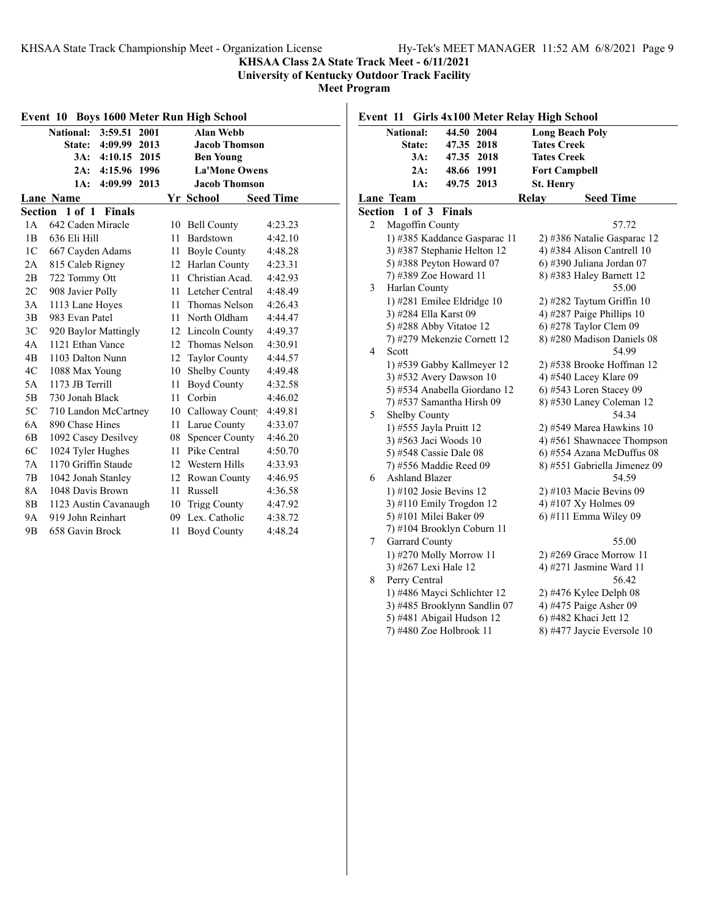**KHSAA Class 2A State Track Meet - 6/11/2021**
**University of Kentucky Outdoor Track Facility**
**Meet Program**

## Event 10 Boys 1600 Meter Run High School

| | | | |
|---|---|---|---|
| National: | 3:59.51 | 2001 | Alan Webb |
| State: | 4:09.99 | 2013 | Jacob Thomson |
| 3A: | 4:10.15 | 2015 | Ben Young |
| 2A: | 4:15.96 | 1996 | La'Mone Owens |
| 1A: | 4:09.99 | 2013 | Jacob Thomson |

**Section 1 of 1 Finals**

| Lane | Name | Yr | School | Seed Time |
|---|---|---|---|---|
| 1A | 642 Caden Miracle | 10 | Bell County | 4:23.23 |
| 1B | 636 Eli Hill | 11 | Bardstown | 4:42.10 |
| 1C | 667 Cayden Adams | 11 | Boyle County | 4:48.28 |
| 2A | 815 Caleb Rigney | 12 | Harlan County | 4:23.31 |
| 2B | 722 Tommy Ott | 11 | Christian Acad. | 4:42.93 |
| 2C | 908 Javier Polly | 11 | Letcher Central | 4:48.49 |
| 3A | 1113 Lane Hoyes | 11 | Thomas Nelson | 4:26.43 |
| 3B | 983 Evan Patel | 11 | North Oldham | 4:44.47 |
| 3C | 920 Baylor Mattingly | 12 | Lincoln County | 4:49.37 |
| 4A | 1121 Ethan Vance | 12 | Thomas Nelson | 4:30.91 |
| 4B | 1103 Dalton Nunn | 12 | Taylor County | 4:44.57 |
| 4C | 1088 Max Young | 10 | Shelby County | 4:49.48 |
| 5A | 1173 JB Terrill | 11 | Boyd County | 4:32.58 |
| 5B | 730 Jonah Black | 11 | Corbin | 4:46.02 |
| 5C | 710 Landon McCartney | 10 | Calloway County | 4:49.81 |
| 6A | 890 Chase Hines | 11 | Larue County | 4:33.07 |
| 6B | 1092 Casey Desilvey | 08 | Spencer County | 4:46.20 |
| 6C | 1024 Tyler Hughes | 11 | Pike Central | 4:50.70 |
| 7A | 1170 Griffin Staude | 12 | Western Hills | 4:33.93 |
| 7B | 1042 Jonah Stanley | 12 | Rowan County | 4:46.95 |
| 8A | 1048 Davis Brown | 11 | Russell | 4:36.58 |
| 8B | 1123 Austin Cavanaugh | 10 | Trigg County | 4:47.92 |
| 9A | 919 John Reinhart | 09 | Lex. Catholic | 4:38.72 |
| 9B | 658 Gavin Brock | 11 | Boyd County | 4:48.24 |

## Event 11 Girls 4x100 Meter Relay High School

| | | | |
|---|---|---|---|
| National: | 44.50 | 2004 | Long Beach Poly |
| State: | 47.35 | 2018 | Tates Creek |
| 3A: | 47.35 | 2018 | Tates Creek |
| 2A: | 48.66 | 1991 | Fort Campbell |
| 1A: | 49.75 | 2013 | St. Henry |

**Section 1 of 3 Finals**

| Lane | Team | Relay | Seed Time |
|---|---|---|---|
| 2 | Magoffin County | | 57.72 |
| | 1) #385 Kaddance Gasparac 11 | 2) #386 Natalie Gasparac 12 | |
| | 3) #387 Stephanie Helton 12 | 4) #384 Alison Cantrell 10 | |
| | 5) #388 Peyton Howard 07 | 6) #390 Juliana Jordan 07 | |
| | 7) #389 Zoe Howard 11 | 8) #383 Haley Barnett 12 | |
| 3 | Harlan County | | 55.00 |
| | 1) #281 Emilee Eldridge 10 | 2) #282 Taytum Griffin 10 | |
| | 3) #284 Ella Karst 09 | 4) #287 Paige Phillips 10 | |
| | 5) #288 Abby Vitatoe 12 | 6) #278 Taylor Clem 09 | |
| | 7) #279 Mekenzie Cornett 12 | 8) #280 Madison Daniels 08 | |
| 4 | Scott | | 54.99 |
| | 1) #539 Gabby Kallmeyer 12 | 2) #538 Brooke Hoffman 12 | |
| | 3) #532 Avery Dawson 10 | 4) #540 Lacey Klare 09 | |
| | 5) #534 Anabella Giordano 12 | 6) #543 Loren Stacey 09 | |
| | 7) #537 Samantha Hirsh 09 | 8) #530 Laney Coleman 12 | |
| 5 | Shelby County | | 54.34 |
| | 1) #555 Jayla Pruitt 12 | 2) #549 Marea Hawkins 10 | |
| | 3) #563 Jaci Woods 10 | 4) #561 Shawnacee Thompson | |
| | 5) #548 Cassie Dale 08 | 6) #554 Azana McDuffus 08 | |
| | 7) #556 Maddie Reed 09 | 8) #551 Gabriella Jimenez 09 | |
| 6 | Ashland Blazer | | 54.59 |
| | 1) #102 Josie Bevins 12 | 2) #103 Macie Bevins 09 | |
| | 3) #110 Emily Trogdon 12 | 4) #107 Xy Holmes 09 | |
| | 5) #101 Milei Baker 09 | 6) #111 Emma Wiley 09 | |
| | 7) #104 Brooklyn Coburn 11 | | |
| 7 | Garrard County | | 55.00 |
| | 1) #270 Molly Morrow 11 | 2) #269 Grace Morrow 11 | |
| | 3) #267 Lexi Hale 12 | 4) #271 Jasmine Ward 11 | |
| 8 | Perry Central | | 56.42 |
| | 1) #486 Mayci Schlichter 12 | 2) #476 Kylee Delph 08 | |
| | 3) #485 Brooklynn Sandlin 07 | 4) #475 Paige Asher 09 | |
| | 5) #481 Abigail Hudson 12 | 6) #482 Khaci Jett 12 | |
| | 7) #480 Zoe Holbrook 11 | 8) #477 Jaycie Eversole 10 | |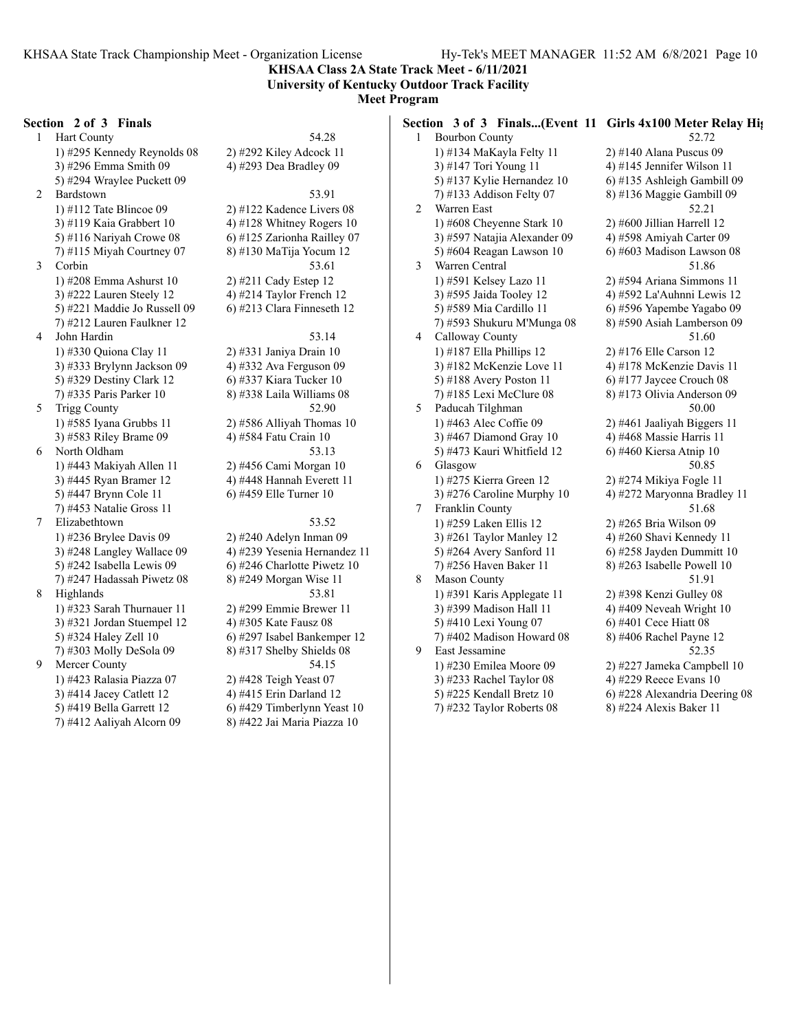**KHSAA Class 2A State Track Meet - 6/11/2021**
**University of Kentucky Outdoor Track Facility**
**Meet Program**

### Section 2 of 3 Finals

1 Hart County — 54.28
- 1) #295 Kennedy Reynolds 08
- 2) #292 Kiley Adcock 11
- 3) #296 Emma Smith 09
- 4) #293 Dea Bradley 09
- 5) #294 Wraylee Puckett 09

2 Bardstown — 53.91
- 1) #112 Tate Blincoe 09
- 2) #122 Kadence Livers 08
- 3) #119 Kaia Grabbert 10
- 4) #128 Whitney Rogers 10
- 5) #116 Nariyah Crowe 08
- 6) #125 Zarionha Railley 07
- 7) #115 Miyah Courtney 07
- 8) #130 MaTija Yocum 12

3 Corbin — 53.61
- 1) #208 Emma Ashurst 10
- 2) #211 Cady Estep 12
- 3) #222 Lauren Steely 12
- 4) #214 Taylor French 12
- 5) #221 Maddie Jo Russell 09
- 6) #213 Clara Finneseth 12
- 7) #212 Lauren Faulkner 12

4 John Hardin — 53.14
- 1) #330 Quiona Clay 11
- 2) #331 Janiya Drain 10
- 3) #333 Brylynn Jackson 09
- 4) #332 Ava Ferguson 09
- 5) #329 Destiny Clark 12
- 6) #337 Kiara Tucker 10
- 7) #335 Paris Parker 10
- 8) #338 Laila Williams 08

5 Trigg County — 52.90
- 1) #585 Iyana Grubbs 11
- 2) #586 Alliyah Thomas 10
- 3) #583 Riley Brame 09
- 4) #584 Fatu Crain 10

6 North Oldham — 53.13
- 1) #443 Makiyah Allen 11
- 2) #456 Cami Morgan 10
- 3) #445 Ryan Bramer 12
- 4) #448 Hannah Everett 11
- 5) #447 Brynn Cole 11
- 6) #459 Elle Turner 10
- 7) #453 Natalie Gross 11

7 Elizabethtown — 53.52
- 1) #236 Brylee Davis 09
- 2) #240 Adelyn Inman 09
- 3) #248 Langley Wallace 09
- 4) #239 Yesenia Hernandez 11
- 5) #242 Isabella Lewis 09
- 6) #246 Charlotte Piwetz 10
- 7) #247 Hadassah Piwetz 08
- 8) #249 Morgan Wise 11

8 Highlands — 53.81
- 1) #323 Sarah Thurnauer 11
- 2) #299 Emmie Brewer 11
- 3) #321 Jordan Stuempel 12
- 4) #305 Kate Fausz 08
- 5) #324 Haley Zell 10
- 6) #297 Isabel Bankemper 12
- 7) #303 Molly DeSola 09
- 8) #317 Shelby Shields 08

9 Mercer County — 54.15
- 1) #423 Ralasia Piazza 07
- 2) #428 Teigh Yeast 07
- 3) #414 Jacey Catlett 12
- 4) #415 Erin Darland 12
- 5) #419 Bella Garrett 12
- 6) #429 Timberlynn Yeast 10
- 7) #412 Aaliyah Alcorn 09
- 8) #422 Jai Maria Piazza 10

### Section 3 of 3 Finals...(Event 11 Girls 4x100 Meter Relay Hi

1 Bourbon County — 52.72
- 1) #134 MaKayla Felty 11
- 2) #140 Alana Puscus 09
- 3) #147 Tori Young 11
- 4) #145 Jennifer Wilson 11
- 5) #137 Kylie Hernandez 10
- 6) #135 Ashleigh Gambill 09
- 7) #133 Addison Felty 07
- 8) #136 Maggie Gambill 09

2 Warren East — 52.21
- 1) #608 Cheyenne Stark 10
- 2) #600 Jillian Harrell 12
- 3) #597 Natajia Alexander 09
- 4) #598 Amiyah Carter 09
- 5) #604 Reagan Lawson 10
- 6) #603 Madison Lawson 08

3 Warren Central — 51.86
- 1) #591 Kelsey Lazo 11
- 2) #594 Ariana Simmons 11
- 3) #595 Jaida Tooley 12
- 4) #592 La'Auhnni Lewis 12
- 5) #589 Mia Cardillo 11
- 6) #596 Yapembe Yagabo 09
- 7) #593 Shukuru M'Munga 08
- 8) #590 Asiah Lamberson 09

4 Calloway County — 51.60
- 1) #187 Ella Phillips 12
- 2) #176 Elle Carson 12
- 3) #182 McKenzie Love 11
- 4) #178 McKenzie Davis 11
- 5) #188 Avery Poston 11
- 6) #177 Jaycee Crouch 08
- 7) #185 Lexi McClure 08
- 8) #173 Olivia Anderson 09

5 Paducah Tilghman — 50.00
- 1) #463 Alec Coffie 09
- 2) #461 Jaaliyah Biggers 11
- 3) #467 Diamond Gray 10
- 4) #468 Massie Harris 11
- 5) #473 Kauri Whitfield 12
- 6) #460 Kiersa Atnip 10

6 Glasgow — 50.85
- 1) #275 Kierra Green 12
- 2) #274 Mikiya Fogle 11
- 3) #276 Caroline Murphy 10
- 4) #272 Maryonna Bradley 11

7 Franklin County — 51.68
- 1) #259 Laken Ellis 12
- 2) #265 Bria Wilson 09
- 3) #261 Taylor Manley 12
- 4) #260 Shavi Kennedy 11
- 5) #264 Avery Sanford 11
- 6) #258 Jayden Dummitt 10
- 7) #256 Haven Baker 11
- 8) #263 Isabelle Powell 10

8 Mason County — 51.91
- 1) #391 Karis Applegate 11
- 2) #398 Kenzi Gulley 08
- 3) #399 Madison Hall 11
- 4) #409 Neveah Wright 10
- 5) #410 Lexi Young 07
- 6) #401 Cece Hiatt 08
- 7) #402 Madison Howard 08
- 8) #406 Rachel Payne 12

9 East Jessamine — 52.35
- 1) #230 Emilea Moore 09
- 2) #227 Jameka Campbell 10
- 3) #233 Rachel Taylor 08
- 4) #229 Reece Evans 10
- 5) #225 Kendall Bretz 10
- 6) #228 Alexandria Deering 08
- 7) #232 Taylor Roberts 08
- 8) #224 Alexis Baker 11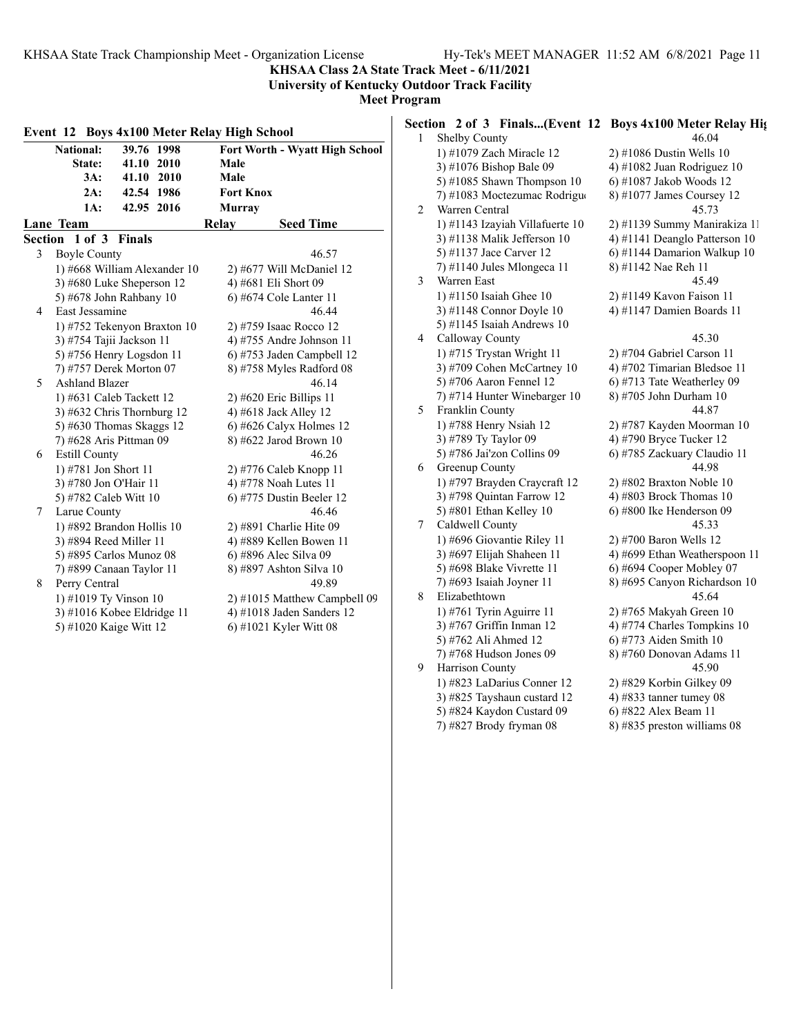**KHSAA Class 2A State Track Meet - 6/11/2021**
**University of Kentucky Outdoor Track Facility**
**Meet Program**

## Event 12 Boys 4x100 Meter Relay High School

| | | | |
|---|---|---|---|
| National: | 39.76 | 1998 | Fort Worth - Wyatt High School |
| State: | 41.10 | 2010 | Male |
| 3A: | 41.10 | 2010 | Male |
| 2A: | 42.54 | 1986 | Fort Knox |
| 1A: | 42.95 | 2016 | Murray |

**Lane Team — Relay — Seed Time**

### Section 1 of 3 Finals

3 Boyle County — 46.57
1) #668 William Alexander 10 2) #677 Will McDaniel 12
3) #680 Luke Sheperson 12 4) #681 Eli Short 09
5) #678 John Rahbany 10 6) #674 Cole Lanter 11

4 East Jessamine — 46.44
1) #752 Tekenyon Braxton 10 2) #759 Isaac Rocco 12
3) #754 Tajii Jackson 11 4) #755 Andre Johnson 11
5) #756 Henry Logsdon 11 6) #753 Jaden Campbell 12
7) #757 Derek Morton 07 8) #758 Myles Radford 08

5 Ashland Blazer — 46.14
1) #631 Caleb Tackett 12 2) #620 Eric Billips 11
3) #632 Chris Thornburg 12 4) #618 Jack Alley 12
5) #630 Thomas Skaggs 12 6) #626 Calyx Holmes 12
7) #628 Aris Pittman 09 8) #622 Jarod Brown 10

6 Estill County — 46.26
1) #781 Jon Short 11 2) #776 Caleb Knopp 11
3) #780 Jon O'Hair 11 4) #778 Noah Lutes 11
5) #782 Caleb Witt 10 6) #775 Dustin Beeler 12

7 Larue County — 46.46
1) #892 Brandon Hollis 10 2) #891 Charlie Hite 09
3) #894 Reed Miller 11 4) #889 Kellen Bowen 11
5) #895 Carlos Munoz 08 6) #896 Alec Silva 09
7) #899 Canaan Taylor 11 8) #897 Ashton Silva 10

8 Perry Central — 49.89
1) #1019 Ty Vinson 10 2) #1015 Matthew Campbell 09
3) #1016 Kobee Eldridge 11 4) #1018 Jaden Sanders 12
5) #1020 Kaige Witt 12 6) #1021 Kyler Witt 08

### Section 2 of 3 Finals...(Event 12 Boys 4x100 Meter Relay High School)

1 Shelby County — 46.04
1) #1079 Zach Miracle 12 2) #1086 Dustin Wells 10
3) #1076 Bishop Bale 09 4) #1082 Juan Rodriguez 10
5) #1085 Shawn Thompson 10 6) #1087 Jakob Woods 12
7) #1083 Moctezumac Rodrigu 8) #1077 James Coursey 12

2 Warren Central — 45.73
1) #1143 Izayiah Villafuerte 10 2) #1139 Summy Manirakiza 11
3) #1138 Malik Jefferson 10 4) #1141 Deanglo Patterson 10
5) #1137 Jace Carver 12 6) #1144 Damarion Walkup 10
7) #1140 Jules Mlongeca 11 8) #1142 Nae Reh 11

3 Warren East — 45.49
1) #1150 Isaiah Ghee 10 2) #1149 Kavon Faison 11
3) #1148 Connor Doyle 10 4) #1147 Damien Boards 11
5) #1145 Isaiah Andrews 10

4 Calloway County — 45.30
1) #715 Trystan Wright 11 2) #704 Gabriel Carson 11
3) #709 Cohen McCartney 10 4) #702 Timarian Bledsoe 11
5) #706 Aaron Fennel 12 6) #713 Tate Weatherley 09
7) #714 Hunter Winebarger 10 8) #705 John Durham 10

5 Franklin County — 44.87
1) #788 Henry Nsiah 12 2) #787 Kayden Moorman 10
3) #789 Ty Taylor 09 4) #790 Bryce Tucker 12
5) #786 Jai'zon Collins 09 6) #785 Zackuary Claudio 11

6 Greenup County — 44.98
1) #797 Brayden Craycraft 12 2) #802 Braxton Noble 10
3) #798 Quintan Farrow 12 4) #803 Brock Thomas 10
5) #801 Ethan Kelley 10 6) #800 Ike Henderson 09

7 Caldwell County — 45.33
1) #696 Giovantie Riley 11 2) #700 Baron Wells 12
3) #697 Elijah Shaheen 11 4) #699 Ethan Weatherspoon 11
5) #698 Blake Vivrette 11 6) #694 Cooper Mobley 07
7) #693 Isaiah Joyner 11 8) #695 Canyon Richardson 10

8 Elizabethtown — 45.64
1) #761 Tyrin Aguirre 11 2) #765 Makyah Green 10
3) #767 Griffin Inman 12 4) #774 Charles Tompkins 10
5) #762 Ali Ahmed 12 6) #773 Aiden Smith 10
7) #768 Hudson Jones 09 8) #760 Donovan Adams 11

9 Harrison County — 45.90
1) #823 LaDarius Conner 12 2) #829 Korbin Gilkey 09
3) #825 Tayshaun custard 12 4) #833 tanner tumey 08
5) #824 Kaydon Custard 09 6) #822 Alex Beam 11
7) #827 Brody fryman 08 8) #835 preston williams 08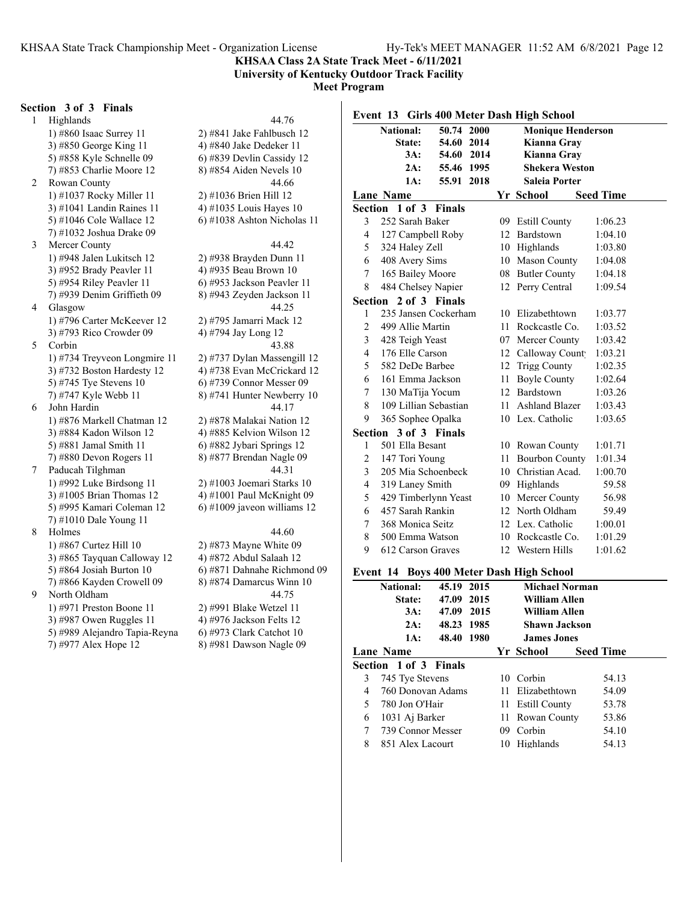**KHSAA Class 2A State Track Meet - 6/11/2021**
**University of Kentucky Outdoor Track Facility**
**Meet Program**

**Section 3 of 3 Finals**

| Lane | Team | | Seed Time |
|---|---|---|---|
| 1 | Highlands | | 44.76 |
| | 1) #860 Isaac Surrey 11 | 2) #841 Jake Fahlbusch 12 | |
| | 3) #850 George King 11 | 4) #840 Jake Dedeker 11 | |
| | 5) #858 Kyle Schnelle 09 | 6) #839 Devlin Cassidy 12 | |
| | 7) #853 Charlie Moore 12 | 8) #854 Aiden Nevels 10 | |
| 2 | Rowan County | | 44.66 |
| | 1) #1037 Rocky Miller 11 | 2) #1036 Brien Hill 12 | |
| | 3) #1041 Landin Raines 11 | 4) #1035 Louis Hayes 10 | |
| | 5) #1046 Cole Wallace 12 | 6) #1038 Ashton Nicholas 11 | |
| | 7) #1032 Joshua Drake 09 | | |
| 3 | Mercer County | | 44.42 |
| | 1) #948 Jalen Lukitsch 12 | 2) #938 Brayden Dunn 11 | |
| | 3) #952 Brady Peavler 11 | 4) #935 Beau Brown 10 | |
| | 5) #954 Riley Peavler 11 | 6) #953 Jackson Peavler 11 | |
| | 7) #939 Denim Griffieth 09 | 8) #943 Zeyden Jackson 11 | |
| 4 | Glasgow | | 44.25 |
| | 1) #796 Carter McKeever 12 | 2) #795 Jamarri Mack 12 | |
| | 3) #793 Rico Crowder 09 | 4) #794 Jay Long 12 | |
| 5 | Corbin | | 43.88 |
| | 1) #734 Treyveon Longmire 11 | 2) #737 Dylan Massengill 12 | |
| | 3) #732 Boston Hardesty 12 | 4) #738 Evan McCrickard 12 | |
| | 5) #745 Tye Stevens 10 | 6) #739 Connor Messer 09 | |
| | 7) #747 Kyle Webb 11 | 8) #741 Hunter Newberry 10 | |
| 6 | John Hardin | | 44.17 |
| | 1) #876 Markell Chatman 12 | 2) #878 Malakai Nation 12 | |
| | 3) #884 Kadon Wilson 12 | 4) #885 Kelvion Wilson 12 | |
| | 5) #881 Jamal Smith 11 | 6) #882 Jybari Springs 12 | |
| | 7) #880 Devon Rogers 11 | 8) #877 Brendan Nagle 09 | |
| 7 | Paducah Tilghman | | 44.31 |
| | 1) #992 Luke Birdsong 11 | 2) #1003 Joemari Starks 10 | |
| | 3) #1005 Brian Thomas 12 | 4) #1001 Paul McKnight 09 | |
| | 5) #995 Kamari Coleman 12 | 6) #1009 javeon williams 12 | |
| | 7) #1010 Dale Young 11 | | |
| 8 | Holmes | | 44.60 |
| | 1) #867 Curtez Hill 10 | 2) #873 Mayne White 09 | |
| | 3) #865 Tayquan Calloway 12 | 4) #872 Abdul Salaah 12 | |
| | 5) #864 Josiah Burton 10 | 6) #871 Dahnahe Richmond 09 | |
| | 7) #866 Kayden Crowell 09 | 8) #874 Damarcus Winn 10 | |
| 9 | North Oldham | | 44.75 |
| | 1) #971 Preston Boone 11 | 2) #991 Blake Wetzel 11 | |
| | 3) #987 Owen Ruggles 11 | 4) #976 Jackson Felts 12 | |
| | 5) #989 Alejandro Tapia-Reyna | 6) #973 Clark Catchot 10 | |
| | 7) #977 Alex Hope 12 | 8) #981 Dawson Nagle 09 | |

## Event 13 Girls 400 Meter Dash High School

| | | | |
|---|---|---|---|
| **National:** | **50.74** | **2000** | **Monique Henderson** |
| **State:** | **54.60** | **2014** | **Kianna Gray** |
| **3A:** | **54.60** | **2014** | **Kianna Gray** |
| **2A:** | **55.46** | **1995** | **Shekera Weston** |
| **1A:** | **55.91** | **2018** | **Saleia Porter** |

| Lane | Name | Yr | School | Seed Time |
|---|---|---|---|---|
| **Section 1 of 3 Finals** | | | | |
| 3 | 252 Sarah Baker | 09 | Estill County | 1:06.23 |
| 4 | 127 Campbell Roby | 12 | Bardstown | 1:04.10 |
| 5 | 324 Haley Zell | 10 | Highlands | 1:03.80 |
| 6 | 408 Avery Sims | 10 | Mason County | 1:04.08 |
| 7 | 165 Bailey Moore | 08 | Butler County | 1:04.18 |
| 8 | 484 Chelsey Napier | 12 | Perry Central | 1:09.54 |
| **Section 2 of 3 Finals** | | | | |
| 1 | 235 Jansen Cockerham | 10 | Elizabethtown | 1:03.77 |
| 2 | 499 Allie Martin | 11 | Rockcastle Co. | 1:03.52 |
| 3 | 428 Teigh Yeast | 07 | Mercer County | 1:03.42 |
| 4 | 176 Elle Carson | 12 | Calloway County | 1:03.21 |
| 5 | 582 DeDe Barbee | 12 | Trigg County | 1:02.35 |
| 6 | 161 Emma Jackson | 11 | Boyle County | 1:02.64 |
| 7 | 130 MaTija Yocum | 12 | Bardstown | 1:03.26 |
| 8 | 109 Lillian Sebastian | 11 | Ashland Blazer | 1:03.43 |
| 9 | 365 Sophee Opalka | 10 | Lex. Catholic | 1:03.65 |
| **Section 3 of 3 Finals** | | | | |
| 1 | 501 Ella Besant | 10 | Rowan County | 1:01.71 |
| 2 | 147 Tori Young | 11 | Bourbon County | 1:01.34 |
| 3 | 205 Mia Schoenbeck | 10 | Christian Acad. | 1:00.70 |
| 4 | 319 Laney Smith | 09 | Highlands | 59.58 |
| 5 | 429 Timberlynn Yeast | 10 | Mercer County | 56.98 |
| 6 | 457 Sarah Rankin | 12 | North Oldham | 59.49 |
| 7 | 368 Monica Seitz | 12 | Lex. Catholic | 1:00.01 |
| 8 | 500 Emma Watson | 10 | Rockcastle Co. | 1:01.29 |
| 9 | 612 Carson Graves | 12 | Western Hills | 1:01.62 |

## Event 14 Boys 400 Meter Dash High School

| | | | |
|---|---|---|---|
| **National:** | **45.19** | **2015** | **Michael Norman** |
| **State:** | **47.09** | **2015** | **William Allen** |
| **3A:** | **47.09** | **2015** | **William Allen** |
| **2A:** | **48.23** | **1985** | **Shawn Jackson** |
| **1A:** | **48.40** | **1980** | **James Jones** |

| Lane | Name | Yr | School | Seed Time |
|---|---|---|---|---|
| **Section 1 of 3 Finals** | | | | |
| 3 | 745 Tye Stevens | 10 | Corbin | 54.13 |
| 4 | 760 Donovan Adams | 11 | Elizabethtown | 54.09 |
| 5 | 780 Jon O'Hair | 11 | Estill County | 53.78 |
| 6 | 1031 Aj Barker | 11 | Rowan County | 53.86 |
| 7 | 739 Connor Messer | 09 | Corbin | 54.10 |
| 8 | 851 Alex Lacourt | 10 | Highlands | 54.13 |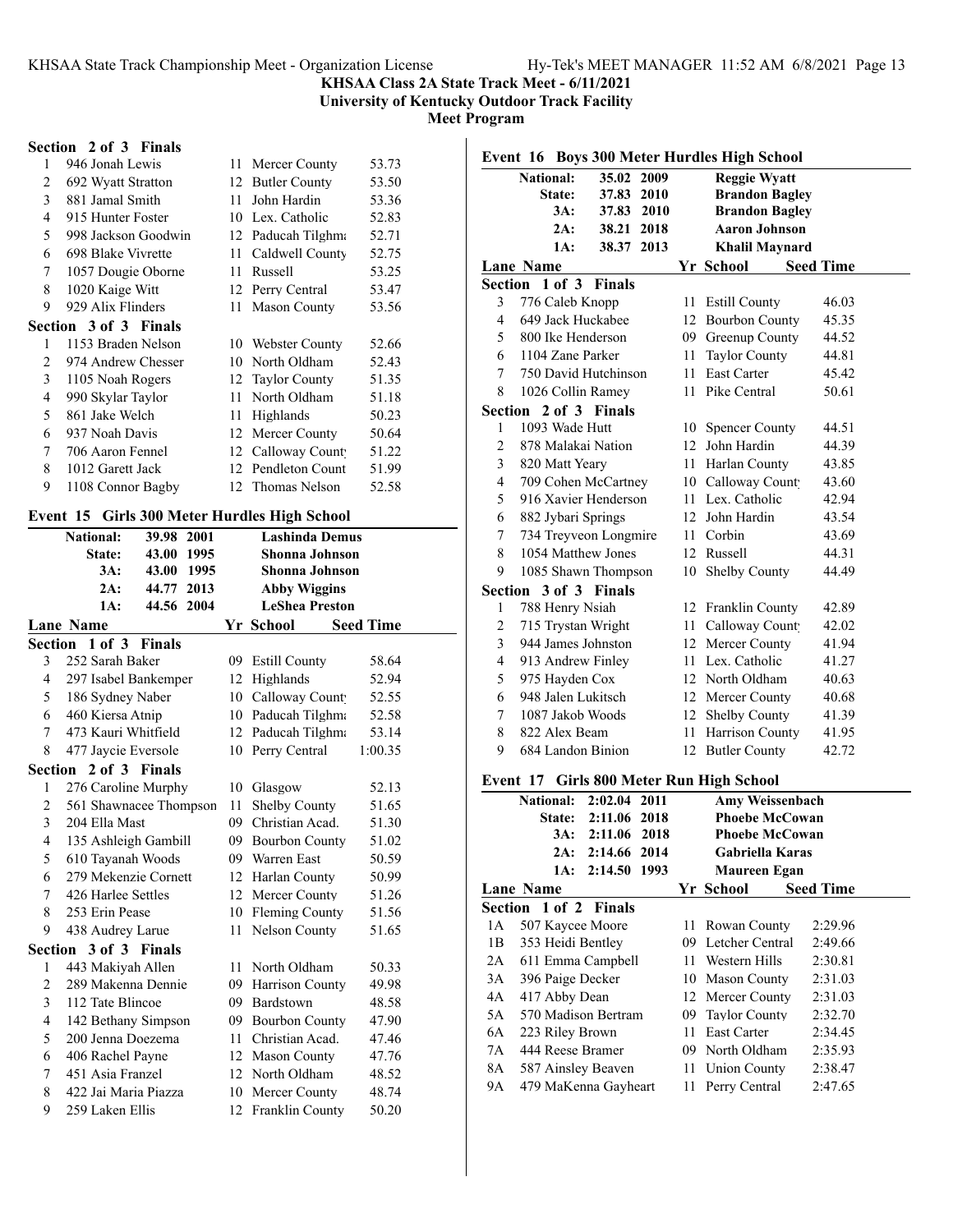KHSAA Class 2A State Track Meet - 6/11/2021
University of Kentucky Outdoor Track Facility
Meet Program

**Section 2 of 3 Finals**

| Lane | Name | Yr | School | Seed Time |
|---|---|---|---|---|
| 1 | 946 Jonah Lewis | 11 | Mercer County | 53.73 |
| 2 | 692 Wyatt Stratton | 12 | Butler County | 53.50 |
| 3 | 881 Jamal Smith | 11 | John Hardin | 53.36 |
| 4 | 915 Hunter Foster | 10 | Lex. Catholic | 52.83 |
| 5 | 998 Jackson Goodwin | 12 | Paducah Tilghma | 52.71 |
| 6 | 698 Blake Vivrette | 11 | Caldwell County | 52.75 |
| 7 | 1057 Dougie Oborne | 11 | Russell | 53.25 |
| 8 | 1020 Kaige Witt | 12 | Perry Central | 53.47 |
| 9 | 929 Alix Flinders | 11 | Mason County | 53.56 |

**Section 3 of 3 Finals**

| Lane | Name | Yr | School | Seed Time |
|---|---|---|---|---|
| 1 | 1153 Braden Nelson | 10 | Webster County | 52.66 |
| 2 | 974 Andrew Chesser | 10 | North Oldham | 52.43 |
| 3 | 1105 Noah Rogers | 12 | Taylor County | 51.35 |
| 4 | 990 Skylar Taylor | 11 | North Oldham | 51.18 |
| 5 | 861 Jake Welch | 11 | Highlands | 50.23 |
| 6 | 937 Noah Davis | 12 | Mercer County | 50.64 |
| 7 | 706 Aaron Fennel | 12 | Calloway County | 51.22 |
| 8 | 1012 Garett Jack | 12 | Pendleton Count | 51.99 |
| 9 | 1108 Connor Bagby | 12 | Thomas Nelson | 52.58 |

## Event 15 Girls 300 Meter Hurdles High School

| | | | |
|---|---|---|---|
| National: | 39.98 | 2001 | Lashinda Demus |
| State: | 43.00 | 1995 | Shonna Johnson |
| 3A: | 43.00 | 1995 | Shonna Johnson |
| 2A: | 44.77 | 2013 | Abby Wiggins |
| 1A: | 44.56 | 2004 | LeShea Preston |

**Section 1 of 3 Finals**

| Lane | Name | Yr | School | Seed Time |
|---|---|---|---|---|
| 3 | 252 Sarah Baker | 09 | Estill County | 58.64 |
| 4 | 297 Isabel Bankemper | 12 | Highlands | 52.94 |
| 5 | 186 Sydney Naber | 10 | Calloway County | 52.55 |
| 6 | 460 Kiersa Atnip | 10 | Paducah Tilghma | 52.58 |
| 7 | 473 Kauri Whitfield | 12 | Paducah Tilghma | 53.14 |
| 8 | 477 Jaycie Eversole | 10 | Perry Central | 1:00.35 |

**Section 2 of 3 Finals**

| Lane | Name | Yr | School | Seed Time |
|---|---|---|---|---|
| 1 | 276 Caroline Murphy | 10 | Glasgow | 52.13 |
| 2 | 561 Shawnacee Thompson | 11 | Shelby County | 51.65 |
| 3 | 204 Ella Mast | 09 | Christian Acad. | 51.30 |
| 4 | 135 Ashleigh Gambill | 09 | Bourbon County | 51.02 |
| 5 | 610 Tayanah Woods | 09 | Warren East | 50.59 |
| 6 | 279 Mekenzie Cornett | 12 | Harlan County | 50.99 |
| 7 | 426 Harlee Settles | 12 | Mercer County | 51.26 |
| 8 | 253 Erin Pease | 10 | Fleming County | 51.56 |
| 9 | 438 Audrey Larue | 11 | Nelson County | 51.65 |

**Section 3 of 3 Finals**

| Lane | Name | Yr | School | Seed Time |
|---|---|---|---|---|
| 1 | 443 Makiyah Allen | 11 | North Oldham | 50.33 |
| 2 | 289 Makenna Dennie | 09 | Harrison County | 49.98 |
| 3 | 112 Tate Blincoe | 09 | Bardstown | 48.58 |
| 4 | 142 Bethany Simpson | 09 | Bourbon County | 47.90 |
| 5 | 200 Jenna Doezema | 11 | Christian Acad. | 47.46 |
| 6 | 406 Rachel Payne | 12 | Mason County | 47.76 |
| 7 | 451 Asia Franzel | 12 | North Oldham | 48.52 |
| 8 | 422 Jai Maria Piazza | 10 | Mercer County | 48.74 |
| 9 | 259 Laken Ellis | 12 | Franklin County | 50.20 |

## Event 16 Boys 300 Meter Hurdles High School

| | | | |
|---|---|---|---|
| National: | 35.02 | 2009 | Reggie Wyatt |
| State: | 37.83 | 2010 | Brandon Bagley |
| 3A: | 37.83 | 2010 | Brandon Bagley |
| 2A: | 38.21 | 2018 | Aaron Johnson |
| 1A: | 38.37 | 2013 | Khalil Maynard |

**Section 1 of 3 Finals**

| Lane | Name | Yr | School | Seed Time |
|---|---|---|---|---|
| 3 | 776 Caleb Knopp | 11 | Estill County | 46.03 |
| 4 | 649 Jack Huckabee | 12 | Bourbon County | 45.35 |
| 5 | 800 Ike Henderson | 09 | Greenup County | 44.52 |
| 6 | 1104 Zane Parker | 11 | Taylor County | 44.81 |
| 7 | 750 David Hutchinson | 11 | East Carter | 45.42 |
| 8 | 1026 Collin Ramey | 11 | Pike Central | 50.61 |

**Section 2 of 3 Finals**

| Lane | Name | Yr | School | Seed Time |
|---|---|---|---|---|
| 1 | 1093 Wade Hutt | 10 | Spencer County | 44.51 |
| 2 | 878 Malakai Nation | 12 | John Hardin | 44.39 |
| 3 | 820 Matt Yeary | 11 | Harlan County | 43.85 |
| 4 | 709 Cohen McCartney | 10 | Calloway County | 43.60 |
| 5 | 916 Xavier Henderson | 11 | Lex. Catholic | 42.94 |
| 6 | 882 Jybari Springs | 12 | John Hardin | 43.54 |
| 7 | 734 Treyveon Longmire | 11 | Corbin | 43.69 |
| 8 | 1054 Matthew Jones | 12 | Russell | 44.31 |
| 9 | 1085 Shawn Thompson | 10 | Shelby County | 44.49 |

**Section 3 of 3 Finals**

| Lane | Name | Yr | School | Seed Time |
|---|---|---|---|---|
| 1 | 788 Henry Nsiah | 12 | Franklin County | 42.89 |
| 2 | 715 Trystan Wright | 11 | Calloway County | 42.02 |
| 3 | 944 James Johnston | 12 | Mercer County | 41.94 |
| 4 | 913 Andrew Finley | 11 | Lex. Catholic | 41.27 |
| 5 | 975 Hayden Cox | 12 | North Oldham | 40.63 |
| 6 | 948 Jalen Lukitsch | 12 | Mercer County | 40.68 |
| 7 | 1087 Jakob Woods | 12 | Shelby County | 41.39 |
| 8 | 822 Alex Beam | 11 | Harrison County | 41.95 |
| 9 | 684 Landon Binion | 12 | Butler County | 42.72 |

## Event 17 Girls 800 Meter Run High School

| | | | |
|---|---|---|---|
| National: | 2:02.04 | 2011 | Amy Weissenbach |
| State: | 2:11.06 | 2018 | Phoebe McCowan |
| 3A: | 2:11.06 | 2018 | Phoebe McCowan |
| 2A: | 2:14.66 | 2014 | Gabriella Karas |
| 1A: | 2:14.50 | 1993 | Maureen Egan |

**Section 1 of 2 Finals**

| Lane | Name | Yr | School | Seed Time |
|---|---|---|---|---|
| 1A | 507 Kaycee Moore | 11 | Rowan County | 2:29.96 |
| 1B | 353 Heidi Bentley | 09 | Letcher Central | 2:49.66 |
| 2A | 611 Emma Campbell | 11 | Western Hills | 2:30.81 |
| 3A | 396 Paige Decker | 10 | Mason County | 2:31.03 |
| 4A | 417 Abby Dean | 12 | Mercer County | 2:31.03 |
| 5A | 570 Madison Bertram | 09 | Taylor County | 2:32.70 |
| 6A | 223 Riley Brown | 11 | East Carter | 2:34.45 |
| 7A | 444 Reese Bramer | 09 | North Oldham | 2:35.93 |
| 8A | 587 Ainsley Beaven | 11 | Union County | 2:38.47 |
| 9A | 479 MaKenna Gayheart | 11 | Perry Central | 2:47.65 |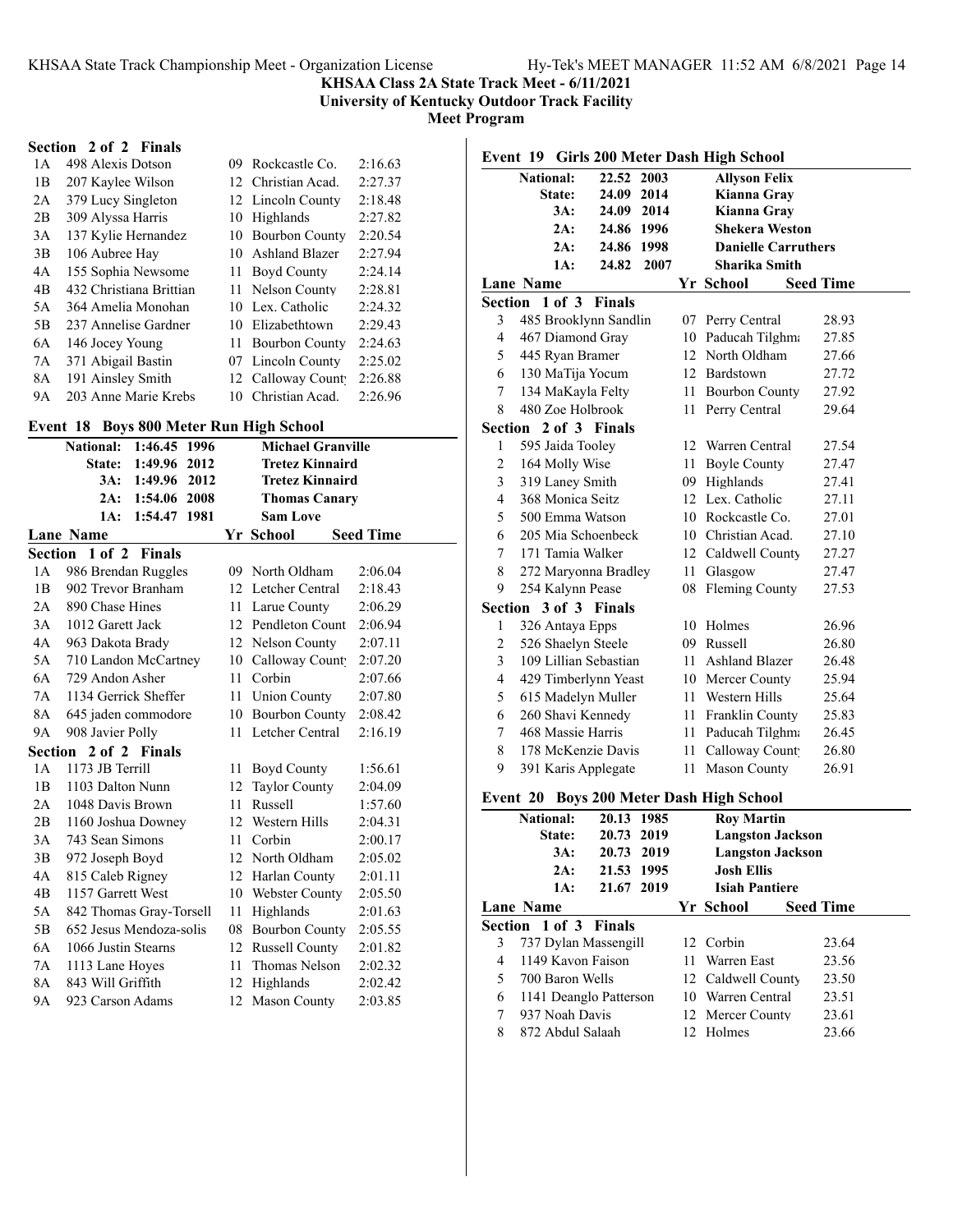**KHSAA Class 2A State Track Meet - 6/11/2021**
**University of Kentucky Outdoor Track Facility**
**Meet Program**

### Section 2 of 2 Finals

| Lane | Name | Yr | School | Seed Time |
|---|---|---|---|---|
| 1A | 498 Alexis Dotson | 09 | Rockcastle Co. | 2:16.63 |
| 1B | 207 Kaylee Wilson | 12 | Christian Acad. | 2:27.37 |
| 2A | 379 Lucy Singleton | 12 | Lincoln County | 2:18.48 |
| 2B | 309 Alyssa Harris | 10 | Highlands | 2:27.82 |
| 3A | 137 Kylie Hernandez | 10 | Bourbon County | 2:20.54 |
| 3B | 106 Aubree Hay | 10 | Ashland Blazer | 2:27.94 |
| 4A | 155 Sophia Newsome | 11 | Boyd County | 2:24.14 |
| 4B | 432 Christiana Brittian | 11 | Nelson County | 2:28.81 |
| 5A | 364 Amelia Monohan | 10 | Lex. Catholic | 2:24.32 |
| 5B | 237 Annelise Gardner | 10 | Elizabethtown | 2:29.43 |
| 6A | 146 Jocey Young | 11 | Bourbon County | 2:24.63 |
| 7A | 371 Abigail Bastin | 07 | Lincoln County | 2:25.02 |
| 8A | 191 Ainsley Smith | 12 | Calloway County | 2:26.88 |
| 9A | 203 Anne Marie Krebs | 10 | Christian Acad. | 2:26.96 |

## Event 18 Boys 800 Meter Run High School

| | | | |
|---|---|---|---|
| National: | 1:46.45 | 1996 | Michael Granville |
| State: | 1:49.96 | 2012 | Tretez Kinnaird |
| 3A: | 1:49.96 | 2012 | Tretez Kinnaird |
| 2A: | 1:54.06 | 2008 | Thomas Canary |
| 1A: | 1:54.47 | 1981 | Sam Love |

### Section 1 of 2 Finals

| Lane | Name | Yr | School | Seed Time |
|---|---|---|---|---|
| 1A | 986 Brendan Ruggles | 09 | North Oldham | 2:06.04 |
| 1B | 902 Trevor Branham | 12 | Letcher Central | 2:18.43 |
| 2A | 890 Chase Hines | 11 | Larue County | 2:06.29 |
| 3A | 1012 Garett Jack | 12 | Pendleton County | 2:06.94 |
| 4A | 963 Dakota Brady | 12 | Nelson County | 2:07.11 |
| 5A | 710 Landon McCartney | 10 | Calloway County | 2:07.20 |
| 6A | 729 Andon Asher | 11 | Corbin | 2:07.66 |
| 7A | 1134 Gerrick Sheffer | 11 | Union County | 2:07.80 |
| 8A | 645 jaden commodore | 10 | Bourbon County | 2:08.42 |
| 9A | 908 Javier Polly | 11 | Letcher Central | 2:16.19 |

### Section 2 of 2 Finals

| Lane | Name | Yr | School | Seed Time |
|---|---|---|---|---|
| 1A | 1173 JB Terrill | 11 | Boyd County | 1:56.61 |
| 1B | 1103 Dalton Nunn | 12 | Taylor County | 2:04.09 |
| 2A | 1048 Davis Brown | 11 | Russell | 1:57.60 |
| 2B | 1160 Joshua Downey | 12 | Western Hills | 2:04.31 |
| 3A | 743 Sean Simons | 11 | Corbin | 2:00.17 |
| 3B | 972 Joseph Boyd | 12 | North Oldham | 2:05.02 |
| 4A | 815 Caleb Rigney | 12 | Harlan County | 2:01.11 |
| 4B | 1157 Garrett West | 10 | Webster County | 2:05.50 |
| 5A | 842 Thomas Gray-Torsell | 11 | Highlands | 2:01.63 |
| 5B | 652 Jesus Mendoza-solis | 08 | Bourbon County | 2:05.55 |
| 6A | 1066 Justin Stearns | 12 | Russell County | 2:01.82 |
| 7A | 1113 Lane Hoyes | 11 | Thomas Nelson | 2:02.32 |
| 8A | 843 Will Griffith | 12 | Highlands | 2:02.42 |
| 9A | 923 Carson Adams | 12 | Mason County | 2:03.85 |

## Event 19 Girls 200 Meter Dash High School

| | | | |
|---|---|---|---|
| National: | 22.52 | 2003 | Allyson Felix |
| State: | 24.09 | 2014 | Kianna Gray |
| 3A: | 24.09 | 2014 | Kianna Gray |
| 2A: | 24.86 | 1996 | Shekera Weston |
| 2A: | 24.86 | 1998 | Danielle Carruthers |
| 1A: | 24.82 | 2007 | Sharika Smith |

### Section 1 of 3 Finals

| Lane | Name | Yr | School | Seed Time |
|---|---|---|---|---|
| 3 | 485 Brooklynn Sandlin | 07 | Perry Central | 28.93 |
| 4 | 467 Diamond Gray | 10 | Paducah Tilghman | 27.85 |
| 5 | 445 Ryan Bramer | 12 | North Oldham | 27.66 |
| 6 | 130 MaTija Yocum | 12 | Bardstown | 27.72 |
| 7 | 134 MaKayla Felty | 11 | Bourbon County | 27.92 |
| 8 | 480 Zoe Holbrook | 11 | Perry Central | 29.64 |

### Section 2 of 3 Finals

| Lane | Name | Yr | School | Seed Time |
|---|---|---|---|---|
| 1 | 595 Jaida Tooley | 12 | Warren Central | 27.54 |
| 2 | 164 Molly Wise | 11 | Boyle County | 27.47 |
| 3 | 319 Laney Smith | 09 | Highlands | 27.41 |
| 4 | 368 Monica Seitz | 12 | Lex. Catholic | 27.11 |
| 5 | 500 Emma Watson | 10 | Rockcastle Co. | 27.01 |
| 6 | 205 Mia Schoenbeck | 10 | Christian Acad. | 27.10 |
| 7 | 171 Tamia Walker | 12 | Caldwell County | 27.27 |
| 8 | 272 Maryonna Bradley | 11 | Glasgow | 27.47 |
| 9 | 254 Kalynn Pease | 08 | Fleming County | 27.53 |

### Section 3 of 3 Finals

| Lane | Name | Yr | School | Seed Time |
|---|---|---|---|---|
| 1 | 326 Antaya Epps | 10 | Holmes | 26.96 |
| 2 | 526 Shaelyn Steele | 09 | Russell | 26.80 |
| 3 | 109 Lillian Sebastian | 11 | Ashland Blazer | 26.48 |
| 4 | 429 Timberlynn Yeast | 10 | Mercer County | 25.94 |
| 5 | 615 Madelyn Muller | 11 | Western Hills | 25.64 |
| 6 | 260 Shavi Kennedy | 11 | Franklin County | 25.83 |
| 7 | 468 Massie Harris | 11 | Paducah Tilghman | 26.45 |
| 8 | 178 McKenzie Davis | 11 | Calloway County | 26.80 |
| 9 | 391 Karis Applegate | 11 | Mason County | 26.91 |

## Event 20 Boys 200 Meter Dash High School

| | | | |
|---|---|---|---|
| National: | 20.13 | 1985 | Roy Martin |
| State: | 20.73 | 2019 | Langston Jackson |
| 3A: | 20.73 | 2019 | Langston Jackson |
| 2A: | 21.53 | 1995 | Josh Ellis |
| 1A: | 21.67 | 2019 | Isiah Pantiere |

### Section 1 of 3 Finals

| Lane | Name | Yr | School | Seed Time |
|---|---|---|---|---|
| 3 | 737 Dylan Massengill | 12 | Corbin | 23.64 |
| 4 | 1149 Kavon Faison | 11 | Warren East | 23.56 |
| 5 | 700 Baron Wells | 12 | Caldwell County | 23.50 |
| 6 | 1141 Deanglo Patterson | 10 | Warren Central | 23.51 |
| 7 | 937 Noah Davis | 12 | Mercer County | 23.61 |
| 8 | 872 Abdul Salaah | 12 | Holmes | 23.66 |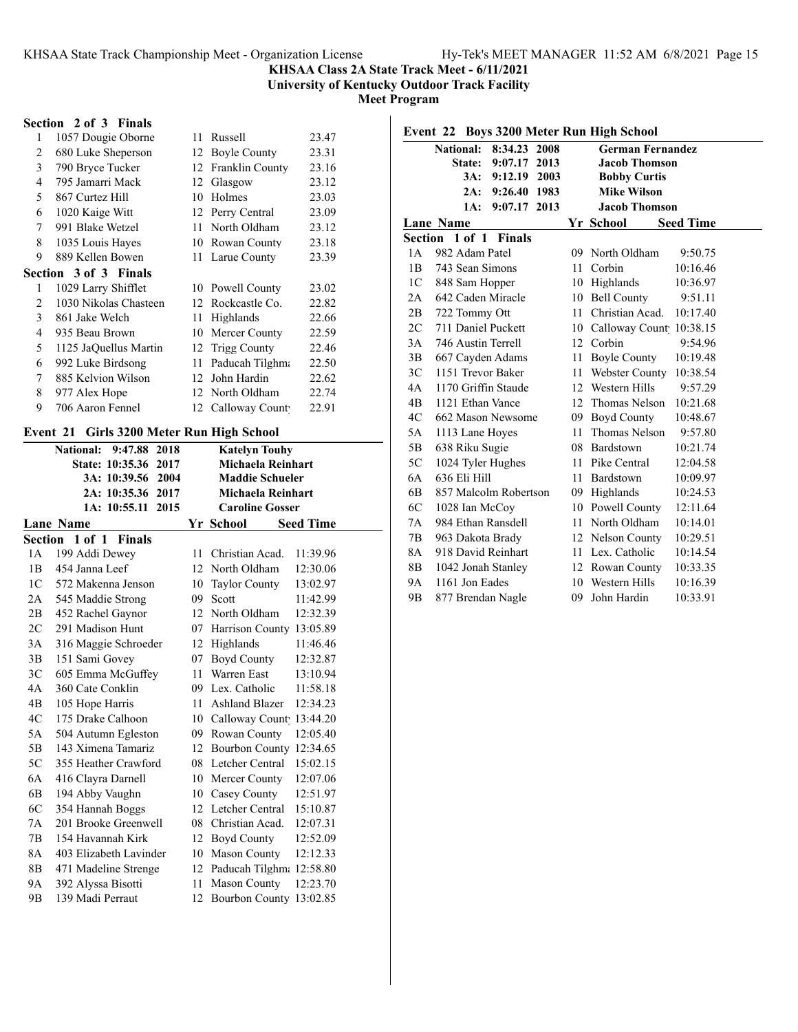## KHSAA Class 2A State Track Meet - 6/11/2021

**University of Kentucky Outdoor Track Facility**

**Meet Program**

### Section 2 of 3 Finals

| Lane | Name | Yr | School | Seed Time |
|---|---|---|---|---|
| 1 | 1057 Dougie Oborne | 11 | Russell | 23.47 |
| 2 | 680 Luke Sheperson | 12 | Boyle County | 23.31 |
| 3 | 790 Bryce Tucker | 12 | Franklin County | 23.16 |
| 4 | 795 Jamarri Mack | 12 | Glasgow | 23.12 |
| 5 | 867 Curtez Hill | 10 | Holmes | 23.03 |
| 6 | 1020 Kaige Witt | 12 | Perry Central | 23.09 |
| 7 | 991 Blake Wetzel | 11 | North Oldham | 23.12 |
| 8 | 1035 Louis Hayes | 10 | Rowan County | 23.18 |
| 9 | 889 Kellen Bowen | 11 | Larue County | 23.39 |

### Section 3 of 3 Finals

| Lane | Name | Yr | School | Seed Time |
|---|---|---|---|---|
| 1 | 1029 Larry Shifflet | 10 | Powell County | 23.02 |
| 2 | 1030 Nikolas Chasteen | 12 | Rockcastle Co. | 22.82 |
| 3 | 861 Jake Welch | 11 | Highlands | 22.66 |
| 4 | 935 Beau Brown | 10 | Mercer County | 22.59 |
| 5 | 1125 JaQuellus Martin | 12 | Trigg County | 22.46 |
| 6 | 992 Luke Birdsong | 11 | Paducah Tilghma | 22.50 |
| 7 | 885 Kelvion Wilson | 12 | John Hardin | 22.62 |
| 8 | 977 Alex Hope | 12 | North Oldham | 22.74 |
| 9 | 706 Aaron Fennel | 12 | Calloway County | 22.91 |

## Event 21 Girls 3200 Meter Run High School

| | | | |
|---|---|---|---|
| National: | 9:47.88 | 2018 | Katelyn Touhy |
| State: | 10:35.36 | 2017 | Michaela Reinhart |
| 3A: | 10:39.56 | 2004 | Maddie Schueler |
| 2A: | 10:35.36 | 2017 | Michaela Reinhart |
| 1A: | 10:55.11 | 2015 | Caroline Gosser |

### Section 1 of 1 Finals

| Lane | Name | Yr | School | Seed Time |
|---|---|---|---|---|
| 1A | 199 Addi Dewey | 11 | Christian Acad. | 11:39.96 |
| 1B | 454 Janna Leef | 12 | North Oldham | 12:30.06 |
| 1C | 572 Makenna Jenson | 10 | Taylor County | 13:02.97 |
| 2A | 545 Maddie Strong | 09 | Scott | 11:42.99 |
| 2B | 452 Rachel Gaynor | 12 | North Oldham | 12:32.39 |
| 2C | 291 Madison Hunt | 07 | Harrison County | 13:05.89 |
| 3A | 316 Maggie Schroeder | 12 | Highlands | 11:46.46 |
| 3B | 151 Sami Govey | 07 | Boyd County | 12:32.87 |
| 3C | 605 Emma McGuffey | 11 | Warren East | 13:10.94 |
| 4A | 360 Cate Conklin | 09 | Lex. Catholic | 11:58.18 |
| 4B | 105 Hope Harris | 11 | Ashland Blazer | 12:34.23 |
| 4C | 175 Drake Calhoon | 10 | Calloway County | 13:44.20 |
| 5A | 504 Autumn Egleston | 09 | Rowan County | 12:05.40 |
| 5B | 143 Ximena Tamariz | 12 | Bourbon County | 12:34.65 |
| 5C | 355 Heather Crawford | 08 | Letcher Central | 15:02.15 |
| 6A | 416 Clayra Darnell | 10 | Mercer County | 12:07.06 |
| 6B | 194 Abby Vaughn | 10 | Casey County | 12:51.97 |
| 6C | 354 Hannah Boggs | 12 | Letcher Central | 15:10.87 |
| 7A | 201 Brooke Greenwell | 08 | Christian Acad. | 12:07.31 |
| 7B | 154 Havannah Kirk | 12 | Boyd County | 12:52.09 |
| 8A | 403 Elizabeth Lavinder | 10 | Mason County | 12:12.33 |
| 8B | 471 Madeline Strenge | 12 | Paducah Tilghma | 12:58.80 |
| 9A | 392 Alyssa Bisotti | 11 | Mason County | 12:23.70 |
| 9B | 139 Madi Perraut | 12 | Bourbon County | 13:02.85 |

## Event 22 Boys 3200 Meter Run High School

| | | | |
|---|---|---|---|
| National: | 8:34.23 | 2008 | German Fernandez |
| State: | 9:07.17 | 2013 | Jacob Thomson |
| 3A: | 9:12.19 | 2003 | Bobby Curtis |
| 2A: | 9:26.40 | 1983 | Mike Wilson |
| 1A: | 9:07.17 | 2013 | Jacob Thomson |

### Section 1 of 1 Finals

| Lane | Name | Yr | School | Seed Time |
|---|---|---|---|---|
| 1A | 982 Adam Patel | 09 | North Oldham | 9:50.75 |
| 1B | 743 Sean Simons | 11 | Corbin | 10:16.46 |
| 1C | 848 Sam Hopper | 10 | Highlands | 10:36.97 |
| 2A | 642 Caden Miracle | 10 | Bell County | 9:51.11 |
| 2B | 722 Tommy Ott | 11 | Christian Acad. | 10:17.40 |
| 2C | 711 Daniel Puckett | 10 | Calloway County | 10:38.15 |
| 3A | 746 Austin Terrell | 12 | Corbin | 9:54.96 |
| 3B | 667 Cayden Adams | 11 | Boyle County | 10:19.48 |
| 3C | 1151 Trevor Baker | 11 | Webster County | 10:38.54 |
| 4A | 1170 Griffin Staude | 12 | Western Hills | 9:57.29 |
| 4B | 1121 Ethan Vance | 12 | Thomas Nelson | 10:21.68 |
| 4C | 662 Mason Newsome | 09 | Boyd County | 10:48.67 |
| 5A | 1113 Lane Hoyes | 11 | Thomas Nelson | 9:57.80 |
| 5B | 638 Riku Sugie | 08 | Bardstown | 10:21.74 |
| 5C | 1024 Tyler Hughes | 11 | Pike Central | 12:04.58 |
| 6A | 636 Eli Hill | 11 | Bardstown | 10:09.97 |
| 6B | 857 Malcolm Robertson | 09 | Highlands | 10:24.53 |
| 6C | 1028 Ian McCoy | 10 | Powell County | 12:11.64 |
| 7A | 984 Ethan Ransdell | 11 | North Oldham | 10:14.01 |
| 7B | 963 Dakota Brady | 12 | Nelson County | 10:29.51 |
| 8A | 918 David Reinhart | 11 | Lex. Catholic | 10:14.54 |
| 8B | 1042 Jonah Stanley | 12 | Rowan County | 10:33.35 |
| 9A | 1161 Jon Eades | 10 | Western Hills | 10:16.39 |
| 9B | 877 Brendan Nagle | 09 | John Hardin | 10:33.91 |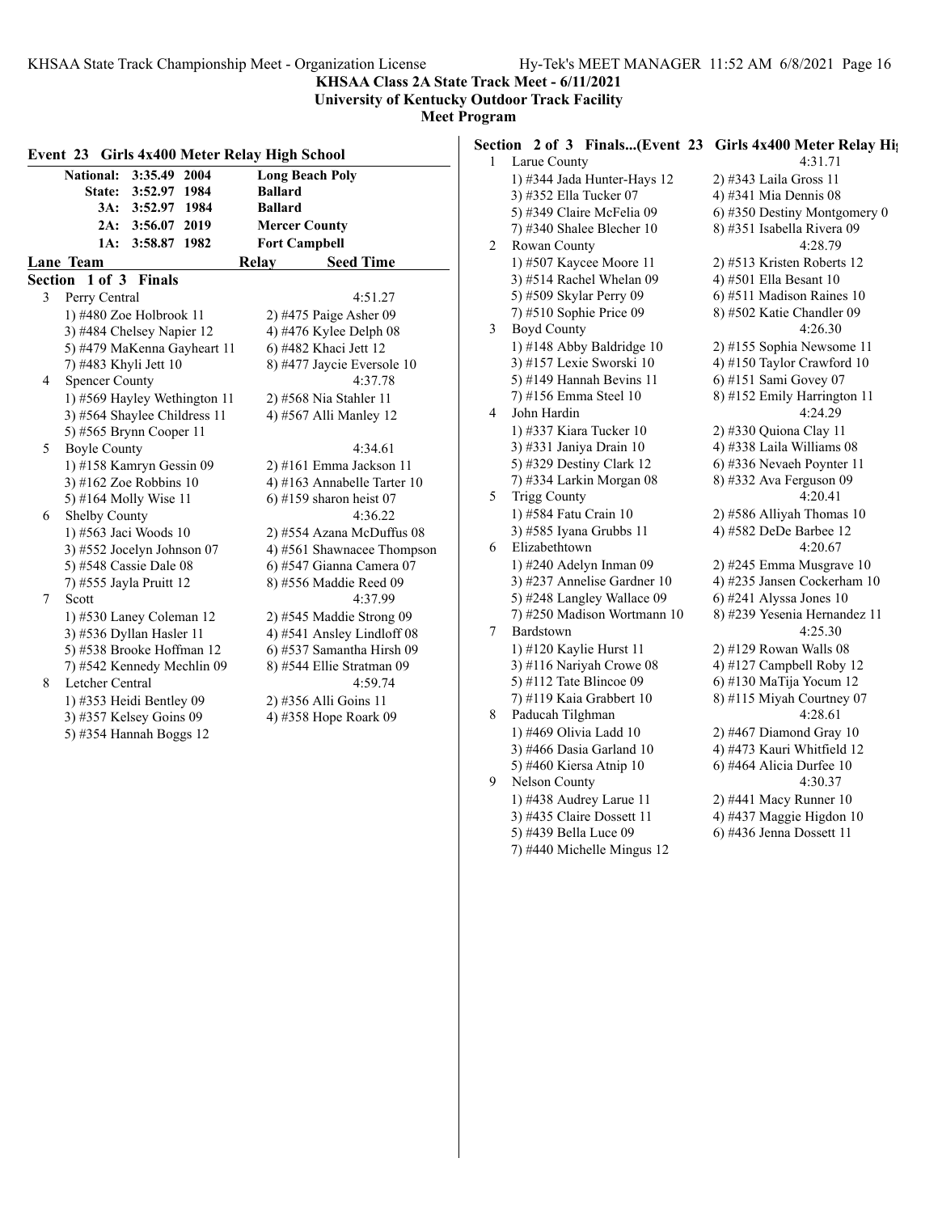**KHSAA Class 2A State Track Meet - 6/11/2021**
**University of Kentucky Outdoor Track Facility**
**Meet Program**

### Event 23 Girls 4x400 Meter Relay High School

| | | | |
|---|---|---|---|
| **National:** | **3:35.49** | **2004** | **Long Beach Poly** |
| **State:** | **3:52.97** | **1984** | **Ballard** |
| **3A:** | **3:52.97** | **1984** | **Ballard** |
| **2A:** | **3:56.07** | **2019** | **Mercer County** |
| **1A:** | **3:58.87** | **1982** | **Fort Campbell** |

**Lane Team — Relay — Seed Time**

**Section 1 of 3 Finals**

3 Perry Central — 4:51.27
1) #480 Zoe Holbrook 11 2) #475 Paige Asher 09
3) #484 Chelsey Napier 12 4) #476 Kylee Delph 08
5) #479 MaKenna Gayheart 11 6) #482 Khaci Jett 12
7) #483 Khyli Jett 10 8) #477 Jaycie Eversole 10

4 Spencer County — 4:37.78
1) #569 Hayley Wethington 11 2) #568 Nia Stahler 11
3) #564 Shaylee Childress 11 4) #567 Alli Manley 12
5) #565 Brynn Cooper 11

5 Boyle County — 4:34.61
1) #158 Kamryn Gessin 09 2) #161 Emma Jackson 11
3) #162 Zoe Robbins 10 4) #163 Annabelle Tarter 10
5) #164 Molly Wise 11 6) #159 sharon heist 07

6 Shelby County — 4:36.22
1) #563 Jaci Woods 10 2) #554 Azana McDuffus 08
3) #552 Jocelyn Johnson 07 4) #561 Shawnacee Thompson
5) #548 Cassie Dale 08 6) #547 Gianna Camera 07
7) #555 Jayla Pruitt 12 8) #556 Maddie Reed 09

7 Scott — 4:37.99
1) #530 Laney Coleman 12 2) #545 Maddie Strong 09
3) #536 Dyllan Hasler 11 4) #541 Ansley Lindloff 08
5) #538 Brooke Hoffman 12 6) #537 Samantha Hirsh 09
7) #542 Kennedy Mechlin 09 8) #544 Ellie Stratman 09

8 Letcher Central — 4:59.74
1) #353 Heidi Bentley 09 2) #356 Alli Goins 11
3) #357 Kelsey Goins 09 4) #358 Hope Roark 09
5) #354 Hannah Boggs 12

**Section 2 of 3 Finals...(Event 23 Girls 4x400 Meter Relay Hi**

1 Larue County — 4:31.71
1) #344 Jada Hunter-Hays 12 2) #343 Laila Gross 11
3) #352 Ella Tucker 07 4) #341 Mia Dennis 08
5) #349 Claire McFelia 09 6) #350 Destiny Montgomery 0
7) #340 Shalee Blecher 10 8) #351 Isabella Rivera 09

2 Rowan County — 4:28.79
1) #507 Kaycee Moore 11 2) #513 Kristen Roberts 12
3) #514 Rachel Whelan 09 4) #501 Ella Besant 10
5) #509 Skylar Perry 09 6) #511 Madison Raines 10
7) #510 Sophie Price 09 8) #502 Katie Chandler 09

3 Boyd County — 4:26.30
1) #148 Abby Baldridge 10 2) #155 Sophia Newsome 11
3) #157 Lexie Sworski 10 4) #150 Taylor Crawford 10
5) #149 Hannah Bevins 11 6) #151 Sami Govey 07
7) #156 Emma Steel 10 8) #152 Emily Harrington 11

4 John Hardin — 4:24.29
1) #337 Kiara Tucker 10 2) #330 Quiona Clay 11
3) #331 Janiya Drain 10 4) #338 Laila Williams 08
5) #329 Destiny Clark 12 6) #336 Nevaeh Poynter 11
7) #334 Larkin Morgan 08 8) #332 Ava Ferguson 09

5 Trigg County — 4:20.41
1) #584 Fatu Crain 10 2) #586 Alliyah Thomas 10
3) #585 Iyana Grubbs 11 4) #582 DeDe Barbee 12

6 Elizabethtown — 4:20.67
1) #240 Adelyn Inman 09 2) #245 Emma Musgrave 10
3) #237 Annelise Gardner 10 4) #235 Jansen Cockerham 10
5) #248 Langley Wallace 09 6) #241 Alyssa Jones 10
7) #250 Madison Wortmann 10 8) #239 Yesenia Hernandez 11

7 Bardstown — 4:25.30
1) #120 Kaylie Hurst 11 2) #129 Rowan Walls 08
3) #116 Nariyah Crowe 08 4) #127 Campbell Roby 12
5) #112 Tate Blincoe 09 6) #130 MaTija Yocum 12
7) #119 Kaia Grabbert 10 8) #115 Miyah Courtney 07

8 Paducah Tilghman — 4:28.61
1) #469 Olivia Ladd 10 2) #467 Diamond Gray 10
3) #466 Dasia Garland 10 4) #473 Kauri Whitfield 12
5) #460 Kiersa Atnip 10 6) #464 Alicia Durfee 10

9 Nelson County — 4:30.37
1) #438 Audrey Larue 11 2) #441 Macy Runner 10
3) #435 Claire Dossett 11 4) #437 Maggie Higdon 10
5) #439 Bella Luce 09 6) #436 Jenna Dossett 11
7) #440 Michelle Mingus 12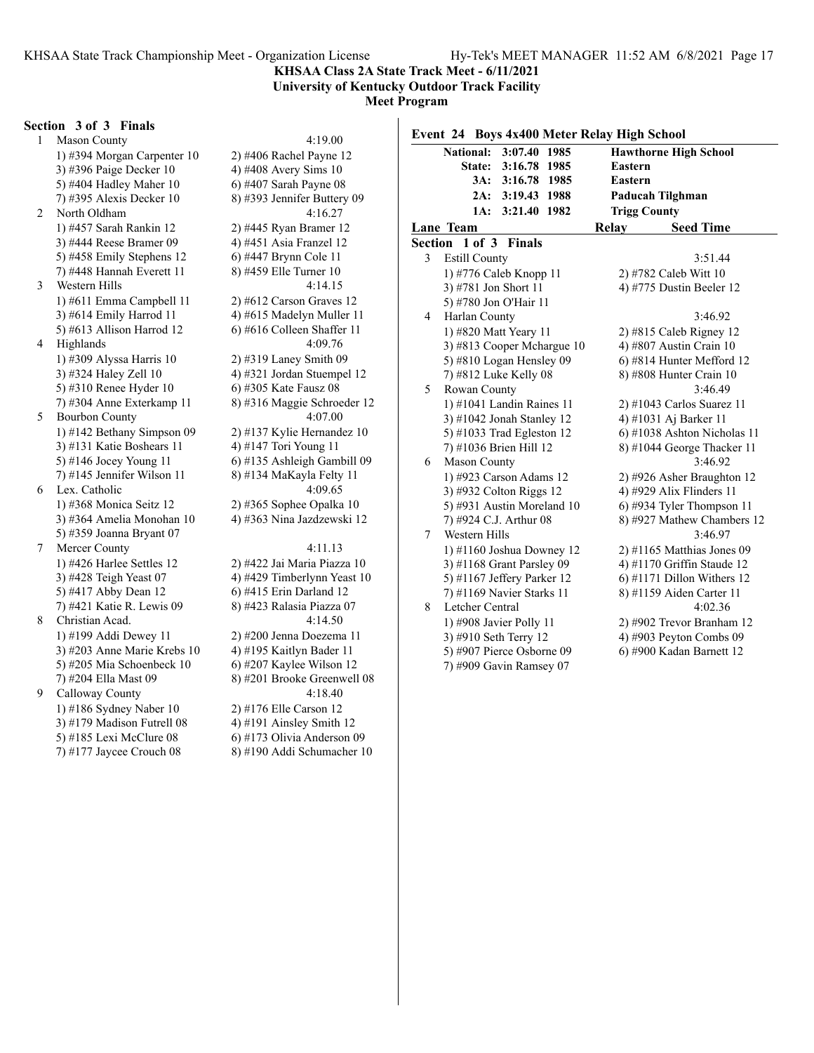**KHSAA Class 2A State Track Meet - 6/11/2021**
**University of Kentucky Outdoor Track Facility**
**Meet Program**

### Section 3 of 3 Finals

1 Mason County — 4:19.00
- 1) #394 Morgan Carpenter 10
- 2) #406 Rachel Payne 12
- 3) #396 Paige Decker 10
- 4) #408 Avery Sims 10
- 5) #404 Hadley Maher 10
- 6) #407 Sarah Payne 08
- 7) #395 Alexis Decker 10
- 8) #393 Jennifer Buttery 09

2 North Oldham — 4:16.27
- 1) #457 Sarah Rankin 12
- 2) #445 Ryan Bramer 12
- 3) #444 Reese Bramer 09
- 4) #451 Asia Franzel 12
- 5) #458 Emily Stephens 12
- 6) #447 Brynn Cole 11
- 7) #448 Hannah Everett 11
- 8) #459 Elle Turner 10

3 Western Hills — 4:14.15
- 1) #611 Emma Campbell 11
- 2) #612 Carson Graves 12
- 3) #614 Emily Harrod 11
- 4) #615 Madelyn Muller 11
- 5) #613 Allison Harrod 12
- 6) #616 Colleen Shaffer 11

4 Highlands — 4:09.76
- 1) #309 Alyssa Harris 10
- 2) #319 Laney Smith 09
- 3) #324 Haley Zell 10
- 4) #321 Jordan Stuempel 12
- 5) #310 Renee Hyder 10
- 6) #305 Kate Fausz 08
- 7) #304 Anne Exterkamp 11
- 8) #316 Maggie Schroeder 12

5 Bourbon County — 4:07.00
- 1) #142 Bethany Simpson 09
- 2) #137 Kylie Hernandez 10
- 3) #131 Katie Boshears 11
- 4) #147 Tori Young 11
- 5) #146 Jocey Young 11
- 6) #135 Ashleigh Gambill 09
- 7) #145 Jennifer Wilson 11
- 8) #134 MaKayla Felty 11

6 Lex. Catholic — 4:09.65
- 1) #368 Monica Seitz 12
- 2) #365 Sophee Opalka 10
- 3) #364 Amelia Monohan 10
- 4) #363 Nina Jazdzewski 12
- 5) #359 Joanna Bryant 07

7 Mercer County — 4:11.13
- 1) #426 Harlee Settles 12
- 2) #422 Jai Maria Piazza 10
- 3) #428 Teigh Yeast 07
- 4) #429 Timberlynn Yeast 10
- 5) #417 Abby Dean 12
- 6) #415 Erin Darland 12
- 7) #421 Katie R. Lewis 09
- 8) #423 Ralasia Piazza 07

8 Christian Acad. — 4:14.50
- 1) #199 Addi Dewey 11
- 2) #200 Jenna Doezema 11
- 3) #203 Anne Marie Krebs 10
- 4) #195 Kaitlyn Bader 11
- 5) #205 Mia Schoenbeck 10
- 6) #207 Kaylee Wilson 12
- 7) #204 Ella Mast 09
- 8) #201 Brooke Greenwell 08

9 Calloway County — 4:18.40
- 1) #186 Sydney Naber 10
- 2) #176 Elle Carson 12
- 3) #179 Madison Futrell 08
- 4) #191 Ainsley Smith 12
- 5) #185 Lexi McClure 08
- 6) #173 Olivia Anderson 09
- 7) #177 Jaycee Crouch 08
- 8) #190 Addi Schumacher 10

## Event 24 Boys 4x400 Meter Relay High School

| | | | |
|---|---|---|---|
| National: | 3:07.40 | 1985 | Hawthorne High School |
| State: | 3:16.78 | 1985 | Eastern |
| 3A: | 3:16.78 | 1985 | Eastern |
| 2A: | 3:19.43 | 1988 | Paducah Tilghman |
| 1A: | 3:21.40 | 1982 | Trigg County |

**Lane Team — Relay — Seed Time**

### Section 1 of 3 Finals

3 Estill County — 3:51.44
- 1) #776 Caleb Knopp 11
- 2) #782 Caleb Witt 10
- 3) #781 Jon Short 11
- 4) #775 Dustin Beeler 12
- 5) #780 Jon O'Hair 11

4 Harlan County — 3:46.92
- 1) #820 Matt Yeary 11
- 2) #815 Caleb Rigney 12
- 3) #813 Cooper Mchargue 10
- 4) #807 Austin Crain 10
- 5) #810 Logan Hensley 09
- 6) #814 Hunter Mefford 12
- 7) #812 Luke Kelly 08
- 8) #808 Hunter Crain 10

5 Rowan County — 3:46.49
- 1) #1041 Landin Raines 11
- 2) #1043 Carlos Suarez 11
- 3) #1042 Jonah Stanley 12
- 4) #1031 Aj Barker 11
- 5) #1033 Trad Egleston 12
- 6) #1038 Ashton Nicholas 11
- 7) #1036 Brien Hill 12
- 8) #1044 George Thacker 11

6 Mason County — 3:46.92
- 1) #923 Carson Adams 12
- 2) #926 Asher Braughton 12
- 3) #932 Colton Riggs 12
- 4) #929 Alix Flinders 11
- 5) #931 Austin Moreland 10
- 6) #934 Tyler Thompson 11
- 7) #924 C.J. Arthur 08
- 8) #927 Mathew Chambers 12

7 Western Hills — 3:46.97
- 1) #1160 Joshua Downey 12
- 2) #1165 Matthias Jones 09
- 3) #1168 Grant Parsley 09
- 4) #1170 Griffin Staude 12
- 5) #1167 Jeffery Parker 12
- 6) #1171 Dillon Withers 12
- 7) #1169 Navier Starks 11
- 8) #1159 Aiden Carter 11

8 Letcher Central — 4:02.36
- 1) #908 Javier Polly 11
- 2) #902 Trevor Branham 12
- 3) #910 Seth Terry 12
- 4) #903 Peyton Combs 09
- 5) #907 Pierce Osborne 09
- 6) #900 Kadan Barnett 12
- 7) #909 Gavin Ramsey 07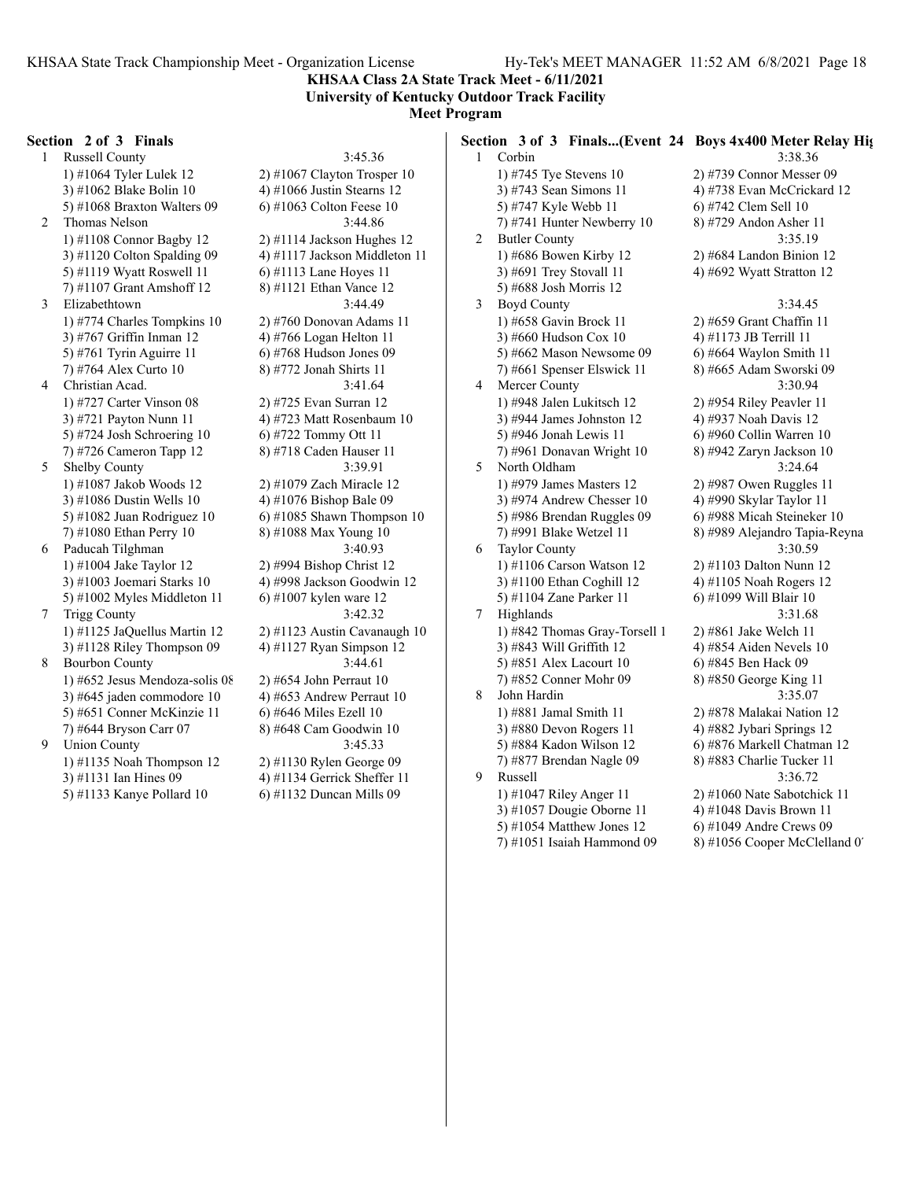**KHSAA Class 2A State Track Meet - 6/11/2021**
**University of Kentucky Outdoor Track Facility**
**Meet Program**

### Section 2 of 3 Finals

1 Russell County 3:45.36
1) #1064 Tyler Lulek 12 2) #1067 Clayton Trosper 10
3) #1062 Blake Bolin 10 4) #1066 Justin Stearns 12
5) #1068 Braxton Walters 09 6) #1063 Colton Feese 10

2 Thomas Nelson 3:44.86
1) #1108 Connor Bagby 12 2) #1114 Jackson Hughes 12
3) #1120 Colton Spalding 09 4) #1117 Jackson Middleton 11
5) #1119 Wyatt Roswell 11 6) #1113 Lane Hoyes 11
7) #1107 Grant Amshoff 12 8) #1121 Ethan Vance 12

3 Elizabethtown 3:44.49
1) #774 Charles Tompkins 10 2) #760 Donovan Adams 11
3) #767 Griffin Inman 12 4) #766 Logan Helton 11
5) #761 Tyrin Aguirre 11 6) #768 Hudson Jones 09
7) #764 Alex Curto 10 8) #772 Jonah Shirts 11

4 Christian Acad. 3:41.64
1) #727 Carter Vinson 08 2) #725 Evan Surran 12
3) #721 Payton Nunn 11 4) #723 Matt Rosenbaum 10
5) #724 Josh Schroering 10 6) #722 Tommy Ott 11
7) #726 Cameron Tapp 12 8) #718 Caden Hauser 11

5 Shelby County 3:39.91
1) #1087 Jakob Woods 12 2) #1079 Zach Miracle 12
3) #1086 Dustin Wells 10 4) #1076 Bishop Bale 09
5) #1082 Juan Rodriguez 10 6) #1085 Shawn Thompson 10
7) #1080 Ethan Perry 10 8) #1088 Max Young 10

6 Paducah Tilghman 3:40.93
1) #1004 Jake Taylor 12 2) #994 Bishop Christ 12
3) #1003 Joemari Starks 10 4) #998 Jackson Goodwin 12
5) #1002 Myles Middleton 11 6) #1007 kylen ware 12

7 Trigg County 3:42.32
1) #1125 JaQuellus Martin 12 2) #1123 Austin Cavanaugh 10
3) #1128 Riley Thompson 09 4) #1127 Ryan Simpson 12

8 Bourbon County 3:44.61
1) #652 Jesus Mendoza-solis 08 2) #654 John Perraut 10
3) #645 jaden commodore 10 4) #653 Andrew Perraut 10
5) #651 Conner McKinzie 11 6) #646 Miles Ezell 10
7) #644 Bryson Carr 07 8) #648 Cam Goodwin 10

9 Union County 3:45.33
1) #1135 Noah Thompson 12 2) #1130 Rylen George 09
3) #1131 Ian Hines 09 4) #1134 Gerrick Sheffer 11
5) #1133 Kanye Pollard 10 6) #1132 Duncan Mills 09

### Section 3 of 3 Finals...(Event 24 Boys 4x400 Meter Relay Hig

1 Corbin 3:38.36
1) #745 Tye Stevens 10 2) #739 Connor Messer 09
3) #743 Sean Simons 11 4) #738 Evan McCrickard 12
5) #747 Kyle Webb 11 6) #742 Clem Sell 10
7) #741 Hunter Newberry 10 8) #729 Andon Asher 11

2 Butler County 3:35.19
1) #686 Bowen Kirby 12 2) #684 Landon Binion 12
3) #691 Trey Stovall 11 4) #692 Wyatt Stratton 12
5) #688 Josh Morris 12

3 Boyd County 3:34.45
1) #658 Gavin Brock 11 2) #659 Grant Chaffin 11
3) #660 Hudson Cox 10 4) #1173 JB Terrill 11
5) #662 Mason Newsome 09 6) #664 Waylon Smith 11
7) #661 Spenser Elswick 11 8) #665 Adam Sworski 09

4 Mercer County 3:30.94
1) #948 Jalen Lukitsch 12 2) #954 Riley Peavler 11
3) #944 James Johnston 12 4) #937 Noah Davis 12
5) #946 Jonah Lewis 11 6) #960 Collin Warren 10
7) #961 Donavan Wright 10 8) #942 Zaryn Jackson 10

5 North Oldham 3:24.64
1) #979 James Masters 12 2) #987 Owen Ruggles 11
3) #974 Andrew Chesser 10 4) #990 Skylar Taylor 11
5) #986 Brendan Ruggles 09 6) #988 Micah Steineker 10
7) #991 Blake Wetzel 11 8) #989 Alejandro Tapia-Reyna

6 Taylor County 3:30.59
1) #1106 Carson Watson 12 2) #1103 Dalton Nunn 12
3) #1100 Ethan Coghill 12 4) #1105 Noah Rogers 12
5) #1104 Zane Parker 11 6) #1099 Will Blair 10

7 Highlands 3:31.68
1) #842 Thomas Gray-Torsell 1 2) #861 Jake Welch 11
3) #843 Will Griffith 12 4) #854 Aiden Nevels 10
5) #851 Alex Lacourt 10 6) #845 Ben Hack 09
7) #852 Conner Mohr 09 8) #850 George King 11

8 John Hardin 3:35.07
1) #881 Jamal Smith 11 2) #878 Malakai Nation 12
3) #880 Devon Rogers 11 4) #882 Jybari Springs 12
5) #884 Kadon Wilson 12 6) #876 Markell Chatman 12
7) #877 Brendan Nagle 09 8) #883 Charlie Tucker 11

9 Russell 3:36.72
1) #1047 Riley Anger 11 2) #1060 Nate Sabotchick 11
3) #1057 Dougie Oborne 11 4) #1048 Davis Brown 11
5) #1054 Matthew Jones 12 6) #1049 Andre Crews 09
7) #1051 Isaiah Hammond 09 8) #1056 Cooper McClelland 0'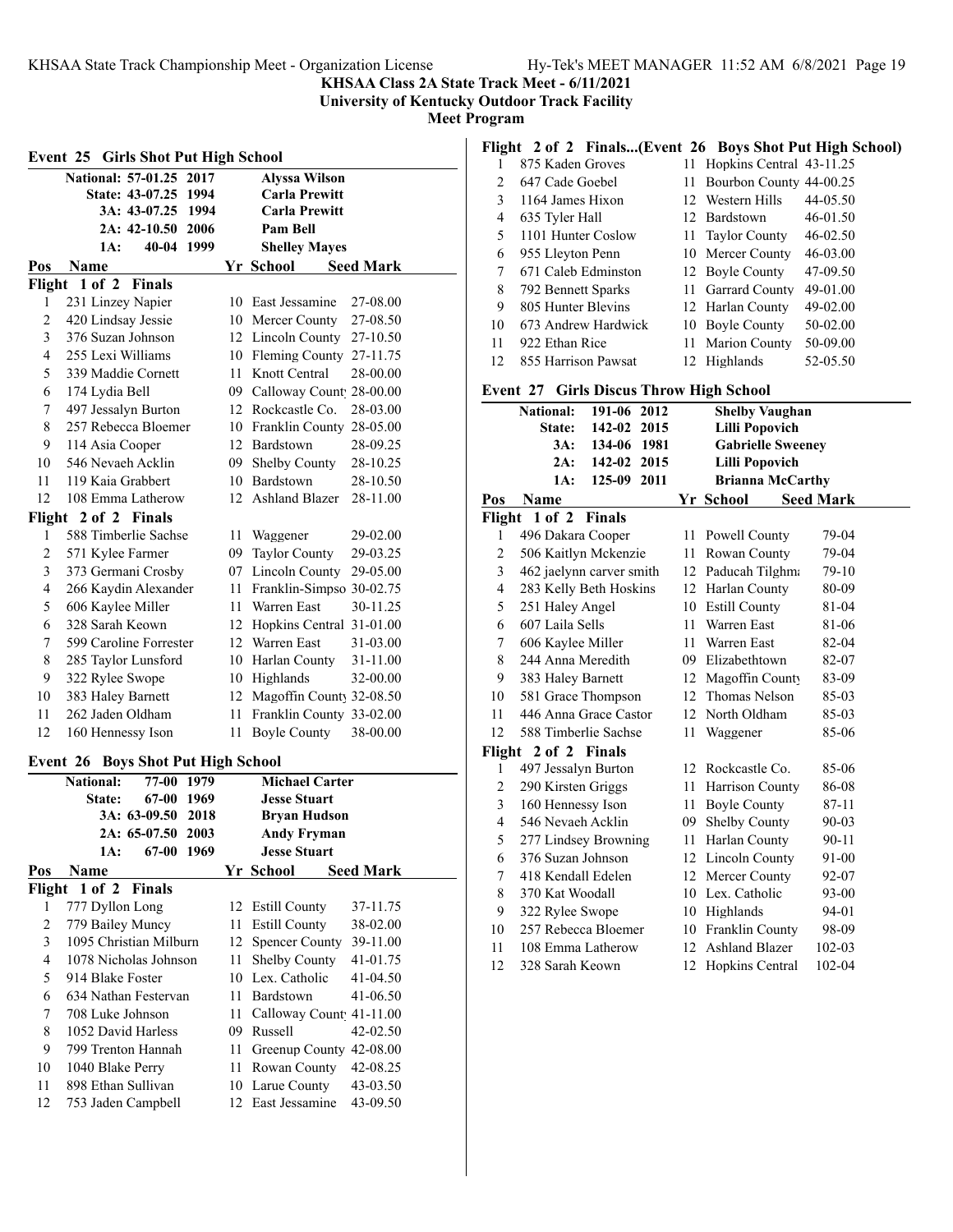**KHSAA Class 2A State Track Meet - 6/11/2021**
**University of Kentucky Outdoor Track Facility**
**Meet Program**

## Event 25 Girls Shot Put High School

| | | | |
|---|---|---|---|
| National: | 57-01.25 | 2017 | Alyssa Wilson |
| State: | 43-07.25 | 1994 | Carla Prewitt |
| 3A: | 43-07.25 | 1994 | Carla Prewitt |
| 2A: | 42-10.50 | 2006 | Pam Bell |
| 1A: | 40-04 | 1999 | Shelley Mayes |

| Pos | Name | Yr | School | Seed Mark |
|---|---|---|---|---|
| **Flight 1 of 2 Finals** | | | | |
| 1 | 231 Linzey Napier | 10 | East Jessamine | 27-08.00 |
| 2 | 420 Lindsay Jessie | 10 | Mercer County | 27-08.50 |
| 3 | 376 Suzan Johnson | 12 | Lincoln County | 27-10.50 |
| 4 | 255 Lexi Williams | 10 | Fleming County | 27-11.75 |
| 5 | 339 Maddie Cornett | 11 | Knott Central | 28-00.00 |
| 6 | 174 Lydia Bell | 09 | Calloway Count | 28-00.00 |
| 7 | 497 Jessalyn Burton | 12 | Rockcastle Co. | 28-03.00 |
| 8 | 257 Rebecca Bloemer | 10 | Franklin County | 28-05.00 |
| 9 | 114 Asia Cooper | 12 | Bardstown | 28-09.25 |
| 10 | 546 Nevaeh Acklin | 09 | Shelby County | 28-10.25 |
| 11 | 119 Kaia Grabbert | 10 | Bardstown | 28-10.50 |
| 12 | 108 Emma Latherow | 12 | Ashland Blazer | 28-11.00 |
| **Flight 2 of 2 Finals** | | | | |
| 1 | 588 Timberlie Sachse | 11 | Waggener | 29-02.00 |
| 2 | 571 Kylee Farmer | 09 | Taylor County | 29-03.25 |
| 3 | 373 Germani Crosby | 07 | Lincoln County | 29-05.00 |
| 4 | 266 Kaydin Alexander | 11 | Franklin-Simpso | 30-02.75 |
| 5 | 606 Kaylee Miller | 11 | Warren East | 30-11.25 |
| 6 | 328 Sarah Keown | 12 | Hopkins Central | 31-01.00 |
| 7 | 599 Caroline Forrester | 12 | Warren East | 31-03.00 |
| 8 | 285 Taylor Lunsford | 10 | Harlan County | 31-11.00 |
| 9 | 322 Rylee Swope | 10 | Highlands | 32-00.00 |
| 10 | 383 Haley Barnett | 12 | Magoffin County | 32-08.50 |
| 11 | 262 Jaden Oldham | 11 | Franklin County | 33-02.00 |
| 12 | 160 Hennessy Ison | 11 | Boyle County | 38-00.00 |

## Event 26 Boys Shot Put High School

| | | | |
|---|---|---|---|
| National: | 77-00 | 1979 | Michael Carter |
| State: | 67-00 | 1969 | Jesse Stuart |
| 3A: | 63-09.50 | 2018 | Bryan Hudson |
| 2A: | 65-07.50 | 2003 | Andy Fryman |
| 1A: | 67-00 | 1969 | Jesse Stuart |

| Pos | Name | Yr | School | Seed Mark |
|---|---|---|---|---|
| **Flight 1 of 2 Finals** | | | | |
| 1 | 777 Dyllon Long | 12 | Estill County | 37-11.75 |
| 2 | 779 Bailey Muncy | 11 | Estill County | 38-02.00 |
| 3 | 1095 Christian Milburn | 12 | Spencer County | 39-11.00 |
| 4 | 1078 Nicholas Johnson | 11 | Shelby County | 41-01.75 |
| 5 | 914 Blake Foster | 10 | Lex. Catholic | 41-04.50 |
| 6 | 634 Nathan Festervan | 11 | Bardstown | 41-06.50 |
| 7 | 708 Luke Johnson | 11 | Calloway Count | 41-11.00 |
| 8 | 1052 David Harless | 09 | Russell | 42-02.50 |
| 9 | 799 Trenton Hannah | 11 | Greenup County | 42-08.00 |
| 10 | 1040 Blake Perry | 11 | Rowan County | 42-08.25 |
| 11 | 898 Ethan Sullivan | 10 | Larue County | 43-03.50 |
| 12 | 753 Jaden Campbell | 12 | East Jessamine | 43-09.50 |
| **Flight 2 of 2 Finals...(Event 26 Boys Shot Put High School)** | | | | |
| 1 | 875 Kaden Groves | 11 | Hopkins Central | 43-11.25 |
| 2 | 647 Cade Goebel | 11 | Bourbon County | 44-00.25 |
| 3 | 1164 James Hixon | 12 | Western Hills | 44-05.50 |
| 4 | 635 Tyler Hall | 12 | Bardstown | 46-01.50 |
| 5 | 1101 Hunter Coslow | 11 | Taylor County | 46-02.50 |
| 6 | 955 Lleyton Penn | 10 | Mercer County | 46-03.00 |
| 7 | 671 Caleb Edminston | 12 | Boyle County | 47-09.50 |
| 8 | 792 Bennett Sparks | 11 | Garrard County | 49-01.00 |
| 9 | 805 Hunter Blevins | 12 | Harlan County | 49-02.00 |
| 10 | 673 Andrew Hardwick | 10 | Boyle County | 50-02.00 |
| 11 | 922 Ethan Rice | 11 | Marion County | 50-09.00 |
| 12 | 855 Harrison Pawsat | 12 | Highlands | 52-05.50 |

## Event 27 Girls Discus Throw High School

| | | | |
|---|---|---|---|
| National: | 191-06 | 2012 | Shelby Vaughan |
| State: | 142-02 | 2015 | Lilli Popovich |
| 3A: | 134-06 | 1981 | Gabrielle Sweeney |
| 2A: | 142-02 | 2015 | Lilli Popovich |
| 1A: | 125-09 | 2011 | Brianna McCarthy |

| Pos | Name | Yr | School | Seed Mark |
|---|---|---|---|---|
| **Flight 1 of 2 Finals** | | | | |
| 1 | 496 Dakara Cooper | 11 | Powell County | 79-04 |
| 2 | 506 Kaitlyn Mckenzie | 11 | Rowan County | 79-04 |
| 3 | 462 jaelynn carver smith | 12 | Paducah Tilghma | 79-10 |
| 4 | 283 Kelly Beth Hoskins | 12 | Harlan County | 80-09 |
| 5 | 251 Haley Angel | 10 | Estill County | 81-04 |
| 6 | 607 Laila Sells | 11 | Warren East | 81-06 |
| 7 | 606 Kaylee Miller | 11 | Warren East | 82-04 |
| 8 | 244 Anna Meredith | 09 | Elizabethtown | 82-07 |
| 9 | 383 Haley Barnett | 12 | Magoffin County | 83-09 |
| 10 | 581 Grace Thompson | 12 | Thomas Nelson | 85-03 |
| 11 | 446 Anna Grace Castor | 12 | North Oldham | 85-03 |
| 12 | 588 Timberlie Sachse | 11 | Waggener | 85-06 |
| **Flight 2 of 2 Finals** | | | | |
| 1 | 497 Jessalyn Burton | 12 | Rockcastle Co. | 85-06 |
| 2 | 290 Kirsten Griggs | 11 | Harrison County | 86-08 |
| 3 | 160 Hennessy Ison | 11 | Boyle County | 87-11 |
| 4 | 546 Nevaeh Acklin | 09 | Shelby County | 90-03 |
| 5 | 277 Lindsey Browning | 11 | Harlan County | 90-11 |
| 6 | 376 Suzan Johnson | 12 | Lincoln County | 91-00 |
| 7 | 418 Kendall Edelen | 12 | Mercer County | 92-07 |
| 8 | 370 Kat Woodall | 10 | Lex. Catholic | 93-00 |
| 9 | 322 Rylee Swope | 10 | Highlands | 94-01 |
| 10 | 257 Rebecca Bloemer | 10 | Franklin County | 98-09 |
| 11 | 108 Emma Latherow | 12 | Ashland Blazer | 102-03 |
| 12 | 328 Sarah Keown | 12 | Hopkins Central | 102-04 |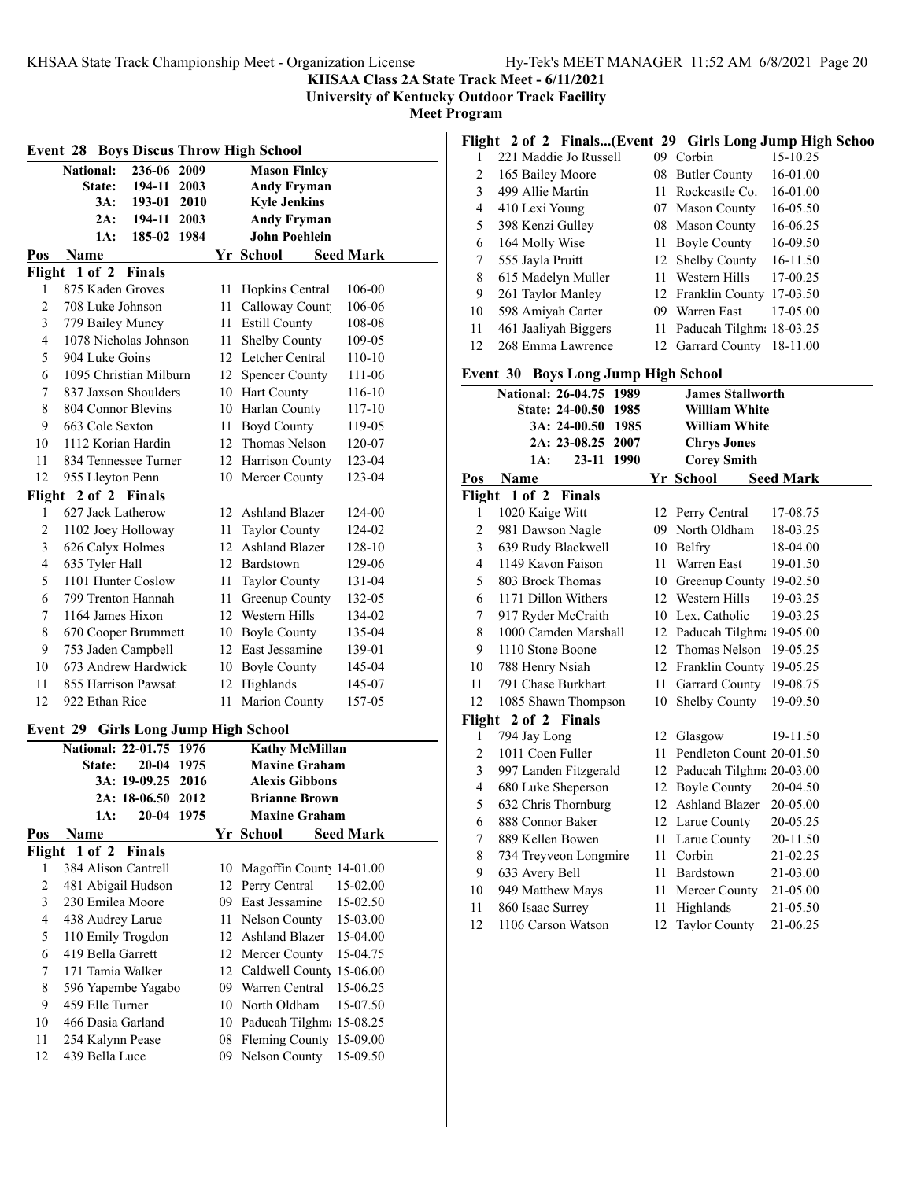**KHSAA Class 2A State Track Meet - 6/11/2021**
**University of Kentucky Outdoor Track Facility**
**Meet Program**

## Event 28 Boys Discus Throw High School

| | | | |
|---|---|---|---|
| National: | 236-06 | 2009 | Mason Finley |
| State: | 194-11 | 2003 | Andy Fryman |
| 3A: | 193-01 | 2010 | Kyle Jenkins |
| 2A: | 194-11 | 2003 | Andy Fryman |
| 1A: | 185-02 | 1984 | John Poehlein |

| Pos | Name | Yr | School | Seed Mark |
|---|---|---|---|---|
| **Flight 1 of 2 Finals** | | | | |
| 1 | 875 Kaden Groves | 11 | Hopkins Central | 106-00 |
| 2 | 708 Luke Johnson | 11 | Calloway County | 106-06 |
| 3 | 779 Bailey Muncy | 11 | Estill County | 108-08 |
| 4 | 1078 Nicholas Johnson | 11 | Shelby County | 109-05 |
| 5 | 904 Luke Goins | 12 | Letcher Central | 110-10 |
| 6 | 1095 Christian Milburn | 12 | Spencer County | 111-06 |
| 7 | 837 Jaxson Shoulders | 10 | Hart County | 116-10 |
| 8 | 804 Connor Blevins | 10 | Harlan County | 117-10 |
| 9 | 663 Cole Sexton | 11 | Boyd County | 119-05 |
| 10 | 1112 Korian Hardin | 12 | Thomas Nelson | 120-07 |
| 11 | 834 Tennessee Turner | 12 | Harrison County | 123-04 |
| 12 | 955 Lleyton Penn | 10 | Mercer County | 123-04 |
| **Flight 2 of 2 Finals** | | | | |
| 1 | 627 Jack Latherow | 12 | Ashland Blazer | 124-00 |
| 2 | 1102 Joey Holloway | 11 | Taylor County | 124-02 |
| 3 | 626 Calyx Holmes | 12 | Ashland Blazer | 128-10 |
| 4 | 635 Tyler Hall | 12 | Bardstown | 129-06 |
| 5 | 1101 Hunter Coslow | 11 | Taylor County | 131-04 |
| 6 | 799 Trenton Hannah | 11 | Greenup County | 132-05 |
| 7 | 1164 James Hixon | 12 | Western Hills | 134-02 |
| 8 | 670 Cooper Brummett | 10 | Boyle County | 135-04 |
| 9 | 753 Jaden Campbell | 12 | East Jessamine | 139-01 |
| 10 | 673 Andrew Hardwick | 10 | Boyle County | 145-04 |
| 11 | 855 Harrison Pawsat | 12 | Highlands | 145-07 |
| 12 | 922 Ethan Rice | 11 | Marion County | 157-05 |

## Event 29 Girls Long Jump High School

| | | | |
|---|---|---|---|
| National: | 22-01.75 | 1976 | Kathy McMillan |
| State: | 20-04 | 1975 | Maxine Graham |
| 3A: | 19-09.25 | 2016 | Alexis Gibbons |
| 2A: | 18-06.50 | 2012 | Brianne Brown |
| 1A: | 20-04 | 1975 | Maxine Graham |

| Pos | Name | Yr | School | Seed Mark |
|---|---|---|---|---|
| **Flight 1 of 2 Finals** | | | | |
| 1 | 384 Alison Cantrell | 10 | Magoffin County | 14-01.00 |
| 2 | 481 Abigail Hudson | 12 | Perry Central | 15-02.00 |
| 3 | 230 Emilea Moore | 09 | East Jessamine | 15-02.50 |
| 4 | 438 Audrey Larue | 11 | Nelson County | 15-03.00 |
| 5 | 110 Emily Trogdon | 12 | Ashland Blazer | 15-04.00 |
| 6 | 419 Bella Garrett | 12 | Mercer County | 15-04.75 |
| 7 | 171 Tamia Walker | 12 | Caldwell County | 15-06.00 |
| 8 | 596 Yapembe Yagabo | 09 | Warren Central | 15-06.25 |
| 9 | 459 Elle Turner | 10 | North Oldham | 15-07.50 |
| 10 | 466 Dasia Garland | 10 | Paducah Tilghman | 15-08.25 |
| 11 | 254 Kalynn Pease | 08 | Fleming County | 15-09.00 |
| 12 | 439 Bella Luce | 09 | Nelson County | 15-09.50 |
| **Flight 2 of 2 Finals...(Event 29 Girls Long Jump High School)** | | | | |
| 1 | 221 Maddie Jo Russell | 09 | Corbin | 15-10.25 |
| 2 | 165 Bailey Moore | 08 | Butler County | 16-01.00 |
| 3 | 499 Allie Martin | 11 | Rockcastle Co. | 16-01.00 |
| 4 | 410 Lexi Young | 07 | Mason County | 16-05.50 |
| 5 | 398 Kenzi Gulley | 08 | Mason County | 16-06.25 |
| 6 | 164 Molly Wise | 11 | Boyle County | 16-09.50 |
| 7 | 555 Jayla Pruitt | 12 | Shelby County | 16-11.50 |
| 8 | 615 Madelyn Muller | 11 | Western Hills | 17-00.25 |
| 9 | 261 Taylor Manley | 12 | Franklin County | 17-03.50 |
| 10 | 598 Amiyah Carter | 09 | Warren East | 17-05.00 |
| 11 | 461 Jaaliyah Biggers | 11 | Paducah Tilghman | 18-03.25 |
| 12 | 268 Emma Lawrence | 12 | Garrard County | 18-11.00 |

## Event 30 Boys Long Jump High School

| | | | |
|---|---|---|---|
| National: | 26-04.75 | 1989 | James Stallworth |
| State: | 24-00.50 | 1985 | William White |
| 3A: | 24-00.50 | 1985 | William White |
| 2A: | 23-08.25 | 2007 | Chrys Jones |
| 1A: | 23-11 | 1990 | Corey Smith |

| Pos | Name | Yr | School | Seed Mark |
|---|---|---|---|---|
| **Flight 1 of 2 Finals** | | | | |
| 1 | 1020 Kaige Witt | 12 | Perry Central | 17-08.75 |
| 2 | 981 Dawson Nagle | 09 | North Oldham | 18-03.25 |
| 3 | 639 Rudy Blackwell | 10 | Belfry | 18-04.00 |
| 4 | 1149 Kavon Faison | 11 | Warren East | 19-01.50 |
| 5 | 803 Brock Thomas | 10 | Greenup County | 19-02.50 |
| 6 | 1171 Dillon Withers | 12 | Western Hills | 19-03.25 |
| 7 | 917 Ryder McCraith | 10 | Lex. Catholic | 19-03.25 |
| 8 | 1000 Camden Marshall | 12 | Paducah Tilghman | 19-05.00 |
| 9 | 1110 Stone Boone | 12 | Thomas Nelson | 19-05.25 |
| 10 | 788 Henry Nsiah | 12 | Franklin County | 19-05.25 |
| 11 | 791 Chase Burkhart | 11 | Garrard County | 19-08.75 |
| 12 | 1085 Shawn Thompson | 10 | Shelby County | 19-09.50 |
| **Flight 2 of 2 Finals** | | | | |
| 1 | 794 Jay Long | 12 | Glasgow | 19-11.50 |
| 2 | 1011 Coen Fuller | 11 | Pendleton County | 20-01.50 |
| 3 | 997 Landen Fitzgerald | 12 | Paducah Tilghman | 20-03.00 |
| 4 | 680 Luke Sheperson | 12 | Boyle County | 20-04.50 |
| 5 | 632 Chris Thornburg | 12 | Ashland Blazer | 20-05.00 |
| 6 | 888 Connor Baker | 12 | Larue County | 20-05.25 |
| 7 | 889 Kellen Bowen | 11 | Larue County | 20-11.50 |
| 8 | 734 Treyveon Longmire | 11 | Corbin | 21-02.25 |
| 9 | 633 Avery Bell | 11 | Bardstown | 21-03.00 |
| 10 | 949 Matthew Mays | 11 | Mercer County | 21-05.00 |
| 11 | 860 Isaac Surrey | 11 | Highlands | 21-05.50 |
| 12 | 1106 Carson Watson | 12 | Taylor County | 21-06.25 |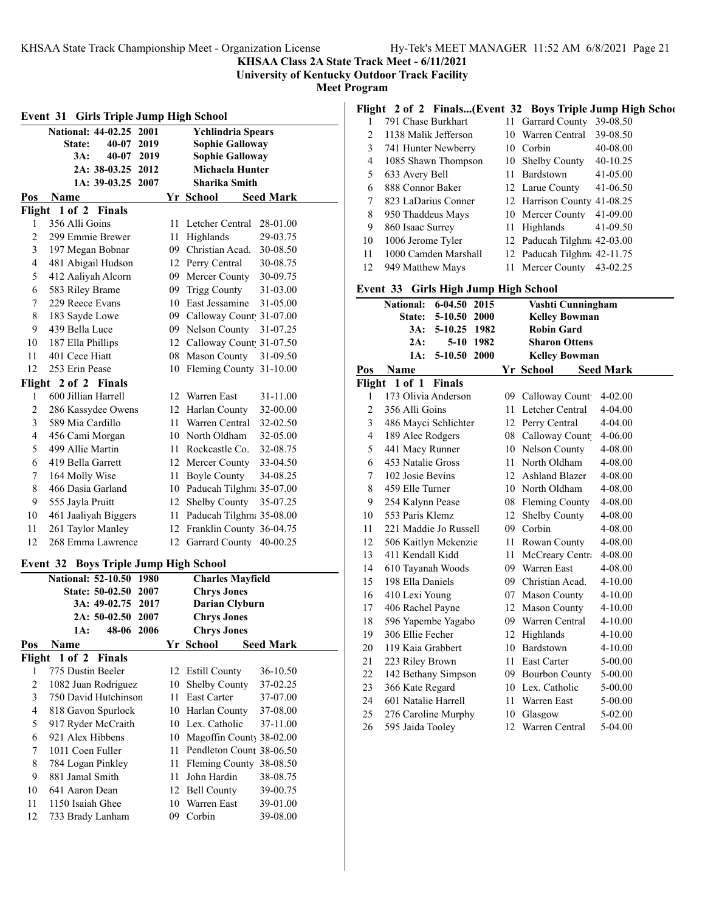# KHSAA Class 2A State Track Meet - 6/11/2021

**University of Kentucky Outdoor Track Facility**

**Meet Program**

## Event 31 Girls Triple Jump High School

| Record | Mark | Year | Holder |
|---|---|---|---|
| National: | 44-02.25 | 2001 | Ychlindria Spears |
| State: | 40-07 | 2019 | Sophie Galloway |
| 3A: | 40-07 | 2019 | Sophie Galloway |
| 2A: | 38-03.25 | 2012 | Michaela Hunter |
| 1A: | 39-03.25 | 2007 | Sharika Smith |

| Pos | Name | Yr | School | Seed Mark |
|---|---|---|---|---|
| **Flight 1 of 2 Finals** | | | | |
| 1 | 356 Alli Goins | 11 | Letcher Central | 28-01.00 |
| 2 | 299 Emmie Brewer | 11 | Highlands | 29-03.75 |
| 3 | 197 Megan Bobnar | 09 | Christian Acad. | 30-08.50 |
| 4 | 481 Abigail Hudson | 12 | Perry Central | 30-08.75 |
| 5 | 412 Aaliyah Alcorn | 09 | Mercer County | 30-09.75 |
| 6 | 583 Riley Brame | 09 | Trigg County | 31-03.00 |
| 7 | 229 Reece Evans | 10 | East Jessamine | 31-05.00 |
| 8 | 183 Sayde Lowe | 09 | Calloway Count | 31-07.00 |
| 9 | 439 Bella Luce | 09 | Nelson County | 31-07.25 |
| 10 | 187 Ella Phillips | 12 | Calloway Count | 31-07.50 |
| 11 | 401 Cece Hiatt | 08 | Mason County | 31-09.50 |
| 12 | 253 Erin Pease | 10 | Fleming County | 31-10.00 |
| **Flight 2 of 2 Finals** | | | | |
| 1 | 600 Jillian Harrell | 12 | Warren East | 31-11.00 |
| 2 | 286 Kassydee Owens | 12 | Harlan County | 32-00.00 |
| 3 | 589 Mia Cardillo | 11 | Warren Central | 32-02.50 |
| 4 | 456 Cami Morgan | 10 | North Oldham | 32-05.00 |
| 5 | 499 Allie Martin | 11 | Rockcastle Co. | 32-08.75 |
| 6 | 419 Bella Garrett | 12 | Mercer County | 33-04.50 |
| 7 | 164 Molly Wise | 11 | Boyle County | 34-08.25 |
| 8 | 466 Dasia Garland | 10 | Paducah Tilghm | 35-07.00 |
| 9 | 555 Jayla Pruitt | 12 | Shelby County | 35-07.25 |
| 10 | 461 Jaaliyah Biggers | 11 | Paducah Tilghm | 35-08.00 |
| 11 | 261 Taylor Manley | 12 | Franklin County | 36-04.75 |
| 12 | 268 Emma Lawrence | 12 | Garrard County | 40-00.25 |

## Event 32 Boys Triple Jump High School

| Record | Mark | Year | Holder |
|---|---|---|---|
| National: | 52-10.50 | 1980 | Charles Mayfield |
| State: | 50-02.50 | 2007 | Chrys Jones |
| 3A: | 49-02.75 | 2017 | Darian Clyburn |
| 2A: | 50-02.50 | 2007 | Chrys Jones |
| 1A: | 48-06 | 2006 | Chrys Jones |

| Pos | Name | Yr | School | Seed Mark |
|---|---|---|---|---|
| **Flight 1 of 2 Finals** | | | | |
| 1 | 775 Dustin Beeler | 12 | Estill County | 36-10.50 |
| 2 | 1082 Juan Rodriguez | 10 | Shelby County | 37-02.25 |
| 3 | 750 David Hutchinson | 11 | East Carter | 37-07.00 |
| 4 | 818 Gavon Spurlock | 10 | Harlan County | 37-08.00 |
| 5 | 917 Ryder McCraith | 10 | Lex. Catholic | 37-11.00 |
| 6 | 921 Alex Hibbens | 10 | Magoffin County | 38-02.00 |
| 7 | 1011 Coen Fuller | 11 | Pendleton Count | 38-06.50 |
| 8 | 784 Logan Pinkley | 11 | Fleming County | 38-08.50 |
| 9 | 881 Jamal Smith | 11 | John Hardin | 38-08.75 |
| 10 | 641 Aaron Dean | 12 | Bell County | 39-00.75 |
| 11 | 1150 Isaiah Ghee | 10 | Warren East | 39-01.00 |
| 12 | 733 Brady Lanham | 09 | Corbin | 39-08.00 |
| **Flight 2 of 2 Finals...(Event 32 Boys Triple Jump High School)** | | | | |
| 1 | 791 Chase Burkhart | 11 | Garrard County | 39-08.50 |
| 2 | 1138 Malik Jefferson | 10 | Warren Central | 39-08.50 |
| 3 | 741 Hunter Newberry | 10 | Corbin | 40-08.00 |
| 4 | 1085 Shawn Thompson | 10 | Shelby County | 40-10.25 |
| 5 | 633 Avery Bell | 11 | Bardstown | 41-05.00 |
| 6 | 888 Connor Baker | 12 | Larue County | 41-06.50 |
| 7 | 823 LaDarius Conner | 12 | Harrison County | 41-08.25 |
| 8 | 950 Thaddeus Mays | 10 | Mercer County | 41-09.00 |
| 9 | 860 Isaac Surrey | 11 | Highlands | 41-09.50 |
| 10 | 1006 Jerome Tyler | 12 | Paducah Tilghm | 42-03.00 |
| 11 | 1000 Camden Marshall | 12 | Paducah Tilghm | 42-11.75 |
| 12 | 949 Matthew Mays | 11 | Mercer County | 43-02.25 |

## Event 33 Girls High Jump High School

| Record | Mark | Year | Holder |
|---|---|---|---|
| National: | 6-04.50 | 2015 | Vashti Cunningham |
| State: | 5-10.50 | 2000 | Kelley Bowman |
| 3A: | 5-10.25 | 1982 | Robin Gard |
| 2A: | 5-10 | 1982 | Sharon Ottens |
| 1A: | 5-10.50 | 2000 | Kelley Bowman |

| Pos | Name | Yr | School | Seed Mark |
|---|---|---|---|---|
| **Flight 1 of 1 Finals** | | | | |
| 1 | 173 Olivia Anderson | 09 | Calloway Count | 4-02.00 |
| 2 | 356 Alli Goins | 11 | Letcher Central | 4-04.00 |
| 3 | 486 Mayci Schlichter | 12 | Perry Central | 4-04.00 |
| 4 | 189 Alec Rodgers | 08 | Calloway Count | 4-06.00 |
| 5 | 441 Macy Runner | 10 | Nelson County | 4-08.00 |
| 6 | 453 Natalie Gross | 11 | North Oldham | 4-08.00 |
| 7 | 102 Josie Bevins | 12 | Ashland Blazer | 4-08.00 |
| 8 | 459 Elle Turner | 10 | North Oldham | 4-08.00 |
| 9 | 254 Kalynn Pease | 08 | Fleming County | 4-08.00 |
| 10 | 553 Paris Klemz | 12 | Shelby County | 4-08.00 |
| 11 | 221 Maddie Jo Russell | 09 | Corbin | 4-08.00 |
| 12 | 506 Kaitlyn Mckenzie | 11 | Rowan County | 4-08.00 |
| 13 | 411 Kendall Kidd | 11 | McCreary Centr | 4-08.00 |
| 14 | 610 Tayanah Woods | 09 | Warren East | 4-08.00 |
| 15 | 198 Ella Daniels | 09 | Christian Acad. | 4-10.00 |
| 16 | 410 Lexi Young | 07 | Mason County | 4-10.00 |
| 17 | 406 Rachel Payne | 12 | Mason County | 4-10.00 |
| 18 | 596 Yapembe Yagabo | 09 | Warren Central | 4-10.00 |
| 19 | 306 Ellie Fecher | 12 | Highlands | 4-10.00 |
| 20 | 119 Kaia Grabbert | 10 | Bardstown | 4-10.00 |
| 21 | 223 Riley Brown | 11 | East Carter | 5-00.00 |
| 22 | 142 Bethany Simpson | 09 | Bourbon County | 5-00.00 |
| 23 | 366 Kate Regard | 10 | Lex. Catholic | 5-00.00 |
| 24 | 601 Natalie Harrell | 11 | Warren East | 5-00.00 |
| 25 | 276 Caroline Murphy | 10 | Glasgow | 5-02.00 |
| 26 | 595 Jaida Tooley | 12 | Warren Central | 5-04.00 |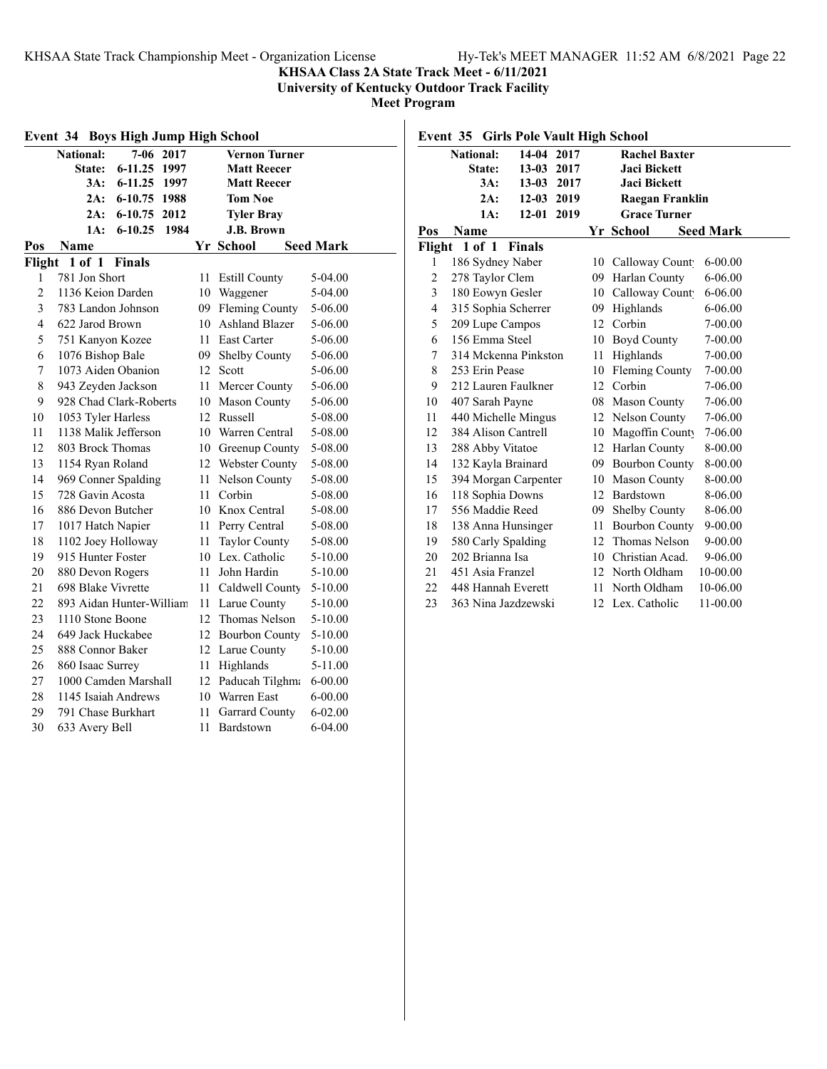**KHSAA Class 2A State Track Meet - 6/11/2021**
**University of Kentucky Outdoor Track Facility**
**Meet Program**

## Event 34 Boys High Jump High School

| Record | Mark | Year | Name |
|---|---|---|---|
| National: | 7-06 | 2017 | Vernon Turner |
| State: | 6-11.25 | 1997 | Matt Reecer |
| 3A: | 6-11.25 | 1997 | Matt Reecer |
| 2A: | 6-10.75 | 1988 | Tom Noe |
| 2A: | 6-10.75 | 2012 | Tyler Bray |
| 1A: | 6-10.25 | 1984 | J.B. Brown |

**Flight 1 of 1 Finals**

| Pos | Name | Yr | School | Seed Mark |
|---|---|---|---|---|
| 1 | 781 Jon Short | 11 | Estill County | 5-04.00 |
| 2 | 1136 Keion Darden | 10 | Waggener | 5-04.00 |
| 3 | 783 Landon Johnson | 09 | Fleming County | 5-06.00 |
| 4 | 622 Jarod Brown | 10 | Ashland Blazer | 5-06.00 |
| 5 | 751 Kanyon Kozee | 11 | East Carter | 5-06.00 |
| 6 | 1076 Bishop Bale | 09 | Shelby County | 5-06.00 |
| 7 | 1073 Aiden Obanion | 12 | Scott | 5-06.00 |
| 8 | 943 Zeyden Jackson | 11 | Mercer County | 5-06.00 |
| 9 | 928 Chad Clark-Roberts | 10 | Mason County | 5-06.00 |
| 10 | 1053 Tyler Harless | 12 | Russell | 5-08.00 |
| 11 | 1138 Malik Jefferson | 10 | Warren Central | 5-08.00 |
| 12 | 803 Brock Thomas | 10 | Greenup County | 5-08.00 |
| 13 | 1154 Ryan Roland | 12 | Webster County | 5-08.00 |
| 14 | 969 Conner Spalding | 11 | Nelson County | 5-08.00 |
| 15 | 728 Gavin Acosta | 11 | Corbin | 5-08.00 |
| 16 | 886 Devon Butcher | 10 | Knox Central | 5-08.00 |
| 17 | 1017 Hatch Napier | 11 | Perry Central | 5-08.00 |
| 18 | 1102 Joey Holloway | 11 | Taylor County | 5-08.00 |
| 19 | 915 Hunter Foster | 10 | Lex. Catholic | 5-10.00 |
| 20 | 880 Devon Rogers | 11 | John Hardin | 5-10.00 |
| 21 | 698 Blake Vivrette | 11 | Caldwell County | 5-10.00 |
| 22 | 893 Aidan Hunter-William | 11 | Larue County | 5-10.00 |
| 23 | 1110 Stone Boone | 12 | Thomas Nelson | 5-10.00 |
| 24 | 649 Jack Huckabee | 12 | Bourbon County | 5-10.00 |
| 25 | 888 Connor Baker | 12 | Larue County | 5-10.00 |
| 26 | 860 Isaac Surrey | 11 | Highlands | 5-11.00 |
| 27 | 1000 Camden Marshall | 12 | Paducah Tilghma | 6-00.00 |
| 28 | 1145 Isaiah Andrews | 10 | Warren East | 6-00.00 |
| 29 | 791 Chase Burkhart | 11 | Garrard County | 6-02.00 |
| 30 | 633 Avery Bell | 11 | Bardstown | 6-04.00 |

## Event 35 Girls Pole Vault High School

| Record | Mark | Year | Name |
|---|---|---|---|
| National: | 14-04 | 2017 | Rachel Baxter |
| State: | 13-03 | 2017 | Jaci Bickett |
| 3A: | 13-03 | 2017 | Jaci Bickett |
| 2A: | 12-03 | 2019 | Raegan Franklin |
| 1A: | 12-01 | 2019 | Grace Turner |

**Flight 1 of 1 Finals**

| Pos | Name | Yr | School | Seed Mark |
|---|---|---|---|---|
| 1 | 186 Sydney Naber | 10 | Calloway County | 6-00.00 |
| 2 | 278 Taylor Clem | 09 | Harlan County | 6-06.00 |
| 3 | 180 Eowyn Gesler | 10 | Calloway County | 6-06.00 |
| 4 | 315 Sophia Scherrer | 09 | Highlands | 6-06.00 |
| 5 | 209 Lupe Campos | 12 | Corbin | 7-00.00 |
| 6 | 156 Emma Steel | 10 | Boyd County | 7-00.00 |
| 7 | 314 Mckenna Pinkston | 11 | Highlands | 7-00.00 |
| 8 | 253 Erin Pease | 10 | Fleming County | 7-00.00 |
| 9 | 212 Lauren Faulkner | 12 | Corbin | 7-06.00 |
| 10 | 407 Sarah Payne | 08 | Mason County | 7-06.00 |
| 11 | 440 Michelle Mingus | 12 | Nelson County | 7-06.00 |
| 12 | 384 Alison Cantrell | 10 | Magoffin County | 7-06.00 |
| 13 | 288 Abby Vitatoe | 12 | Harlan County | 8-00.00 |
| 14 | 132 Kayla Brainard | 09 | Bourbon County | 8-00.00 |
| 15 | 394 Morgan Carpenter | 10 | Mason County | 8-00.00 |
| 16 | 118 Sophia Downs | 12 | Bardstown | 8-06.00 |
| 17 | 556 Maddie Reed | 09 | Shelby County | 8-06.00 |
| 18 | 138 Anna Hunsinger | 11 | Bourbon County | 9-00.00 |
| 19 | 580 Carly Spalding | 12 | Thomas Nelson | 9-00.00 |
| 20 | 202 Brianna Isa | 10 | Christian Acad. | 9-06.00 |
| 21 | 451 Asia Franzel | 12 | North Oldham | 10-00.00 |
| 22 | 448 Hannah Everett | 11 | North Oldham | 10-06.00 |
| 23 | 363 Nina Jazdzewski | 12 | Lex. Catholic | 11-00.00 |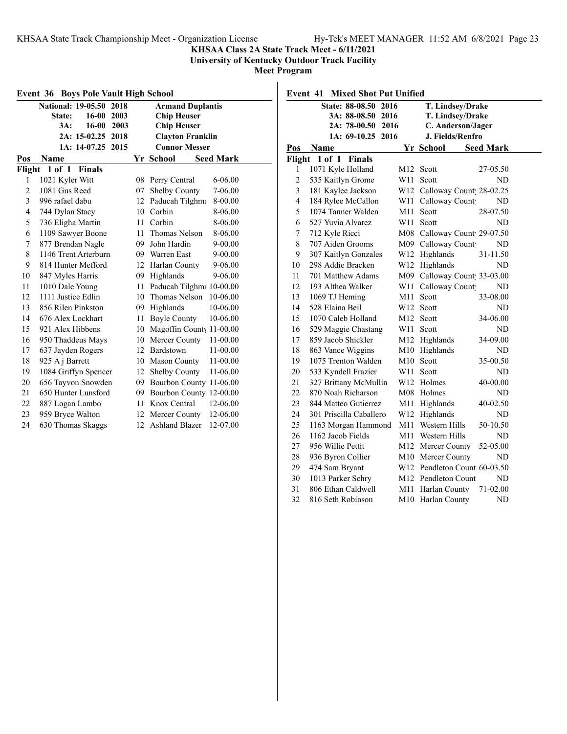**KHSAA Class 2A State Track Meet - 6/11/2021**
**University of Kentucky Outdoor Track Facility**
**Meet Program**

## Event 36 Boys Pole Vault High School

| Record | Mark | Year | Holder |
|---|---|---|---|
| National: | 19-05.50 | 2018 | Armand Duplantis |
| State: | 16-00 | 2003 | Chip Heuser |
| 3A: | 16-00 | 2003 | Chip Heuser |
| 2A: | 15-02.25 | 2018 | Clayton Franklin |
| 1A: | 14-07.25 | 2015 | Connor Messer |

**Flight 1 of 1 Finals**

| Pos | Name | Yr | School | Seed Mark |
|---|---|---|---|---|
| 1 | 1021 Kyler Witt | 08 | Perry Central | 6-06.00 |
| 2 | 1081 Gus Reed | 07 | Shelby County | 7-06.00 |
| 3 | 996 rafael dabu | 12 | Paducah Tilghma | 8-00.00 |
| 4 | 744 Dylan Stacy | 10 | Corbin | 8-06.00 |
| 5 | 736 Eligha Martin | 11 | Corbin | 8-06.00 |
| 6 | 1109 Sawyer Boone | 11 | Thomas Nelson | 8-06.00 |
| 7 | 877 Brendan Nagle | 09 | John Hardin | 9-00.00 |
| 8 | 1146 Trent Arterburn | 09 | Warren East | 9-00.00 |
| 9 | 814 Hunter Mefford | 12 | Harlan County | 9-06.00 |
| 10 | 847 Myles Harris | 09 | Highlands | 9-06.00 |
| 11 | 1010 Dale Young | 11 | Paducah Tilghma | 10-00.00 |
| 12 | 1111 Justice Edlin | 10 | Thomas Nelson | 10-06.00 |
| 13 | 856 Rilen Pinkston | 09 | Highlands | 10-06.00 |
| 14 | 676 Alex Lockhart | 11 | Boyle County | 10-06.00 |
| 15 | 921 Alex Hibbens | 10 | Magoffin County | 11-00.00 |
| 16 | 950 Thaddeus Mays | 10 | Mercer County | 11-00.00 |
| 17 | 637 Jayden Rogers | 12 | Bardstown | 11-00.00 |
| 18 | 925 A j Barrett | 10 | Mason County | 11-00.00 |
| 19 | 1084 Griffyn Spencer | 12 | Shelby County | 11-06.00 |
| 20 | 656 Tayvon Snowden | 09 | Bourbon County | 11-06.00 |
| 21 | 650 Hunter Lunsford | 09 | Bourbon County | 12-00.00 |
| 22 | 887 Logan Lambo | 11 | Knox Central | 12-06.00 |
| 23 | 959 Bryce Walton | 12 | Mercer County | 12-06.00 |
| 24 | 630 Thomas Skaggs | 12 | Ashland Blazer | 12-07.00 |

## Event 41 Mixed Shot Put Unified

| Record | Mark | Year | Holder |
|---|---|---|---|
| State: | 88-08.50 | 2016 | T. Lindsey/Drake |
| 3A: | 88-08.50 | 2016 | T. Lindsey/Drake |
| 2A: | 78-00.50 | 2016 | C. Anderson/Jager |
| 1A: | 69-10.25 | 2016 | J. Fields/Renfro |

**Flight 1 of 1 Finals**

| Pos | Name | Yr | School | Seed Mark |
|---|---|---|---|---|
| 1 | 1071 Kyle Holland | M12 | Scott | 27-05.50 |
| 2 | 535 Kaitlyn Grome | W11 | Scott | ND |
| 3 | 181 Kaylee Jackson | W12 | Calloway Count | 28-02.25 |
| 4 | 184 Rylee McCallon | W11 | Calloway Count | ND |
| 5 | 1074 Tanner Walden | M11 | Scott | 28-07.50 |
| 6 | 527 Yuvia Alvarez | W11 | Scott | ND |
| 7 | 712 Kyle Ricci | M08 | Calloway Count | 29-07.50 |
| 8 | 707 Aiden Grooms | M09 | Calloway Count | ND |
| 9 | 307 Kaitlyn Gonzales | W12 | Highlands | 31-11.50 |
| 10 | 298 Addie Bracken | W12 | Highlands | ND |
| 11 | 701 Matthew Adams | M09 | Calloway Count | 33-03.00 |
| 12 | 193 Althea Walker | W11 | Calloway Count | ND |
| 13 | 1069 TJ Heming | M11 | Scott | 33-08.00 |
| 14 | 528 Elaina Beil | W12 | Scott | ND |
| 15 | 1070 Caleb Holland | M12 | Scott | 34-06.00 |
| 16 | 529 Maggie Chastang | W11 | Scott | ND |
| 17 | 859 Jacob Shickler | M12 | Highlands | 34-09.00 |
| 18 | 863 Vance Wiggins | M10 | Highlands | ND |
| 19 | 1075 Trenton Walden | M10 | Scott | 35-00.50 |
| 20 | 533 Kyndell Frazier | W11 | Scott | ND |
| 21 | 327 Brittany McMullin | W12 | Holmes | 40-00.00 |
| 22 | 870 Noah Richarson | M08 | Holmes | ND |
| 23 | 844 Matteo Gutierrez | M11 | Highlands | 40-02.50 |
| 24 | 301 Priscilla Caballero | W12 | Highlands | ND |
| 25 | 1163 Morgan Hammond | M11 | Western Hills | 50-10.50 |
| 26 | 1162 Jacob Fields | M11 | Western Hills | ND |
| 27 | 956 Willie Pettit | M12 | Mercer County | 52-05.00 |
| 28 | 936 Byron Collier | M10 | Mercer County | ND |
| 29 | 474 Sam Bryant | W12 | Pendleton Count | 60-03.50 |
| 30 | 1013 Parker Schry | M12 | Pendleton Count | ND |
| 31 | 806 Ethan Caldwell | M11 | Harlan County | 71-02.00 |
| 32 | 816 Seth Robinson | M10 | Harlan County | ND |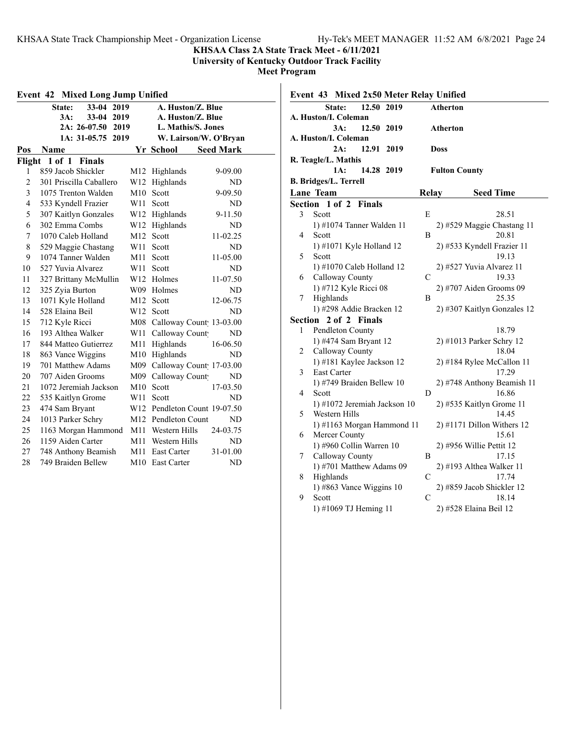**KHSAA Class 2A State Track Meet - 6/11/2021**
**University of Kentucky Outdoor Track Facility**
**Meet Program**

## Event 42 Mixed Long Jump Unified

| | Record | Year | Holder |
|---|---|---|---|
| State: | 33-04 | 2019 | A. Huston/Z. Blue |
| 3A: | 33-04 | 2019 | A. Huston/Z. Blue |
| 2A: | 26-07.50 | 2019 | L. Mathis/S. Jones |
| 1A: | 31-05.75 | 2019 | W. Lairson/W. O'Bryan |

**Flight 1 of 1 Finals**

| Pos | Name | Yr | School | Seed Mark |
|---|---|---|---|---|
| 1 | 859 Jacob Shickler | M12 | Highlands | 9-09.00 |
| 2 | 301 Priscilla Caballero | W12 | Highlands | ND |
| 3 | 1075 Trenton Walden | M10 | Scott | 9-09.50 |
| 4 | 533 Kyndell Frazier | W11 | Scott | ND |
| 5 | 307 Kaitlyn Gonzales | W12 | Highlands | 9-11.50 |
| 6 | 302 Emma Combs | W12 | Highlands | ND |
| 7 | 1070 Caleb Holland | M12 | Scott | 11-02.25 |
| 8 | 529 Maggie Chastang | W11 | Scott | ND |
| 9 | 1074 Tanner Walden | M11 | Scott | 11-05.00 |
| 10 | 527 Yuvia Alvarez | W11 | Scott | ND |
| 11 | 327 Brittany McMullin | W12 | Holmes | 11-07.50 |
| 12 | 325 Zyia Burton | W09 | Holmes | ND |
| 13 | 1071 Kyle Holland | M12 | Scott | 12-06.75 |
| 14 | 528 Elaina Beil | W12 | Scott | ND |
| 15 | 712 Kyle Ricci | M08 | Calloway County | 13-03.00 |
| 16 | 193 Althea Walker | W11 | Calloway County | ND |
| 17 | 844 Matteo Gutierrez | M11 | Highlands | 16-06.50 |
| 18 | 863 Vance Wiggins | M10 | Highlands | ND |
| 19 | 701 Matthew Adams | M09 | Calloway County | 17-03.00 |
| 20 | 707 Aiden Grooms | M09 | Calloway County | ND |
| 21 | 1072 Jeremiah Jackson | M10 | Scott | 17-03.50 |
| 22 | 535 Kaitlyn Grome | W11 | Scott | ND |
| 23 | 474 Sam Bryant | W12 | Pendleton County | 19-07.50 |
| 24 | 1013 Parker Schry | M12 | Pendleton County | ND |
| 25 | 1163 Morgan Hammond | M11 | Western Hills | 24-03.75 |
| 26 | 1159 Aiden Carter | M11 | Western Hills | ND |
| 27 | 748 Anthony Beamish | M11 | East Carter | 31-01.00 |
| 28 | 749 Braiden Bellew | M10 | East Carter | ND |

## Event 43 Mixed 2x50 Meter Relay Unified

| | Record | Year | Holder |
|---|---|---|---|
| State: | 12.50 | 2019 | Atherton — A. Huston/I. Coleman |
| 3A: | 12.50 | 2019 | Atherton — A. Huston/I. Coleman |
| 2A: | 12.91 | 2019 | Doss — R. Teagle/L. Mathis |
| 1A: | 14.28 | 2019 | Fulton County — B. Bridges/L. Terrell |

**Section 1 of 2 Finals**

| Lane | Team | Relay | Seed Time | Runner 1 | Runner 2 |
|---|---|---|---|---|---|
| 3 | Scott | E | 28.51 | 1) #1074 Tanner Walden 11 | 2) #529 Maggie Chastang 11 |
| 4 | Scott | B | 20.81 | 1) #1071 Kyle Holland 12 | 2) #533 Kyndell Frazier 11 |
| 5 | Scott | | 19.13 | 1) #1070 Caleb Holland 12 | 2) #527 Yuvia Alvarez 11 |
| 6 | Calloway County | C | 19.33 | 1) #712 Kyle Ricci 08 | 2) #707 Aiden Grooms 09 |
| 7 | Highlands | B | 25.35 | 1) #298 Addie Bracken 12 | 2) #307 Kaitlyn Gonzales 12 |

**Section 2 of 2 Finals**

| Lane | Team | Relay | Seed Time | Runner 1 | Runner 2 |
|---|---|---|---|---|---|
| 1 | Pendleton County | | 18.79 | 1) #474 Sam Bryant 12 | 2) #1013 Parker Schry 12 |
| 2 | Calloway County | | 18.04 | 1) #181 Kaylee Jackson 12 | 2) #184 Rylee McCallon 11 |
| 3 | East Carter | | 17.29 | 1) #749 Braiden Bellew 10 | 2) #748 Anthony Beamish 11 |
| 4 | Scott | D | 16.86 | 1) #1072 Jeremiah Jackson 10 | 2) #535 Kaitlyn Grome 11 |
| 5 | Western Hills | | 14.45 | 1) #1163 Morgan Hammond 11 | 2) #1171 Dillon Withers 12 |
| 6 | Mercer County | | 15.61 | 1) #960 Collin Warren 10 | 2) #956 Willie Pettit 12 |
| 7 | Calloway County | B | 17.15 | 1) #701 Matthew Adams 09 | 2) #193 Althea Walker 11 |
| 8 | Highlands | C | 17.74 | 1) #863 Vance Wiggins 10 | 2) #859 Jacob Shickler 12 |
| 9 | Scott | C | 18.14 | 1) #1069 TJ Heming 11 | 2) #528 Elaina Beil 12 |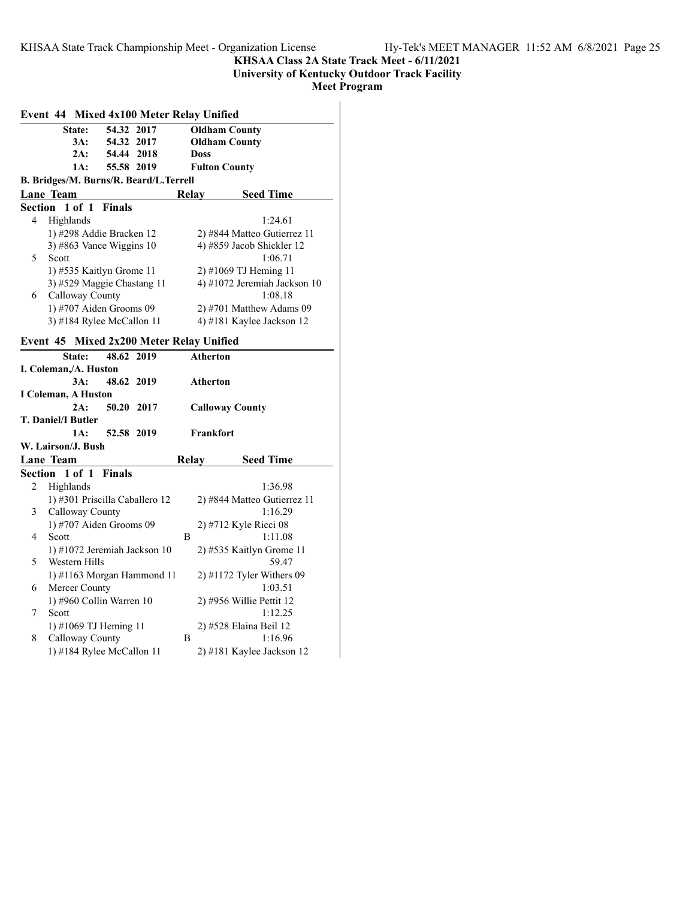**KHSAA Class 2A State Track Meet - 6/11/2021**
**University of Kentucky Outdoor Track Facility**
**Meet Program**

### Event 44 Mixed 4x100 Meter Relay Unified

| | | | |
|---|---|---|---|
| State: | 54.32 | 2017 | Oldham County |
| 3A: | 54.32 | 2017 | Oldham County |
| 2A: | 54.44 | 2018 | Doss |
| 1A: | 55.58 | 2019 | Fulton County |

B. Bridges/M. Burns/R. Beard/L.Terrell

| Lane | Team | Relay | Seed Time |
|---|---|---|---|
| **Section 1 of 1 Finals** | | | |
| 4 | Highlands | | 1:24.61 |
| | 1) #298 Addie Bracken 12 | 2) #844 Matteo Gutierrez 11 | |
| | 3) #863 Vance Wiggins 10 | 4) #859 Jacob Shickler 12 | |
| 5 | Scott | | 1:06.71 |
| | 1) #535 Kaitlyn Grome 11 | 2) #1069 TJ Heming 11 | |
| | 3) #529 Maggie Chastang 11 | 4) #1072 Jeremiah Jackson 10 | |
| 6 | Calloway County | | 1:08.18 |
| | 1) #707 Aiden Grooms 09 | 2) #701 Matthew Adams 09 | |
| | 3) #184 Rylee McCallon 11 | 4) #181 Kaylee Jackson 12 | |

### Event 45 Mixed 2x200 Meter Relay Unified

| | | | |
|---|---|---|---|
| State: | 48.62 | 2019 | Atherton |

I. Coleman,/A. Huston

| | | | |
|---|---|---|---|
| 3A: | 48.62 | 2019 | Atherton |

I Coleman, A Huston

| | | | |
|---|---|---|---|
| 2A: | 50.20 | 2017 | Calloway County |

T. Daniel/I Butler

| | | | |
|---|---|---|---|
| 1A: | 52.58 | 2019 | Frankfort |

W. Lairson/J. Bush

| Lane | Team | Relay | Seed Time |
|---|---|---|---|
| **Section 1 of 1 Finals** | | | |
| 2 | Highlands | | 1:36.98 |
| | 1) #301 Priscilla Caballero 12 | 2) #844 Matteo Gutierrez 11 | |
| 3 | Calloway County | | 1:16.29 |
| | 1) #707 Aiden Grooms 09 | 2) #712 Kyle Ricci 08 | |
| 4 | Scott | B | 1:11.08 |
| | 1) #1072 Jeremiah Jackson 10 | 2) #535 Kaitlyn Grome 11 | |
| 5 | Western Hills | | 59.47 |
| | 1) #1163 Morgan Hammond 11 | 2) #1172 Tyler Withers 09 | |
| 6 | Mercer County | | 1:03.51 |
| | 1) #960 Collin Warren 10 | 2) #956 Willie Pettit 12 | |
| 7 | Scott | | 1:12.25 |
| | 1) #1069 TJ Heming 11 | 2) #528 Elaina Beil 12 | |
| 8 | Calloway County | B | 1:16.96 |
| | 1) #184 Rylee McCallon 11 | 2) #181 Kaylee Jackson 12 | |